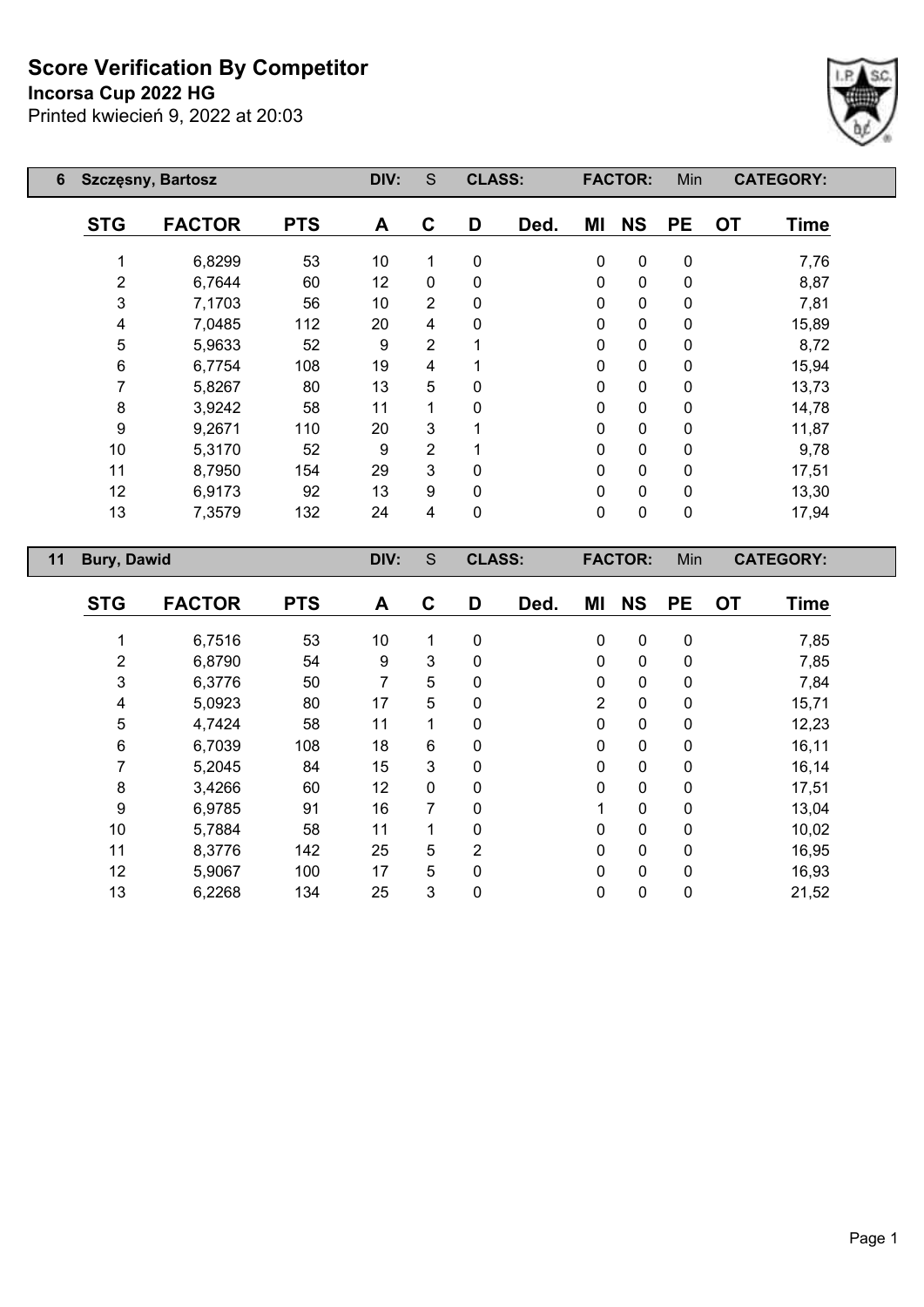# Score Verification By Competitor

**Incorsa Cup 2022 HG**

Printed kwiecień 9, 2022 at 20:03

| 6 | Szczęsny, Bartosz | | DIV: | S | CLASS: | | FACTOR: | Min | | CATEGORY: | |
|---|---|---|---|---|---|---|---|---|---|---|---|

| STG | FACTOR | PTS | A | C | D | Ded. | MI | NS | PE | OT | Time |
|---|---|---|---|---|---|---|---|---|---|---|---|
| 1 | 6,8299 | 53 | 10 | 1 | 0 | | 0 | 0 | 0 | | 7,76 |
| 2 | 6,7644 | 60 | 12 | 0 | 0 | | 0 | 0 | 0 | | 8,87 |
| 3 | 7,1703 | 56 | 10 | 2 | 0 | | 0 | 0 | 0 | | 7,81 |
| 4 | 7,0485 | 112 | 20 | 4 | 0 | | 0 | 0 | 0 | | 15,89 |
| 5 | 5,9633 | 52 | 9 | 2 | 1 | | 0 | 0 | 0 | | 8,72 |
| 6 | 6,7754 | 108 | 19 | 4 | 1 | | 0 | 0 | 0 | | 15,94 |
| 7 | 5,8267 | 80 | 13 | 5 | 0 | | 0 | 0 | 0 | | 13,73 |
| 8 | 3,9242 | 58 | 11 | 1 | 0 | | 0 | 0 | 0 | | 14,78 |
| 9 | 9,2671 | 110 | 20 | 3 | 1 | | 0 | 0 | 0 | | 11,87 |
| 10 | 5,3170 | 52 | 9 | 2 | 1 | | 0 | 0 | 0 | | 9,78 |
| 11 | 8,7950 | 154 | 29 | 3 | 0 | | 0 | 0 | 0 | | 17,51 |
| 12 | 6,9173 | 92 | 13 | 9 | 0 | | 0 | 0 | 0 | | 13,30 |
| 13 | 7,3579 | 132 | 24 | 4 | 0 | | 0 | 0 | 0 | | 17,94 |

| 11 | Bury, Dawid | | DIV: | S | CLASS: | | FACTOR: | Min | | CATEGORY: | |
|---|---|---|---|---|---|---|---|---|---|---|---|

| STG | FACTOR | PTS | A | C | D | Ded. | MI | NS | PE | OT | Time |
|---|---|---|---|---|---|---|---|---|---|---|---|
| 1 | 6,7516 | 53 | 10 | 1 | 0 | | 0 | 0 | 0 | | 7,85 |
| 2 | 6,8790 | 54 | 9 | 3 | 0 | | 0 | 0 | 0 | | 7,85 |
| 3 | 6,3776 | 50 | 7 | 5 | 0 | | 0 | 0 | 0 | | 7,84 |
| 4 | 5,0923 | 80 | 17 | 5 | 0 | | 2 | 0 | 0 | | 15,71 |
| 5 | 4,7424 | 58 | 11 | 1 | 0 | | 0 | 0 | 0 | | 12,23 |
| 6 | 6,7039 | 108 | 18 | 6 | 0 | | 0 | 0 | 0 | | 16,11 |
| 7 | 5,2045 | 84 | 15 | 3 | 0 | | 0 | 0 | 0 | | 16,14 |
| 8 | 3,4266 | 60 | 12 | 0 | 0 | | 0 | 0 | 0 | | 17,51 |
| 9 | 6,9785 | 91 | 16 | 7 | 0 | | 1 | 0 | 0 | | 13,04 |
| 10 | 5,7884 | 58 | 11 | 1 | 0 | | 0 | 0 | 0 | | 10,02 |
| 11 | 8,3776 | 142 | 25 | 5 | 2 | | 0 | 0 | 0 | | 16,95 |
| 12 | 5,9067 | 100 | 17 | 5 | 0 | | 0 | 0 | 0 | | 16,93 |
| 13 | 6,2268 | 134 | 25 | 3 | 0 | | 0 | 0 | 0 | | 21,52 |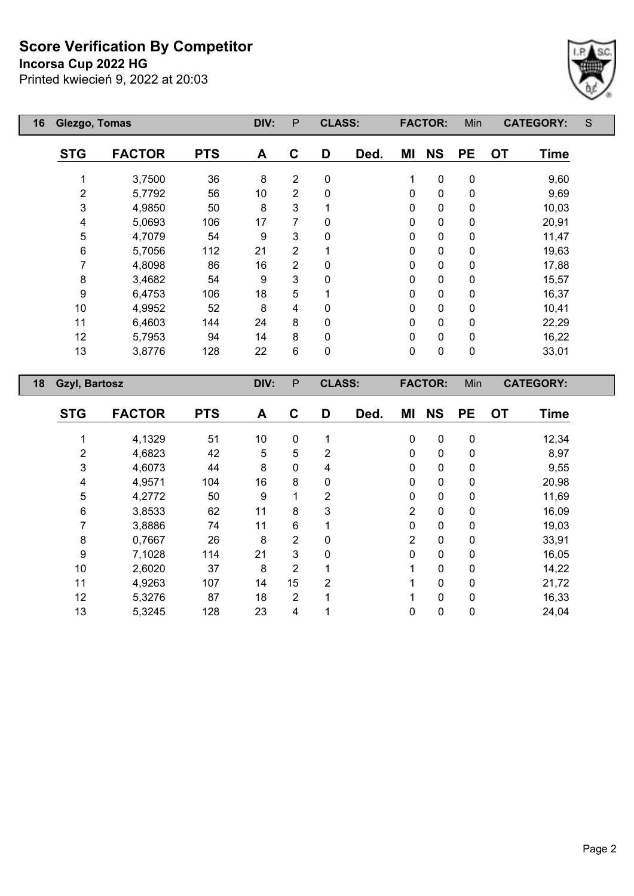# Score Verification By Competitor

**Incorsa Cup 2022 HG**

Printed kwiecień 9, 2022 at 20:03

| 16 | Glezgo, Tomas | | DIV: | P | CLASS: | | FACTOR: | Min | | CATEGORY: | S |
|---|---|---|---|---|---|---|---|---|---|---|---|

| STG | FACTOR | PTS | A | C | D | Ded. | MI | NS | PE | OT | Time |
|---|---|---|---|---|---|---|---|---|---|---|---|
| 1 | 3,7500 | 36 | 8 | 2 | 0 | | 1 | 0 | 0 | | 9,60 |
| 2 | 5,7792 | 56 | 10 | 2 | 0 | | 0 | 0 | 0 | | 9,69 |
| 3 | 4,9850 | 50 | 8 | 3 | 1 | | 0 | 0 | 0 | | 10,03 |
| 4 | 5,0693 | 106 | 17 | 7 | 0 | | 0 | 0 | 0 | | 20,91 |
| 5 | 4,7079 | 54 | 9 | 3 | 0 | | 0 | 0 | 0 | | 11,47 |
| 6 | 5,7056 | 112 | 21 | 2 | 1 | | 0 | 0 | 0 | | 19,63 |
| 7 | 4,8098 | 86 | 16 | 2 | 0 | | 0 | 0 | 0 | | 17,88 |
| 8 | 3,4682 | 54 | 9 | 3 | 0 | | 0 | 0 | 0 | | 15,57 |
| 9 | 6,4753 | 106 | 18 | 5 | 1 | | 0 | 0 | 0 | | 16,37 |
| 10 | 4,9952 | 52 | 8 | 4 | 0 | | 0 | 0 | 0 | | 10,41 |
| 11 | 6,4603 | 144 | 24 | 8 | 0 | | 0 | 0 | 0 | | 22,29 |
| 12 | 5,7953 | 94 | 14 | 8 | 0 | | 0 | 0 | 0 | | 16,22 |
| 13 | 3,8776 | 128 | 22 | 6 | 0 | | 0 | 0 | 0 | | 33,01 |

| 18 | Gzyl, Bartosz | | DIV: | P | CLASS: | | FACTOR: | Min | | CATEGORY: | |
|---|---|---|---|---|---|---|---|---|---|---|---|

| STG | FACTOR | PTS | A | C | D | Ded. | MI | NS | PE | OT | Time |
|---|---|---|---|---|---|---|---|---|---|---|---|
| 1 | 4,1329 | 51 | 10 | 0 | 1 | | 0 | 0 | 0 | | 12,34 |
| 2 | 4,6823 | 42 | 5 | 5 | 2 | | 0 | 0 | 0 | | 8,97 |
| 3 | 4,6073 | 44 | 8 | 0 | 4 | | 0 | 0 | 0 | | 9,55 |
| 4 | 4,9571 | 104 | 16 | 8 | 0 | | 0 | 0 | 0 | | 20,98 |
| 5 | 4,2772 | 50 | 9 | 1 | 2 | | 0 | 0 | 0 | | 11,69 |
| 6 | 3,8533 | 62 | 11 | 8 | 3 | | 2 | 0 | 0 | | 16,09 |
| 7 | 3,8886 | 74 | 11 | 6 | 1 | | 0 | 0 | 0 | | 19,03 |
| 8 | 0,7667 | 26 | 8 | 2 | 0 | | 2 | 0 | 0 | | 33,91 |
| 9 | 7,1028 | 114 | 21 | 3 | 0 | | 0 | 0 | 0 | | 16,05 |
| 10 | 2,6020 | 37 | 8 | 2 | 1 | | 1 | 0 | 0 | | 14,22 |
| 11 | 4,9263 | 107 | 14 | 15 | 2 | | 1 | 0 | 0 | | 21,72 |
| 12 | 5,3276 | 87 | 18 | 2 | 1 | | 1 | 0 | 0 | | 16,33 |
| 13 | 5,3245 | 128 | 23 | 4 | 1 | | 0 | 0 | 0 | | 24,04 |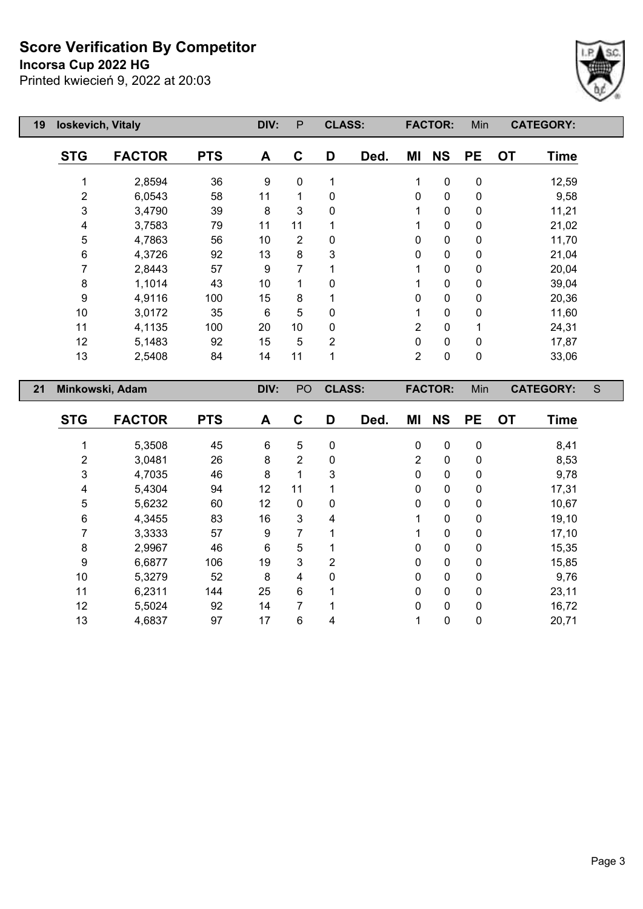# Score Verification By Competitor

**Incorsa Cup 2022 HG**

Printed kwiecień 9, 2022 at 20:03

| 19 | Ioskevich, Vitaly | | DIV: | P | CLASS: | | FACTOR: | | Min | CATEGORY: | |
|---|---|---|---|---|---|---|---|---|---|---|---|

| STG | FACTOR | PTS | A | C | D | Ded. | MI | NS | PE | OT | Time |
|---|---|---|---|---|---|---|---|---|---|---|---|
| 1 | 2,8594 | 36 | 9 | 0 | 1 | | 1 | 0 | 0 | | 12,59 |
| 2 | 6,0543 | 58 | 11 | 1 | 0 | | 0 | 0 | 0 | | 9,58 |
| 3 | 3,4790 | 39 | 8 | 3 | 0 | | 1 | 0 | 0 | | 11,21 |
| 4 | 3,7583 | 79 | 11 | 11 | 1 | | 1 | 0 | 0 | | 21,02 |
| 5 | 4,7863 | 56 | 10 | 2 | 0 | | 0 | 0 | 0 | | 11,70 |
| 6 | 4,3726 | 92 | 13 | 8 | 3 | | 0 | 0 | 0 | | 21,04 |
| 7 | 2,8443 | 57 | 9 | 7 | 1 | | 1 | 0 | 0 | | 20,04 |
| 8 | 1,1014 | 43 | 10 | 1 | 0 | | 1 | 0 | 0 | | 39,04 |
| 9 | 4,9116 | 100 | 15 | 8 | 1 | | 0 | 0 | 0 | | 20,36 |
| 10 | 3,0172 | 35 | 6 | 5 | 0 | | 1 | 0 | 0 | | 11,60 |
| 11 | 4,1135 | 100 | 20 | 10 | 0 | | 2 | 0 | 1 | | 24,31 |
| 12 | 5,1483 | 92 | 15 | 5 | 2 | | 0 | 0 | 0 | | 17,87 |
| 13 | 2,5408 | 84 | 14 | 11 | 1 | | 2 | 0 | 0 | | 33,06 |

| 21 | Minkowski, Adam | | DIV: | PO | CLASS: | | FACTOR: | | Min | CATEGORY: | S |
|---|---|---|---|---|---|---|---|---|---|---|---|

| STG | FACTOR | PTS | A | C | D | Ded. | MI | NS | PE | OT | Time |
|---|---|---|---|---|---|---|---|---|---|---|---|
| 1 | 5,3508 | 45 | 6 | 5 | 0 | | 0 | 0 | 0 | | 8,41 |
| 2 | 3,0481 | 26 | 8 | 2 | 0 | | 2 | 0 | 0 | | 8,53 |
| 3 | 4,7035 | 46 | 8 | 1 | 3 | | 0 | 0 | 0 | | 9,78 |
| 4 | 5,4304 | 94 | 12 | 11 | 1 | | 0 | 0 | 0 | | 17,31 |
| 5 | 5,6232 | 60 | 12 | 0 | 0 | | 0 | 0 | 0 | | 10,67 |
| 6 | 4,3455 | 83 | 16 | 3 | 4 | | 1 | 0 | 0 | | 19,10 |
| 7 | 3,3333 | 57 | 9 | 7 | 1 | | 1 | 0 | 0 | | 17,10 |
| 8 | 2,9967 | 46 | 6 | 5 | 1 | | 0 | 0 | 0 | | 15,35 |
| 9 | 6,6877 | 106 | 19 | 3 | 2 | | 0 | 0 | 0 | | 15,85 |
| 10 | 5,3279 | 52 | 8 | 4 | 0 | | 0 | 0 | 0 | | 9,76 |
| 11 | 6,2311 | 144 | 25 | 6 | 1 | | 0 | 0 | 0 | | 23,11 |
| 12 | 5,5024 | 92 | 14 | 7 | 1 | | 0 | 0 | 0 | | 16,72 |
| 13 | 4,6837 | 97 | 17 | 6 | 4 | | 1 | 0 | 0 | | 20,71 |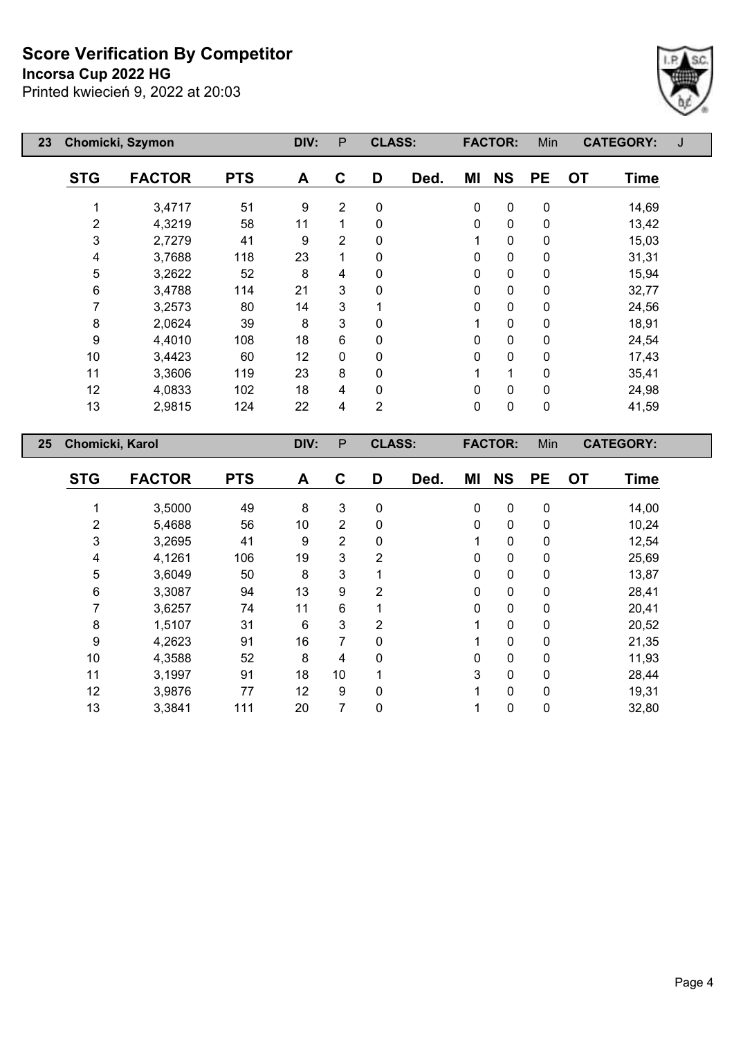# Score Verification By Competitor

**Incorsa Cup 2022 HG**

Printed kwiecień 9, 2022 at 20:03

| 23 | Chomicki, Szymon | | DIV: | P | CLASS: | | FACTOR: | | Min | CATEGORY: | J |
|---|---|---|---|---|---|---|---|---|---|---|---|

| STG | FACTOR | PTS | A | C | D | Ded. | MI | NS | PE | OT | Time |
|---|---|---|---|---|---|---|---|---|---|---|---|
| 1 | 3,4717 | 51 | 9 | 2 | 0 | | 0 | 0 | 0 | | 14,69 |
| 2 | 4,3219 | 58 | 11 | 1 | 0 | | 0 | 0 | 0 | | 13,42 |
| 3 | 2,7279 | 41 | 9 | 2 | 0 | | 1 | 0 | 0 | | 15,03 |
| 4 | 3,7688 | 118 | 23 | 1 | 0 | | 0 | 0 | 0 | | 31,31 |
| 5 | 3,2622 | 52 | 8 | 4 | 0 | | 0 | 0 | 0 | | 15,94 |
| 6 | 3,4788 | 114 | 21 | 3 | 0 | | 0 | 0 | 0 | | 32,77 |
| 7 | 3,2573 | 80 | 14 | 3 | 1 | | 0 | 0 | 0 | | 24,56 |
| 8 | 2,0624 | 39 | 8 | 3 | 0 | | 1 | 0 | 0 | | 18,91 |
| 9 | 4,4010 | 108 | 18 | 6 | 0 | | 0 | 0 | 0 | | 24,54 |
| 10 | 3,4423 | 60 | 12 | 0 | 0 | | 0 | 0 | 0 | | 17,43 |
| 11 | 3,3606 | 119 | 23 | 8 | 0 | | 1 | 1 | 0 | | 35,41 |
| 12 | 4,0833 | 102 | 18 | 4 | 0 | | 0 | 0 | 0 | | 24,98 |
| 13 | 2,9815 | 124 | 22 | 4 | 2 | | 0 | 0 | 0 | | 41,59 |

| 25 | Chomicki, Karol | | DIV: | P | CLASS: | | FACTOR: | | Min | CATEGORY: | |
|---|---|---|---|---|---|---|---|---|---|---|---|

| STG | FACTOR | PTS | A | C | D | Ded. | MI | NS | PE | OT | Time |
|---|---|---|---|---|---|---|---|---|---|---|---|
| 1 | 3,5000 | 49 | 8 | 3 | 0 | | 0 | 0 | 0 | | 14,00 |
| 2 | 5,4688 | 56 | 10 | 2 | 0 | | 0 | 0 | 0 | | 10,24 |
| 3 | 3,2695 | 41 | 9 | 2 | 0 | | 1 | 0 | 0 | | 12,54 |
| 4 | 4,1261 | 106 | 19 | 3 | 2 | | 0 | 0 | 0 | | 25,69 |
| 5 | 3,6049 | 50 | 8 | 3 | 1 | | 0 | 0 | 0 | | 13,87 |
| 6 | 3,3087 | 94 | 13 | 9 | 2 | | 0 | 0 | 0 | | 28,41 |
| 7 | 3,6257 | 74 | 11 | 6 | 1 | | 0 | 0 | 0 | | 20,41 |
| 8 | 1,5107 | 31 | 6 | 3 | 2 | | 1 | 0 | 0 | | 20,52 |
| 9 | 4,2623 | 91 | 16 | 7 | 0 | | 1 | 0 | 0 | | 21,35 |
| 10 | 4,3588 | 52 | 8 | 4 | 0 | | 0 | 0 | 0 | | 11,93 |
| 11 | 3,1997 | 91 | 18 | 10 | 1 | | 3 | 0 | 0 | | 28,44 |
| 12 | 3,9876 | 77 | 12 | 9 | 0 | | 1 | 0 | 0 | | 19,31 |
| 13 | 3,3841 | 111 | 20 | 7 | 0 | | 1 | 0 | 0 | | 32,80 |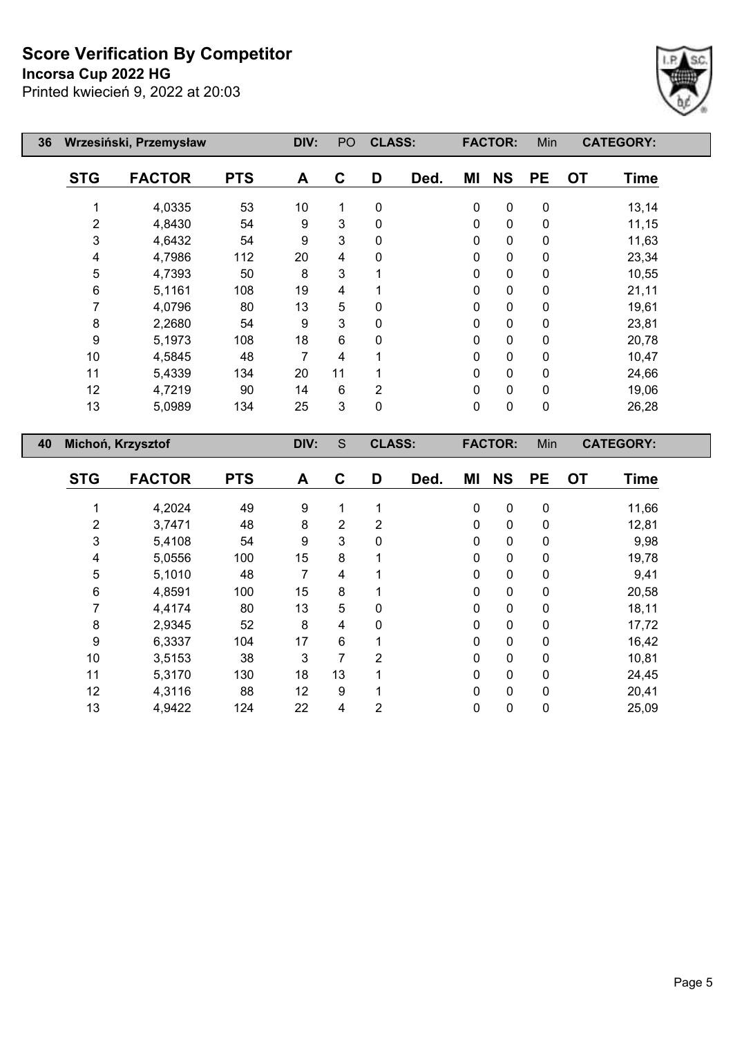# Score Verification By Competitor

**Incorsa Cup 2022 HG**

Printed kwiecień 9, 2022 at 20:03

| 36 | Wrzesiński, Przemysław | | DIV: | PO | CLASS: | | FACTOR: | Min | | CATEGORY: | |
|---|---|---|---|---|---|---|---|---|---|---|---|

| STG | FACTOR | PTS | A | C | D | Ded. | MI | NS | PE | OT | Time |
|---|---|---|---|---|---|---|---|---|---|---|---|
| 1 | 4,0335 | 53 | 10 | 1 | 0 | | 0 | 0 | 0 | | 13,14 |
| 2 | 4,8430 | 54 | 9 | 3 | 0 | | 0 | 0 | 0 | | 11,15 |
| 3 | 4,6432 | 54 | 9 | 3 | 0 | | 0 | 0 | 0 | | 11,63 |
| 4 | 4,7986 | 112 | 20 | 4 | 0 | | 0 | 0 | 0 | | 23,34 |
| 5 | 4,7393 | 50 | 8 | 3 | 1 | | 0 | 0 | 0 | | 10,55 |
| 6 | 5,1161 | 108 | 19 | 4 | 1 | | 0 | 0 | 0 | | 21,11 |
| 7 | 4,0796 | 80 | 13 | 5 | 0 | | 0 | 0 | 0 | | 19,61 |
| 8 | 2,2680 | 54 | 9 | 3 | 0 | | 0 | 0 | 0 | | 23,81 |
| 9 | 5,1973 | 108 | 18 | 6 | 0 | | 0 | 0 | 0 | | 20,78 |
| 10 | 4,5845 | 48 | 7 | 4 | 1 | | 0 | 0 | 0 | | 10,47 |
| 11 | 5,4339 | 134 | 20 | 11 | 1 | | 0 | 0 | 0 | | 24,66 |
| 12 | 4,7219 | 90 | 14 | 6 | 2 | | 0 | 0 | 0 | | 19,06 |
| 13 | 5,0989 | 134 | 25 | 3 | 0 | | 0 | 0 | 0 | | 26,28 |

| 40 | Michoń, Krzysztof | | DIV: | S | CLASS: | | FACTOR: | Min | | CATEGORY: | |
|---|---|---|---|---|---|---|---|---|---|---|---|

| STG | FACTOR | PTS | A | C | D | Ded. | MI | NS | PE | OT | Time |
|---|---|---|---|---|---|---|---|---|---|---|---|
| 1 | 4,2024 | 49 | 9 | 1 | 1 | | 0 | 0 | 0 | | 11,66 |
| 2 | 3,7471 | 48 | 8 | 2 | 2 | | 0 | 0 | 0 | | 12,81 |
| 3 | 5,4108 | 54 | 9 | 3 | 0 | | 0 | 0 | 0 | | 9,98 |
| 4 | 5,0556 | 100 | 15 | 8 | 1 | | 0 | 0 | 0 | | 19,78 |
| 5 | 5,1010 | 48 | 7 | 4 | 1 | | 0 | 0 | 0 | | 9,41 |
| 6 | 4,8591 | 100 | 15 | 8 | 1 | | 0 | 0 | 0 | | 20,58 |
| 7 | 4,4174 | 80 | 13 | 5 | 0 | | 0 | 0 | 0 | | 18,11 |
| 8 | 2,9345 | 52 | 8 | 4 | 0 | | 0 | 0 | 0 | | 17,72 |
| 9 | 6,3337 | 104 | 17 | 6 | 1 | | 0 | 0 | 0 | | 16,42 |
| 10 | 3,5153 | 38 | 3 | 7 | 2 | | 0 | 0 | 0 | | 10,81 |
| 11 | 5,3170 | 130 | 18 | 13 | 1 | | 0 | 0 | 0 | | 24,45 |
| 12 | 4,3116 | 88 | 12 | 9 | 1 | | 0 | 0 | 0 | | 20,41 |
| 13 | 4,9422 | 124 | 22 | 4 | 2 | | 0 | 0 | 0 | | 25,09 |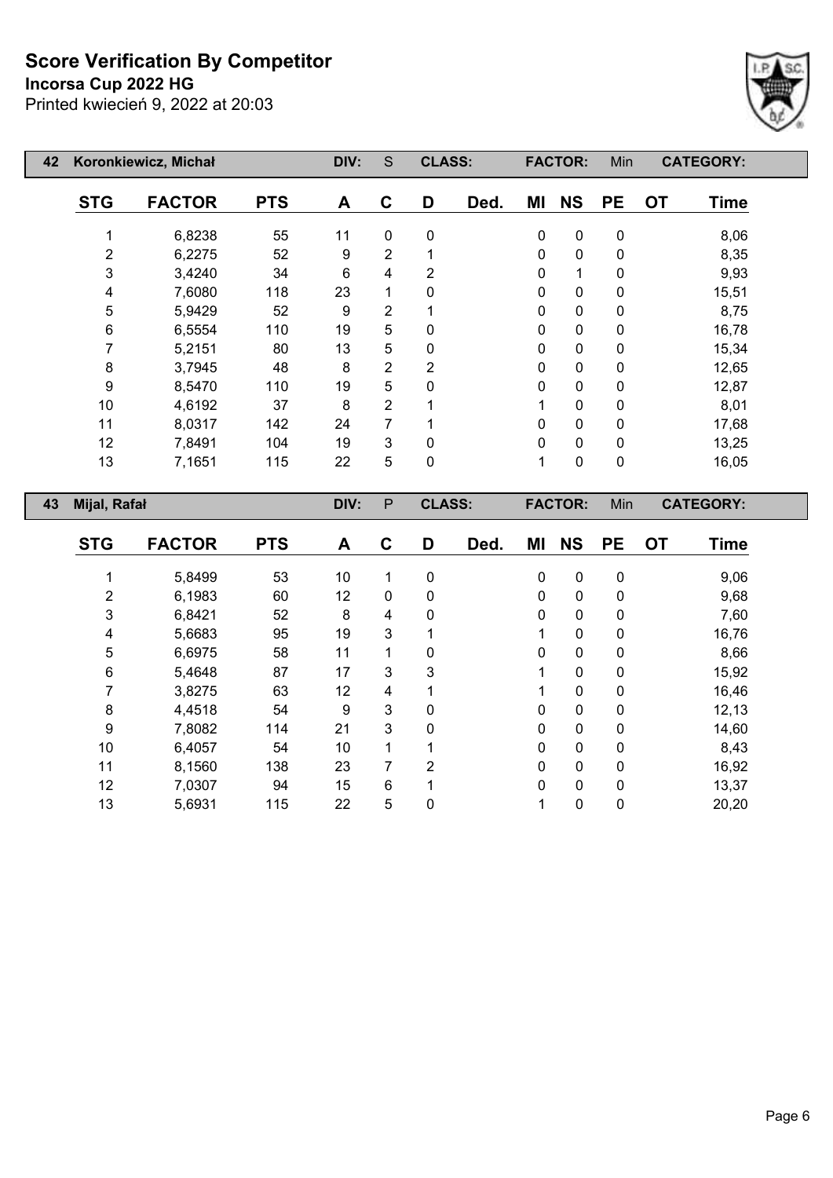# Score Verification By Competitor

**Incorsa Cup 2022 HG**

Printed kwiecień 9, 2022 at 20:03

| 42 | Koronkiewicz, Michał | | DIV: | S | CLASS: | | FACTOR: | | Min | CATEGORY: | |
|---|---|---|---|---|---|---|---|---|---|---|---|
| **STG** | **FACTOR** | **PTS** | **A** | **C** | **D** | **Ded.** | **MI** | **NS** | **PE** | **OT** | **Time** |
| 1 | 6,8238 | 55 | 11 | 0 | 0 | | 0 | 0 | 0 | | 8,06 |
| 2 | 6,2275 | 52 | 9 | 2 | 1 | | 0 | 0 | 0 | | 8,35 |
| 3 | 3,4240 | 34 | 6 | 4 | 2 | | 0 | 1 | 0 | | 9,93 |
| 4 | 7,6080 | 118 | 23 | 1 | 0 | | 0 | 0 | 0 | | 15,51 |
| 5 | 5,9429 | 52 | 9 | 2 | 1 | | 0 | 0 | 0 | | 8,75 |
| 6 | 6,5554 | 110 | 19 | 5 | 0 | | 0 | 0 | 0 | | 16,78 |
| 7 | 5,2151 | 80 | 13 | 5 | 0 | | 0 | 0 | 0 | | 15,34 |
| 8 | 3,7945 | 48 | 8 | 2 | 2 | | 0 | 0 | 0 | | 12,65 |
| 9 | 8,5470 | 110 | 19 | 5 | 0 | | 0 | 0 | 0 | | 12,87 |
| 10 | 4,6192 | 37 | 8 | 2 | 1 | | 1 | 0 | 0 | | 8,01 |
| 11 | 8,0317 | 142 | 24 | 7 | 1 | | 0 | 0 | 0 | | 17,68 |
| 12 | 7,8491 | 104 | 19 | 3 | 0 | | 0 | 0 | 0 | | 13,25 |
| 13 | 7,1651 | 115 | 22 | 5 | 0 | | 1 | 0 | 0 | | 16,05 |

| 43 | Mijal, Rafał | | DIV: | P | CLASS: | | FACTOR: | | Min | CATEGORY: | |
|---|---|---|---|---|---|---|---|---|---|---|---|
| **STG** | **FACTOR** | **PTS** | **A** | **C** | **D** | **Ded.** | **MI** | **NS** | **PE** | **OT** | **Time** |
| 1 | 5,8499 | 53 | 10 | 1 | 0 | | 0 | 0 | 0 | | 9,06 |
| 2 | 6,1983 | 60 | 12 | 0 | 0 | | 0 | 0 | 0 | | 9,68 |
| 3 | 6,8421 | 52 | 8 | 4 | 0 | | 0 | 0 | 0 | | 7,60 |
| 4 | 5,6683 | 95 | 19 | 3 | 1 | | 1 | 0 | 0 | | 16,76 |
| 5 | 6,6975 | 58 | 11 | 1 | 0 | | 0 | 0 | 0 | | 8,66 |
| 6 | 5,4648 | 87 | 17 | 3 | 3 | | 1 | 0 | 0 | | 15,92 |
| 7 | 3,8275 | 63 | 12 | 4 | 1 | | 1 | 0 | 0 | | 16,46 |
| 8 | 4,4518 | 54 | 9 | 3 | 0 | | 0 | 0 | 0 | | 12,13 |
| 9 | 7,8082 | 114 | 21 | 3 | 0 | | 0 | 0 | 0 | | 14,60 |
| 10 | 6,4057 | 54 | 10 | 1 | 1 | | 0 | 0 | 0 | | 8,43 |
| 11 | 8,1560 | 138 | 23 | 7 | 2 | | 0 | 0 | 0 | | 16,92 |
| 12 | 7,0307 | 94 | 15 | 6 | 1 | | 0 | 0 | 0 | | 13,37 |
| 13 | 5,6931 | 115 | 22 | 5 | 0 | | 1 | 0 | 0 | | 20,20 |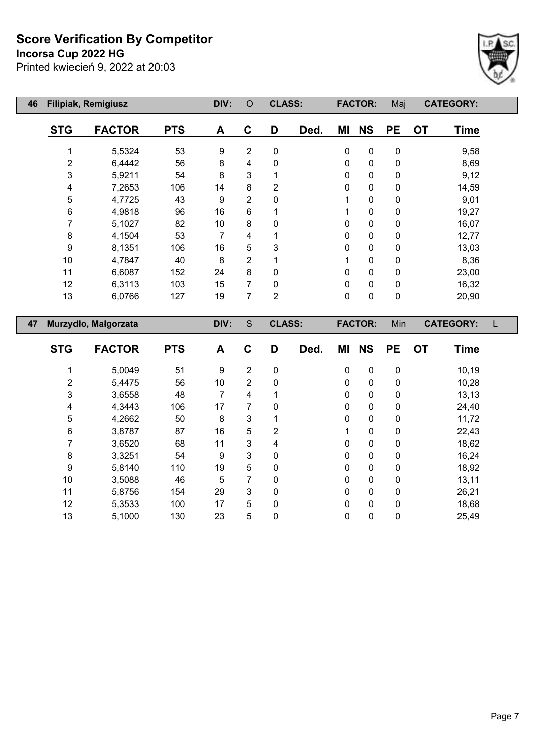# Score Verification By Competitor

**Incorsa Cup 2022 HG**

Printed kwiecień 9, 2022 at 20:03

| 46 | Filipiak, Remigiusz | | DIV: | O | CLASS: | | FACTOR: | | Maj | CATEGORY: | |
|---|---|---|---|---|---|---|---|---|---|---|---|

| STG | FACTOR | PTS | A | C | D | Ded. | MI | NS | PE | OT | Time |
|---|---|---|---|---|---|---|---|---|---|---|---|
| 1 | 5,5324 | 53 | 9 | 2 | 0 | | 0 | 0 | 0 | | 9,58 |
| 2 | 6,4442 | 56 | 8 | 4 | 0 | | 0 | 0 | 0 | | 8,69 |
| 3 | 5,9211 | 54 | 8 | 3 | 1 | | 0 | 0 | 0 | | 9,12 |
| 4 | 7,2653 | 106 | 14 | 8 | 2 | | 0 | 0 | 0 | | 14,59 |
| 5 | 4,7725 | 43 | 9 | 2 | 0 | | 1 | 0 | 0 | | 9,01 |
| 6 | 4,9818 | 96 | 16 | 6 | 1 | | 1 | 0 | 0 | | 19,27 |
| 7 | 5,1027 | 82 | 10 | 8 | 0 | | 0 | 0 | 0 | | 16,07 |
| 8 | 4,1504 | 53 | 7 | 4 | 1 | | 0 | 0 | 0 | | 12,77 |
| 9 | 8,1351 | 106 | 16 | 5 | 3 | | 0 | 0 | 0 | | 13,03 |
| 10 | 4,7847 | 40 | 8 | 2 | 1 | | 1 | 0 | 0 | | 8,36 |
| 11 | 6,6087 | 152 | 24 | 8 | 0 | | 0 | 0 | 0 | | 23,00 |
| 12 | 6,3113 | 103 | 15 | 7 | 0 | | 0 | 0 | 0 | | 16,32 |
| 13 | 6,0766 | 127 | 19 | 7 | 2 | | 0 | 0 | 0 | | 20,90 |

| 47 | Murzydło, Małgorzata | | DIV: | S | CLASS: | | FACTOR: | | Min | CATEGORY: | L |
|---|---|---|---|---|---|---|---|---|---|---|---|

| STG | FACTOR | PTS | A | C | D | Ded. | MI | NS | PE | OT | Time |
|---|---|---|---|---|---|---|---|---|---|---|---|
| 1 | 5,0049 | 51 | 9 | 2 | 0 | | 0 | 0 | 0 | | 10,19 |
| 2 | 5,4475 | 56 | 10 | 2 | 0 | | 0 | 0 | 0 | | 10,28 |
| 3 | 3,6558 | 48 | 7 | 4 | 1 | | 0 | 0 | 0 | | 13,13 |
| 4 | 4,3443 | 106 | 17 | 7 | 0 | | 0 | 0 | 0 | | 24,40 |
| 5 | 4,2662 | 50 | 8 | 3 | 1 | | 0 | 0 | 0 | | 11,72 |
| 6 | 3,8787 | 87 | 16 | 5 | 2 | | 1 | 0 | 0 | | 22,43 |
| 7 | 3,6520 | 68 | 11 | 3 | 4 | | 0 | 0 | 0 | | 18,62 |
| 8 | 3,3251 | 54 | 9 | 3 | 0 | | 0 | 0 | 0 | | 16,24 |
| 9 | 5,8140 | 110 | 19 | 5 | 0 | | 0 | 0 | 0 | | 18,92 |
| 10 | 3,5088 | 46 | 5 | 7 | 0 | | 0 | 0 | 0 | | 13,11 |
| 11 | 5,8756 | 154 | 29 | 3 | 0 | | 0 | 0 | 0 | | 26,21 |
| 12 | 5,3533 | 100 | 17 | 5 | 0 | | 0 | 0 | 0 | | 18,68 |
| 13 | 5,1000 | 130 | 23 | 5 | 0 | | 0 | 0 | 0 | | 25,49 |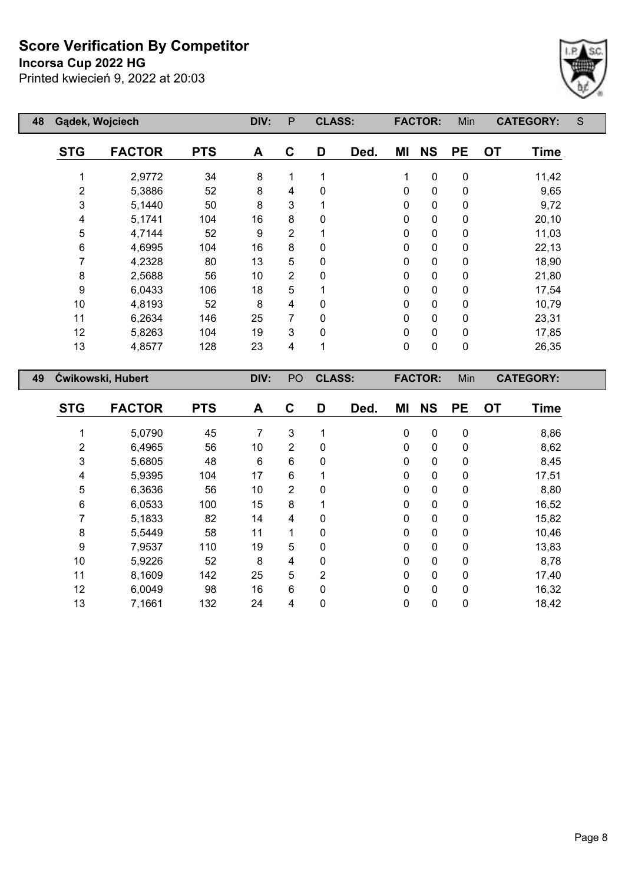# Score Verification By Competitor

**Incorsa Cup 2022 HG**

Printed kwiecień 9, 2022 at 20:03

| 48 | Gądek, Wojciech | | DIV: | P | CLASS: | | FACTOR: | | Min | CATEGORY: | S |
|---|---|---|---|---|---|---|---|---|---|---|---|

| STG | FACTOR | PTS | A | C | D | Ded. | MI | NS | PE | OT | Time |
|---|---|---|---|---|---|---|---|---|---|---|---|
| 1 | 2,9772 | 34 | 8 | 1 | 1 | | 1 | 0 | 0 | | 11,42 |
| 2 | 5,3886 | 52 | 8 | 4 | 0 | | 0 | 0 | 0 | | 9,65 |
| 3 | 5,1440 | 50 | 8 | 3 | 1 | | 0 | 0 | 0 | | 9,72 |
| 4 | 5,1741 | 104 | 16 | 8 | 0 | | 0 | 0 | 0 | | 20,10 |
| 5 | 4,7144 | 52 | 9 | 2 | 1 | | 0 | 0 | 0 | | 11,03 |
| 6 | 4,6995 | 104 | 16 | 8 | 0 | | 0 | 0 | 0 | | 22,13 |
| 7 | 4,2328 | 80 | 13 | 5 | 0 | | 0 | 0 | 0 | | 18,90 |
| 8 | 2,5688 | 56 | 10 | 2 | 0 | | 0 | 0 | 0 | | 21,80 |
| 9 | 6,0433 | 106 | 18 | 5 | 1 | | 0 | 0 | 0 | | 17,54 |
| 10 | 4,8193 | 52 | 8 | 4 | 0 | | 0 | 0 | 0 | | 10,79 |
| 11 | 6,2634 | 146 | 25 | 7 | 0 | | 0 | 0 | 0 | | 23,31 |
| 12 | 5,8263 | 104 | 19 | 3 | 0 | | 0 | 0 | 0 | | 17,85 |
| 13 | 4,8577 | 128 | 23 | 4 | 1 | | 0 | 0 | 0 | | 26,35 |

| 49 | Ćwikowski, Hubert | | DIV: | PO | CLASS: | | FACTOR: | | Min | CATEGORY: | |
|---|---|---|---|---|---|---|---|---|---|---|---|

| STG | FACTOR | PTS | A | C | D | Ded. | MI | NS | PE | OT | Time |
|---|---|---|---|---|---|---|---|---|---|---|---|
| 1 | 5,0790 | 45 | 7 | 3 | 1 | | 0 | 0 | 0 | | 8,86 |
| 2 | 6,4965 | 56 | 10 | 2 | 0 | | 0 | 0 | 0 | | 8,62 |
| 3 | 5,6805 | 48 | 6 | 6 | 0 | | 0 | 0 | 0 | | 8,45 |
| 4 | 5,9395 | 104 | 17 | 6 | 1 | | 0 | 0 | 0 | | 17,51 |
| 5 | 6,3636 | 56 | 10 | 2 | 0 | | 0 | 0 | 0 | | 8,80 |
| 6 | 6,0533 | 100 | 15 | 8 | 1 | | 0 | 0 | 0 | | 16,52 |
| 7 | 5,1833 | 82 | 14 | 4 | 0 | | 0 | 0 | 0 | | 15,82 |
| 8 | 5,5449 | 58 | 11 | 1 | 0 | | 0 | 0 | 0 | | 10,46 |
| 9 | 7,9537 | 110 | 19 | 5 | 0 | | 0 | 0 | 0 | | 13,83 |
| 10 | 5,9226 | 52 | 8 | 4 | 0 | | 0 | 0 | 0 | | 8,78 |
| 11 | 8,1609 | 142 | 25 | 5 | 2 | | 0 | 0 | 0 | | 17,40 |
| 12 | 6,0049 | 98 | 16 | 6 | 0 | | 0 | 0 | 0 | | 16,32 |
| 13 | 7,1661 | 132 | 24 | 4 | 0 | | 0 | 0 | 0 | | 18,42 |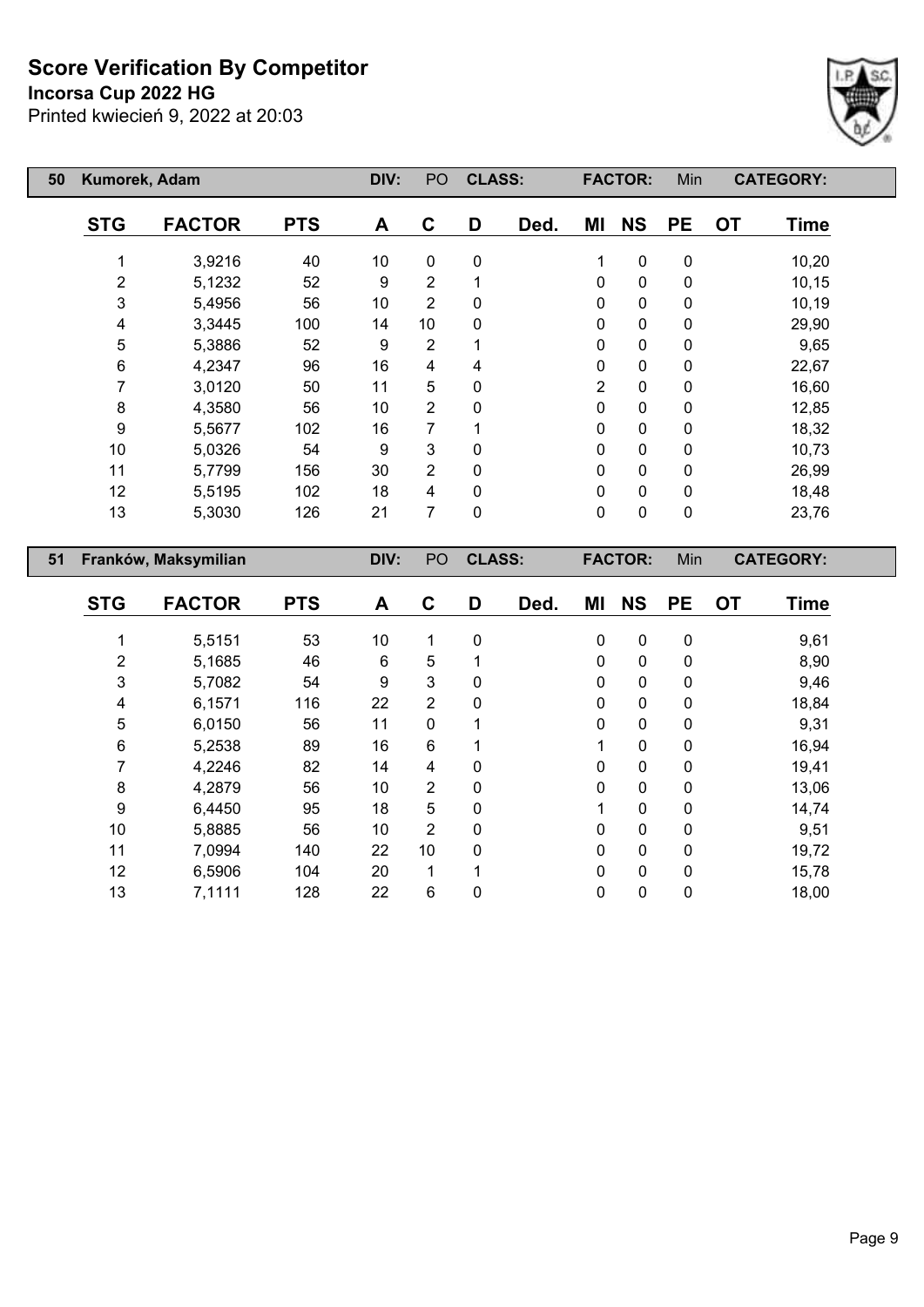# Score Verification By Competitor

**Incorsa Cup 2022 HG**

Printed kwiecień 9, 2022 at 20:03

| 50 | Kumorek, Adam | | DIV: | PO | CLASS: | | FACTOR: | | Min | CATEGORY: | |
|---|---|---|---|---|---|---|---|---|---|---|---|
| **STG** | **FACTOR** | **PTS** | **A** | **C** | **D** | **Ded.** | **MI** | **NS** | **PE** | **OT** | **Time** |
| 1 | 3,9216 | 40 | 10 | 0 | 0 | | 1 | 0 | 0 | | 10,20 |
| 2 | 5,1232 | 52 | 9 | 2 | 1 | | 0 | 0 | 0 | | 10,15 |
| 3 | 5,4956 | 56 | 10 | 2 | 0 | | 0 | 0 | 0 | | 10,19 |
| 4 | 3,3445 | 100 | 14 | 10 | 0 | | 0 | 0 | 0 | | 29,90 |
| 5 | 5,3886 | 52 | 9 | 2 | 1 | | 0 | 0 | 0 | | 9,65 |
| 6 | 4,2347 | 96 | 16 | 4 | 4 | | 0 | 0 | 0 | | 22,67 |
| 7 | 3,0120 | 50 | 11 | 5 | 0 | | 2 | 0 | 0 | | 16,60 |
| 8 | 4,3580 | 56 | 10 | 2 | 0 | | 0 | 0 | 0 | | 12,85 |
| 9 | 5,5677 | 102 | 16 | 7 | 1 | | 0 | 0 | 0 | | 18,32 |
| 10 | 5,0326 | 54 | 9 | 3 | 0 | | 0 | 0 | 0 | | 10,73 |
| 11 | 5,7799 | 156 | 30 | 2 | 0 | | 0 | 0 | 0 | | 26,99 |
| 12 | 5,5195 | 102 | 18 | 4 | 0 | | 0 | 0 | 0 | | 18,48 |
| 13 | 5,3030 | 126 | 21 | 7 | 0 | | 0 | 0 | 0 | | 23,76 |

| 51 | Franków, Maksymilian | | DIV: | PO | CLASS: | | FACTOR: | | Min | CATEGORY: | |
|---|---|---|---|---|---|---|---|---|---|---|---|
| **STG** | **FACTOR** | **PTS** | **A** | **C** | **D** | **Ded.** | **MI** | **NS** | **PE** | **OT** | **Time** |
| 1 | 5,5151 | 53 | 10 | 1 | 0 | | 0 | 0 | 0 | | 9,61 |
| 2 | 5,1685 | 46 | 6 | 5 | 1 | | 0 | 0 | 0 | | 8,90 |
| 3 | 5,7082 | 54 | 9 | 3 | 0 | | 0 | 0 | 0 | | 9,46 |
| 4 | 6,1571 | 116 | 22 | 2 | 0 | | 0 | 0 | 0 | | 18,84 |
| 5 | 6,0150 | 56 | 11 | 0 | 1 | | 0 | 0 | 0 | | 9,31 |
| 6 | 5,2538 | 89 | 16 | 6 | 1 | | 1 | 0 | 0 | | 16,94 |
| 7 | 4,2246 | 82 | 14 | 4 | 0 | | 0 | 0 | 0 | | 19,41 |
| 8 | 4,2879 | 56 | 10 | 2 | 0 | | 0 | 0 | 0 | | 13,06 |
| 9 | 6,4450 | 95 | 18 | 5 | 0 | | 1 | 0 | 0 | | 14,74 |
| 10 | 5,8885 | 56 | 10 | 2 | 0 | | 0 | 0 | 0 | | 9,51 |
| 11 | 7,0994 | 140 | 22 | 10 | 0 | | 0 | 0 | 0 | | 19,72 |
| 12 | 6,5906 | 104 | 20 | 1 | 1 | | 0 | 0 | 0 | | 15,78 |
| 13 | 7,1111 | 128 | 22 | 6 | 0 | | 0 | 0 | 0 | | 18,00 |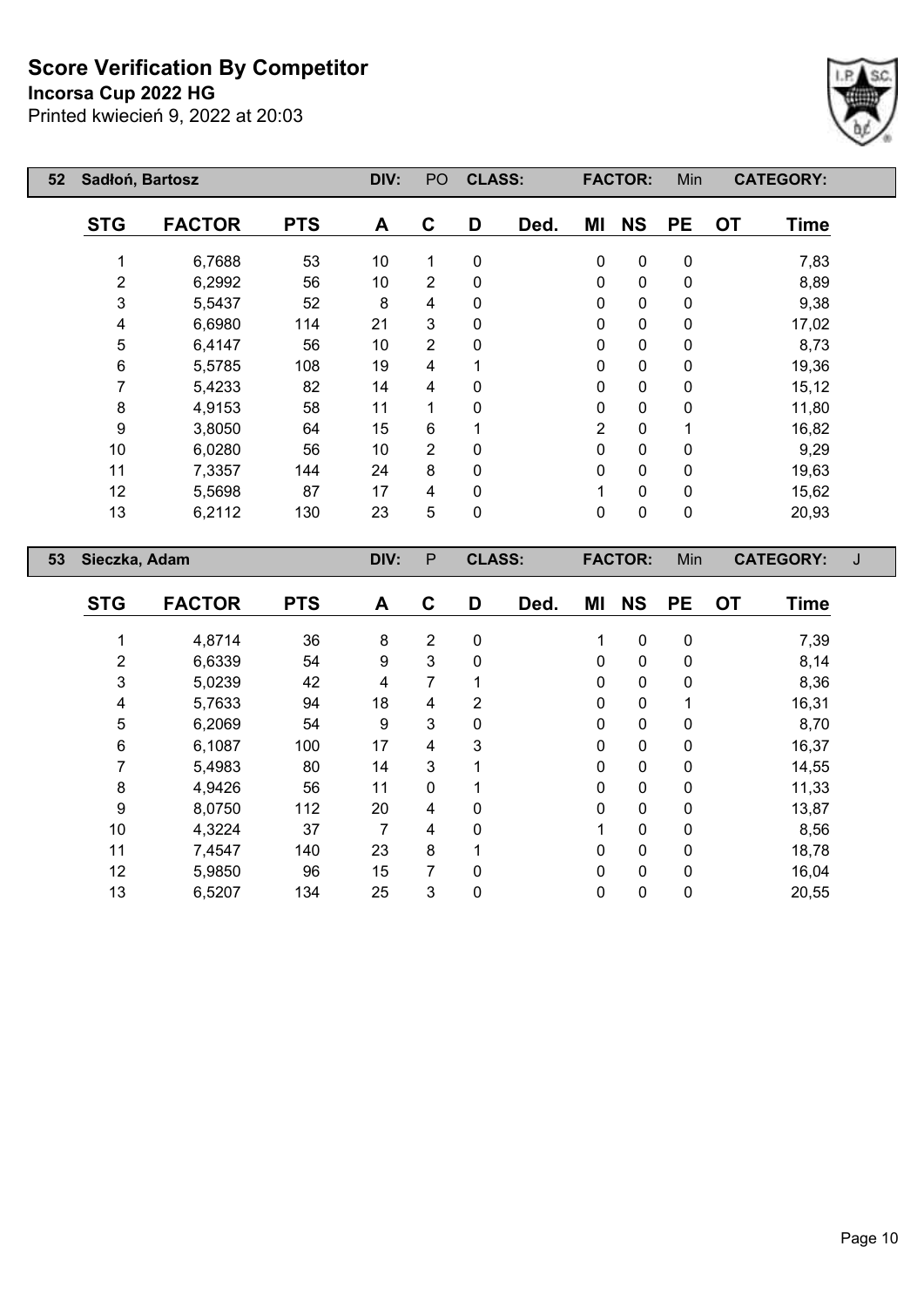# Score Verification By Competitor

**Incorsa Cup 2022 HG**

Printed kwiecień 9, 2022 at 20:03

| 52 | Sadłoń, Bartosz | | DIV: | PO | CLASS: | | FACTOR: | Min | | CATEGORY: | |
|---|---|---|---|---|---|---|---|---|---|---|---|
| **STG** | **FACTOR** | **PTS** | **A** | **C** | **D** | **Ded.** | **MI** | **NS** | **PE** | **OT** | **Time** |
| 1 | 6,7688 | 53 | 10 | 1 | 0 | | 0 | 0 | 0 | | 7,83 |
| 2 | 6,2992 | 56 | 10 | 2 | 0 | | 0 | 0 | 0 | | 8,89 |
| 3 | 5,5437 | 52 | 8 | 4 | 0 | | 0 | 0 | 0 | | 9,38 |
| 4 | 6,6980 | 114 | 21 | 3 | 0 | | 0 | 0 | 0 | | 17,02 |
| 5 | 6,4147 | 56 | 10 | 2 | 0 | | 0 | 0 | 0 | | 8,73 |
| 6 | 5,5785 | 108 | 19 | 4 | 1 | | 0 | 0 | 0 | | 19,36 |
| 7 | 5,4233 | 82 | 14 | 4 | 0 | | 0 | 0 | 0 | | 15,12 |
| 8 | 4,9153 | 58 | 11 | 1 | 0 | | 0 | 0 | 0 | | 11,80 |
| 9 | 3,8050 | 64 | 15 | 6 | 1 | | 2 | 0 | 1 | | 16,82 |
| 10 | 6,0280 | 56 | 10 | 2 | 0 | | 0 | 0 | 0 | | 9,29 |
| 11 | 7,3357 | 144 | 24 | 8 | 0 | | 0 | 0 | 0 | | 19,63 |
| 12 | 5,5698 | 87 | 17 | 4 | 0 | | 1 | 0 | 0 | | 15,62 |
| 13 | 6,2112 | 130 | 23 | 5 | 0 | | 0 | 0 | 0 | | 20,93 |

| 53 | Sieczka, Adam | | DIV: | P | CLASS: | | FACTOR: | Min | | CATEGORY: | J |
|---|---|---|---|---|---|---|---|---|---|---|---|
| **STG** | **FACTOR** | **PTS** | **A** | **C** | **D** | **Ded.** | **MI** | **NS** | **PE** | **OT** | **Time** |
| 1 | 4,8714 | 36 | 8 | 2 | 0 | | 1 | 0 | 0 | | 7,39 |
| 2 | 6,6339 | 54 | 9 | 3 | 0 | | 0 | 0 | 0 | | 8,14 |
| 3 | 5,0239 | 42 | 4 | 7 | 1 | | 0 | 0 | 0 | | 8,36 |
| 4 | 5,7633 | 94 | 18 | 4 | 2 | | 0 | 0 | 1 | | 16,31 |
| 5 | 6,2069 | 54 | 9 | 3 | 0 | | 0 | 0 | 0 | | 8,70 |
| 6 | 6,1087 | 100 | 17 | 4 | 3 | | 0 | 0 | 0 | | 16,37 |
| 7 | 5,4983 | 80 | 14 | 3 | 1 | | 0 | 0 | 0 | | 14,55 |
| 8 | 4,9426 | 56 | 11 | 0 | 1 | | 0 | 0 | 0 | | 11,33 |
| 9 | 8,0750 | 112 | 20 | 4 | 0 | | 0 | 0 | 0 | | 13,87 |
| 10 | 4,3224 | 37 | 7 | 4 | 0 | | 1 | 0 | 0 | | 8,56 |
| 11 | 7,4547 | 140 | 23 | 8 | 1 | | 0 | 0 | 0 | | 18,78 |
| 12 | 5,9850 | 96 | 15 | 7 | 0 | | 0 | 0 | 0 | | 16,04 |
| 13 | 6,5207 | 134 | 25 | 3 | 0 | | 0 | 0 | 0 | | 20,55 |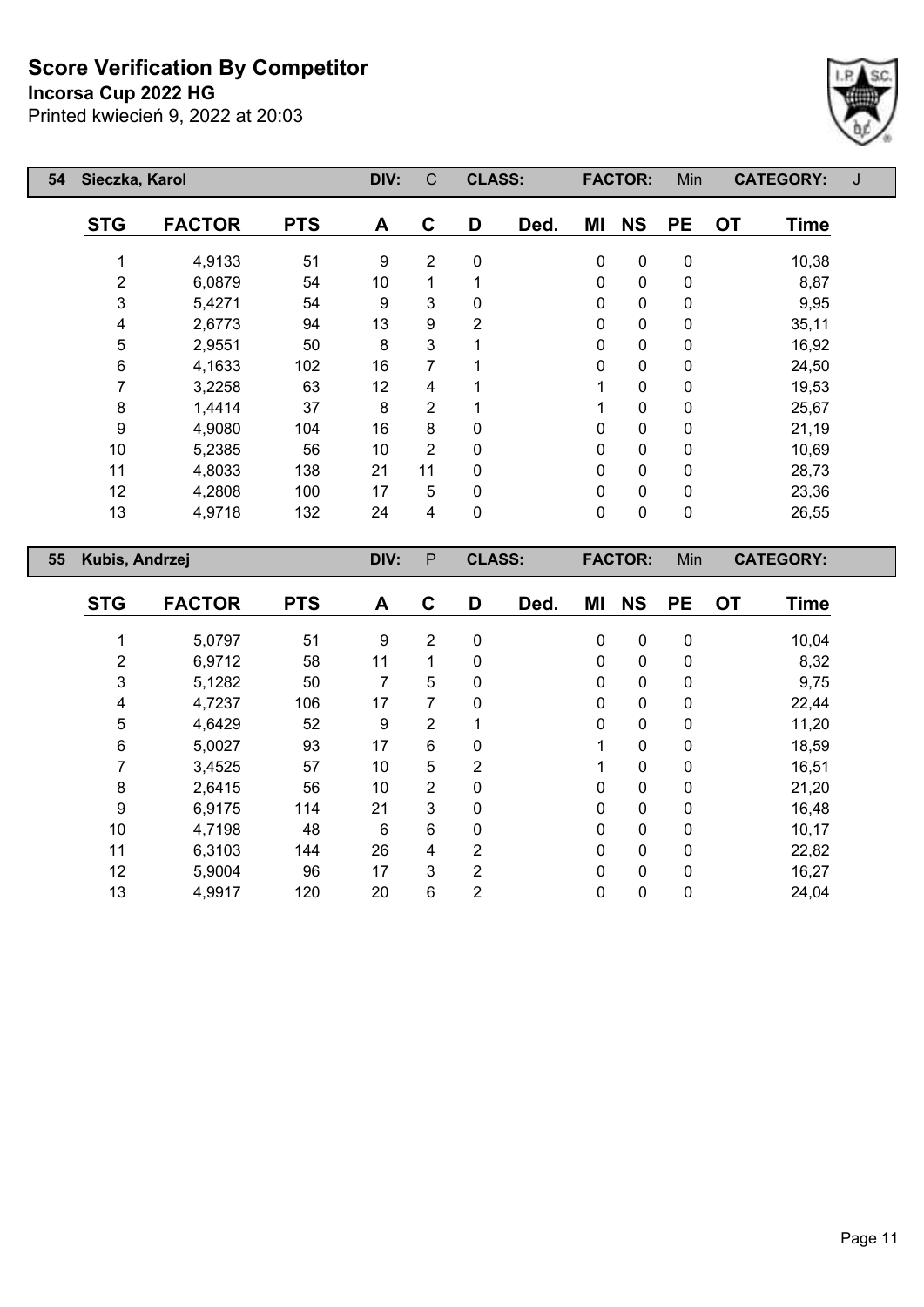# Score Verification By Competitor

**Incorsa Cup 2022 HG**

Printed kwiecień 9, 2022 at 20:03

| 54 | Sieczka, Karol | | DIV: | C | CLASS: | | FACTOR: | Min | | CATEGORY: | J |
|---|---|---|---|---|---|---|---|---|---|---|---|

| STG | FACTOR | PTS | A | C | D | Ded. | MI | NS | PE | OT | Time |
|---|---|---|---|---|---|---|---|---|---|---|---|
| 1 | 4,9133 | 51 | 9 | 2 | 0 | | 0 | 0 | 0 | | 10,38 |
| 2 | 6,0879 | 54 | 10 | 1 | 1 | | 0 | 0 | 0 | | 8,87 |
| 3 | 5,4271 | 54 | 9 | 3 | 0 | | 0 | 0 | 0 | | 9,95 |
| 4 | 2,6773 | 94 | 13 | 9 | 2 | | 0 | 0 | 0 | | 35,11 |
| 5 | 2,9551 | 50 | 8 | 3 | 1 | | 0 | 0 | 0 | | 16,92 |
| 6 | 4,1633 | 102 | 16 | 7 | 1 | | 0 | 0 | 0 | | 24,50 |
| 7 | 3,2258 | 63 | 12 | 4 | 1 | | 1 | 0 | 0 | | 19,53 |
| 8 | 1,4414 | 37 | 8 | 2 | 1 | | 1 | 0 | 0 | | 25,67 |
| 9 | 4,9080 | 104 | 16 | 8 | 0 | | 0 | 0 | 0 | | 21,19 |
| 10 | 5,2385 | 56 | 10 | 2 | 0 | | 0 | 0 | 0 | | 10,69 |
| 11 | 4,8033 | 138 | 21 | 11 | 0 | | 0 | 0 | 0 | | 28,73 |
| 12 | 4,2808 | 100 | 17 | 5 | 0 | | 0 | 0 | 0 | | 23,36 |
| 13 | 4,9718 | 132 | 24 | 4 | 0 | | 0 | 0 | 0 | | 26,55 |

| 55 | Kubis, Andrzej | | DIV: | P | CLASS: | | FACTOR: | Min | | CATEGORY: | |
|---|---|---|---|---|---|---|---|---|---|---|---|

| STG | FACTOR | PTS | A | C | D | Ded. | MI | NS | PE | OT | Time |
|---|---|---|---|---|---|---|---|---|---|---|---|
| 1 | 5,0797 | 51 | 9 | 2 | 0 | | 0 | 0 | 0 | | 10,04 |
| 2 | 6,9712 | 58 | 11 | 1 | 0 | | 0 | 0 | 0 | | 8,32 |
| 3 | 5,1282 | 50 | 7 | 5 | 0 | | 0 | 0 | 0 | | 9,75 |
| 4 | 4,7237 | 106 | 17 | 7 | 0 | | 0 | 0 | 0 | | 22,44 |
| 5 | 4,6429 | 52 | 9 | 2 | 1 | | 0 | 0 | 0 | | 11,20 |
| 6 | 5,0027 | 93 | 17 | 6 | 0 | | 1 | 0 | 0 | | 18,59 |
| 7 | 3,4525 | 57 | 10 | 5 | 2 | | 1 | 0 | 0 | | 16,51 |
| 8 | 2,6415 | 56 | 10 | 2 | 0 | | 0 | 0 | 0 | | 21,20 |
| 9 | 6,9175 | 114 | 21 | 3 | 0 | | 0 | 0 | 0 | | 16,48 |
| 10 | 4,7198 | 48 | 6 | 6 | 0 | | 0 | 0 | 0 | | 10,17 |
| 11 | 6,3103 | 144 | 26 | 4 | 2 | | 0 | 0 | 0 | | 22,82 |
| 12 | 5,9004 | 96 | 17 | 3 | 2 | | 0 | 0 | 0 | | 16,27 |
| 13 | 4,9917 | 120 | 20 | 6 | 2 | | 0 | 0 | 0 | | 24,04 |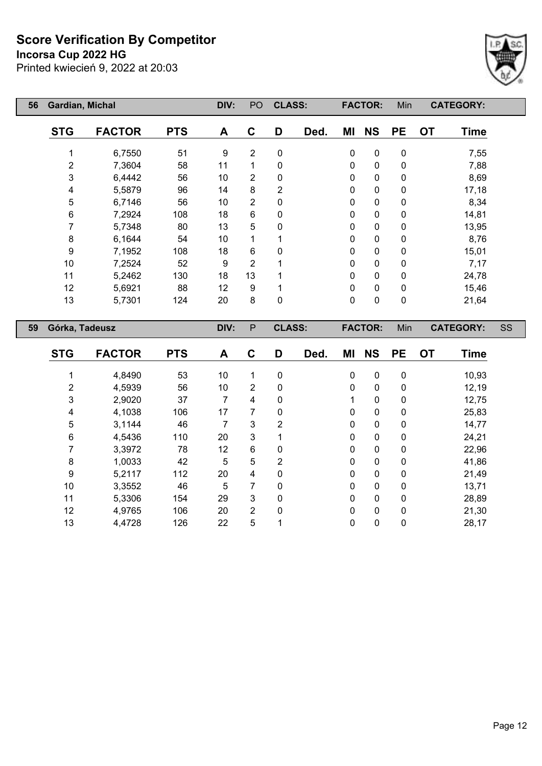# Score Verification By Competitor

**Incorsa Cup 2022 HG**

Printed kwiecień 9, 2022 at 20:03

| 56 | Gardian, Michal | | DIV: | PO | CLASS: | | FACTOR: | Min | | CATEGORY: | | |
|---|---|---|---|---|---|---|---|---|---|---|---|---|
| | **STG** | **FACTOR** | **PTS** | **A** | **C** | **D** | **Ded.** | **MI** | **NS** | **PE** | **OT** | **Time** |
| | 1 | 6,7550 | 51 | 9 | 2 | 0 | | 0 | 0 | 0 | | 7,55 |
| | 2 | 7,3604 | 58 | 11 | 1 | 0 | | 0 | 0 | 0 | | 7,88 |
| | 3 | 6,4442 | 56 | 10 | 2 | 0 | | 0 | 0 | 0 | | 8,69 |
| | 4 | 5,5879 | 96 | 14 | 8 | 2 | | 0 | 0 | 0 | | 17,18 |
| | 5 | 6,7146 | 56 | 10 | 2 | 0 | | 0 | 0 | 0 | | 8,34 |
| | 6 | 7,2924 | 108 | 18 | 6 | 0 | | 0 | 0 | 0 | | 14,81 |
| | 7 | 5,7348 | 80 | 13 | 5 | 0 | | 0 | 0 | 0 | | 13,95 |
| | 8 | 6,1644 | 54 | 10 | 1 | 1 | | 0 | 0 | 0 | | 8,76 |
| | 9 | 7,1952 | 108 | 18 | 6 | 0 | | 0 | 0 | 0 | | 15,01 |
| | 10 | 7,2524 | 52 | 9 | 2 | 1 | | 0 | 0 | 0 | | 7,17 |
| | 11 | 5,2462 | 130 | 18 | 13 | 1 | | 0 | 0 | 0 | | 24,78 |
| | 12 | 5,6921 | 88 | 12 | 9 | 1 | | 0 | 0 | 0 | | 15,46 |
| | 13 | 5,7301 | 124 | 20 | 8 | 0 | | 0 | 0 | 0 | | 21,64 |

| 59 | Górka, Tadeusz | | DIV: | P | CLASS: | | FACTOR: | Min | | CATEGORY: | SS | |
|---|---|---|---|---|---|---|---|---|---|---|---|---|
| | **STG** | **FACTOR** | **PTS** | **A** | **C** | **D** | **Ded.** | **MI** | **NS** | **PE** | **OT** | **Time** |
| | 1 | 4,8490 | 53 | 10 | 1 | 0 | | 0 | 0 | 0 | | 10,93 |
| | 2 | 4,5939 | 56 | 10 | 2 | 0 | | 0 | 0 | 0 | | 12,19 |
| | 3 | 2,9020 | 37 | 7 | 4 | 0 | | 1 | 0 | 0 | | 12,75 |
| | 4 | 4,1038 | 106 | 17 | 7 | 0 | | 0 | 0 | 0 | | 25,83 |
| | 5 | 3,1144 | 46 | 7 | 3 | 2 | | 0 | 0 | 0 | | 14,77 |
| | 6 | 4,5436 | 110 | 20 | 3 | 1 | | 0 | 0 | 0 | | 24,21 |
| | 7 | 3,3972 | 78 | 12 | 6 | 0 | | 0 | 0 | 0 | | 22,96 |
| | 8 | 1,0033 | 42 | 5 | 5 | 2 | | 0 | 0 | 0 | | 41,86 |
| | 9 | 5,2117 | 112 | 20 | 4 | 0 | | 0 | 0 | 0 | | 21,49 |
| | 10 | 3,3552 | 46 | 5 | 7 | 0 | | 0 | 0 | 0 | | 13,71 |
| | 11 | 5,3306 | 154 | 29 | 3 | 0 | | 0 | 0 | 0 | | 28,89 |
| | 12 | 4,9765 | 106 | 20 | 2 | 0 | | 0 | 0 | 0 | | 21,30 |
| | 13 | 4,4728 | 126 | 22 | 5 | 1 | | 0 | 0 | 0 | | 28,17 |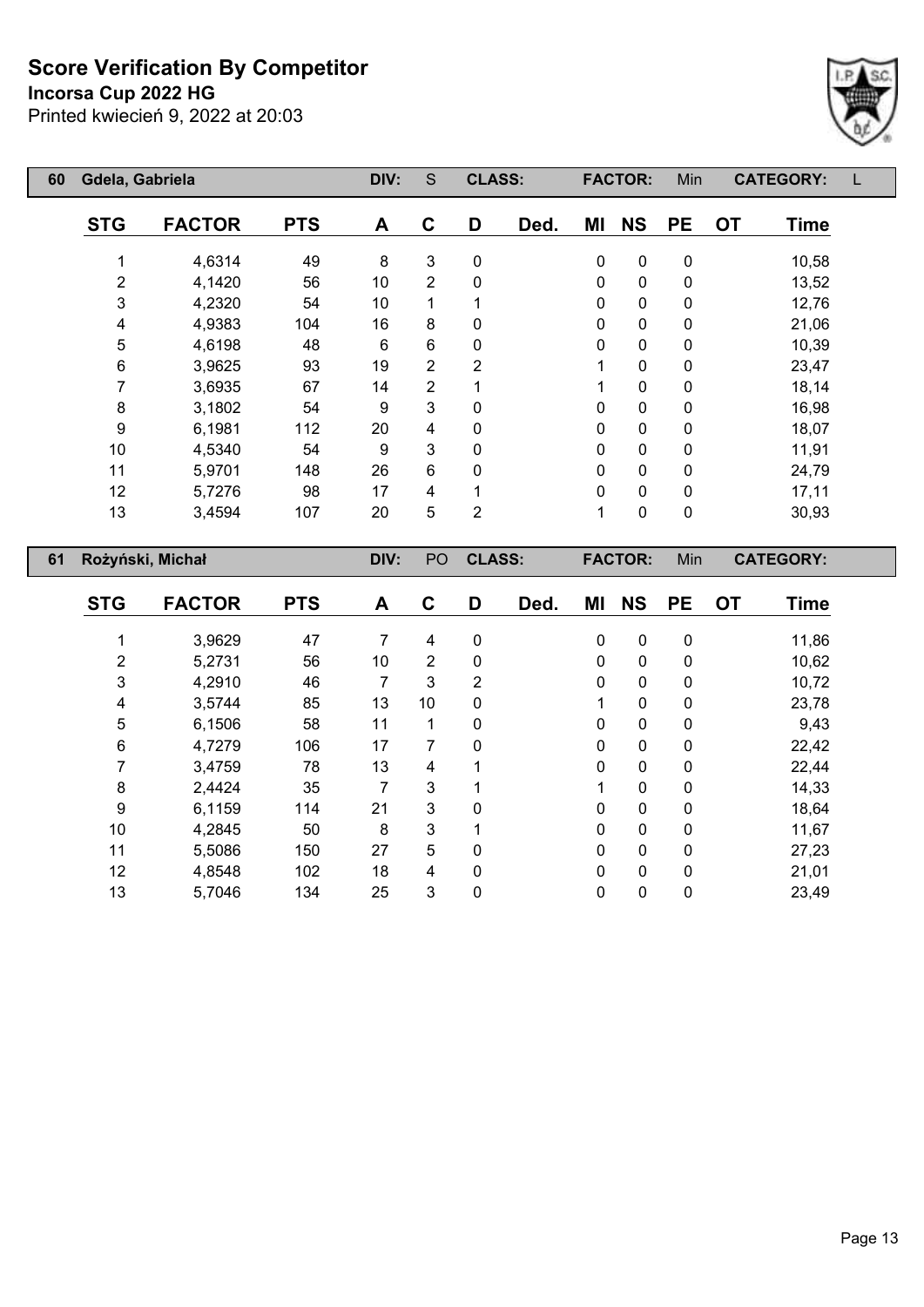# Score Verification By Competitor

**Incorsa Cup 2022 HG**

Printed kwiecień 9, 2022 at 20:03

| 60 | Gdela, Gabriela | | DIV: | S | CLASS: | | FACTOR: | Min | | CATEGORY: | L |
|---|---|---|---|---|---|---|---|---|---|---|---|

| STG | FACTOR | PTS | A | C | D | Ded. | MI | NS | PE | OT | Time |
|---|---|---|---|---|---|---|---|---|---|---|---|
| 1 | 4,6314 | 49 | 8 | 3 | 0 | | 0 | 0 | 0 | | 10,58 |
| 2 | 4,1420 | 56 | 10 | 2 | 0 | | 0 | 0 | 0 | | 13,52 |
| 3 | 4,2320 | 54 | 10 | 1 | 1 | | 0 | 0 | 0 | | 12,76 |
| 4 | 4,9383 | 104 | 16 | 8 | 0 | | 0 | 0 | 0 | | 21,06 |
| 5 | 4,6198 | 48 | 6 | 6 | 0 | | 0 | 0 | 0 | | 10,39 |
| 6 | 3,9625 | 93 | 19 | 2 | 2 | | 1 | 0 | 0 | | 23,47 |
| 7 | 3,6935 | 67 | 14 | 2 | 1 | | 1 | 0 | 0 | | 18,14 |
| 8 | 3,1802 | 54 | 9 | 3 | 0 | | 0 | 0 | 0 | | 16,98 |
| 9 | 6,1981 | 112 | 20 | 4 | 0 | | 0 | 0 | 0 | | 18,07 |
| 10 | 4,5340 | 54 | 9 | 3 | 0 | | 0 | 0 | 0 | | 11,91 |
| 11 | 5,9701 | 148 | 26 | 6 | 0 | | 0 | 0 | 0 | | 24,79 |
| 12 | 5,7276 | 98 | 17 | 4 | 1 | | 0 | 0 | 0 | | 17,11 |
| 13 | 3,4594 | 107 | 20 | 5 | 2 | | 1 | 0 | 0 | | 30,93 |

| 61 | Rożyński, Michał | | DIV: | PO | CLASS: | | FACTOR: | Min | | CATEGORY: | |
|---|---|---|---|---|---|---|---|---|---|---|---|

| STG | FACTOR | PTS | A | C | D | Ded. | MI | NS | PE | OT | Time |
|---|---|---|---|---|---|---|---|---|---|---|---|
| 1 | 3,9629 | 47 | 7 | 4 | 0 | | 0 | 0 | 0 | | 11,86 |
| 2 | 5,2731 | 56 | 10 | 2 | 0 | | 0 | 0 | 0 | | 10,62 |
| 3 | 4,2910 | 46 | 7 | 3 | 2 | | 0 | 0 | 0 | | 10,72 |
| 4 | 3,5744 | 85 | 13 | 10 | 0 | | 1 | 0 | 0 | | 23,78 |
| 5 | 6,1506 | 58 | 11 | 1 | 0 | | 0 | 0 | 0 | | 9,43 |
| 6 | 4,7279 | 106 | 17 | 7 | 0 | | 0 | 0 | 0 | | 22,42 |
| 7 | 3,4759 | 78 | 13 | 4 | 1 | | 0 | 0 | 0 | | 22,44 |
| 8 | 2,4424 | 35 | 7 | 3 | 1 | | 1 | 0 | 0 | | 14,33 |
| 9 | 6,1159 | 114 | 21 | 3 | 0 | | 0 | 0 | 0 | | 18,64 |
| 10 | 4,2845 | 50 | 8 | 3 | 1 | | 0 | 0 | 0 | | 11,67 |
| 11 | 5,5086 | 150 | 27 | 5 | 0 | | 0 | 0 | 0 | | 27,23 |
| 12 | 4,8548 | 102 | 18 | 4 | 0 | | 0 | 0 | 0 | | 21,01 |
| 13 | 5,7046 | 134 | 25 | 3 | 0 | | 0 | 0 | 0 | | 23,49 |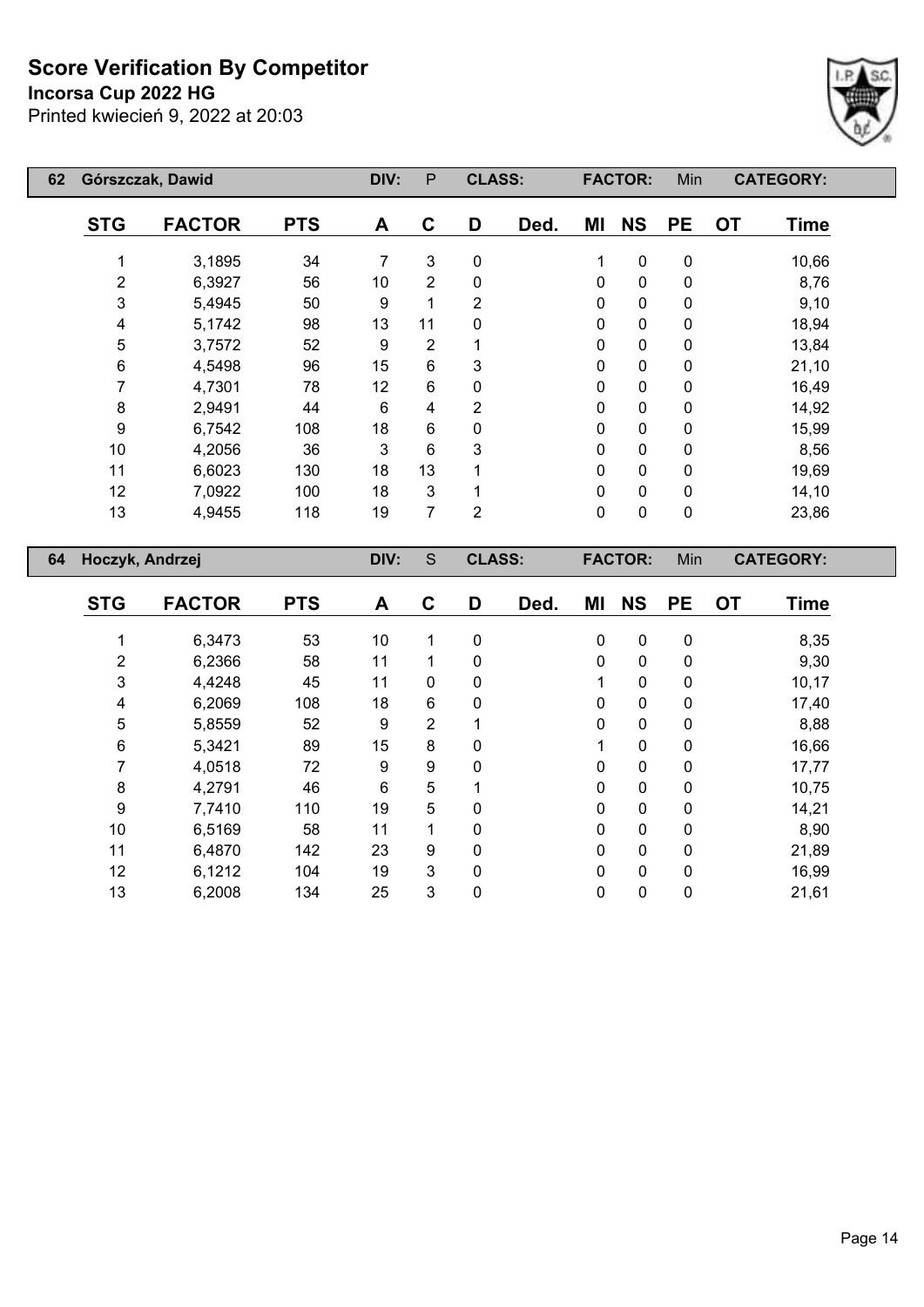# Score Verification By Competitor

**Incorsa Cup 2022 HG**

Printed kwiecień 9, 2022 at 20:03

| 62 | Górszczak, Dawid | | DIV: | P | CLASS: | | FACTOR: | | Min | CATEGORY: | |
|---|---|---|---|---|---|---|---|---|---|---|---|
| **STG** | **FACTOR** | **PTS** | **A** | **C** | **D** | **Ded.** | **MI** | **NS** | **PE** | **OT** | **Time** |
| 1 | 3,1895 | 34 | 7 | 3 | 0 | | 1 | 0 | 0 | | 10,66 |
| 2 | 6,3927 | 56 | 10 | 2 | 0 | | 0 | 0 | 0 | | 8,76 |
| 3 | 5,4945 | 50 | 9 | 1 | 2 | | 0 | 0 | 0 | | 9,10 |
| 4 | 5,1742 | 98 | 13 | 11 | 0 | | 0 | 0 | 0 | | 18,94 |
| 5 | 3,7572 | 52 | 9 | 2 | 1 | | 0 | 0 | 0 | | 13,84 |
| 6 | 4,5498 | 96 | 15 | 6 | 3 | | 0 | 0 | 0 | | 21,10 |
| 7 | 4,7301 | 78 | 12 | 6 | 0 | | 0 | 0 | 0 | | 16,49 |
| 8 | 2,9491 | 44 | 6 | 4 | 2 | | 0 | 0 | 0 | | 14,92 |
| 9 | 6,7542 | 108 | 18 | 6 | 0 | | 0 | 0 | 0 | | 15,99 |
| 10 | 4,2056 | 36 | 3 | 6 | 3 | | 0 | 0 | 0 | | 8,56 |
| 11 | 6,6023 | 130 | 18 | 13 | 1 | | 0 | 0 | 0 | | 19,69 |
| 12 | 7,0922 | 100 | 18 | 3 | 1 | | 0 | 0 | 0 | | 14,10 |
| 13 | 4,9455 | 118 | 19 | 7 | 2 | | 0 | 0 | 0 | | 23,86 |

| 64 | Hoczyk, Andrzej | | DIV: | S | CLASS: | | FACTOR: | | Min | CATEGORY: | |
|---|---|---|---|---|---|---|---|---|---|---|---|
| **STG** | **FACTOR** | **PTS** | **A** | **C** | **D** | **Ded.** | **MI** | **NS** | **PE** | **OT** | **Time** |
| 1 | 6,3473 | 53 | 10 | 1 | 0 | | 0 | 0 | 0 | | 8,35 |
| 2 | 6,2366 | 58 | 11 | 1 | 0 | | 0 | 0 | 0 | | 9,30 |
| 3 | 4,4248 | 45 | 11 | 0 | 0 | | 1 | 0 | 0 | | 10,17 |
| 4 | 6,2069 | 108 | 18 | 6 | 0 | | 0 | 0 | 0 | | 17,40 |
| 5 | 5,8559 | 52 | 9 | 2 | 1 | | 0 | 0 | 0 | | 8,88 |
| 6 | 5,3421 | 89 | 15 | 8 | 0 | | 1 | 0 | 0 | | 16,66 |
| 7 | 4,0518 | 72 | 9 | 9 | 0 | | 0 | 0 | 0 | | 17,77 |
| 8 | 4,2791 | 46 | 6 | 5 | 1 | | 0 | 0 | 0 | | 10,75 |
| 9 | 7,7410 | 110 | 19 | 5 | 0 | | 0 | 0 | 0 | | 14,21 |
| 10 | 6,5169 | 58 | 11 | 1 | 0 | | 0 | 0 | 0 | | 8,90 |
| 11 | 6,4870 | 142 | 23 | 9 | 0 | | 0 | 0 | 0 | | 21,89 |
| 12 | 6,1212 | 104 | 19 | 3 | 0 | | 0 | 0 | 0 | | 16,99 |
| 13 | 6,2008 | 134 | 25 | 3 | 0 | | 0 | 0 | 0 | | 21,61 |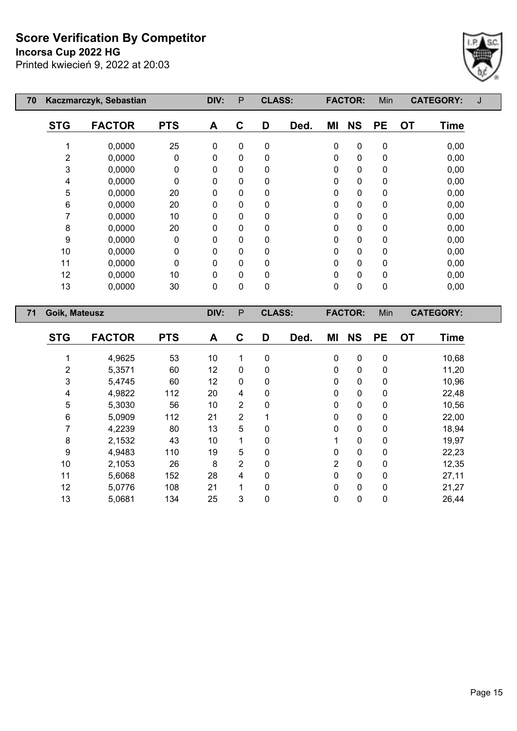# Score Verification By Competitor

**Incorsa Cup 2022 HG**

Printed kwiecień 9, 2022 at 20:03

| 70 | Kaczmarczyk, Sebastian | DIV: | P | CLASS: | FACTOR: | Min | CATEGORY: | J |
|---|---|---|---|---|---|---|---|---|

| STG | FACTOR | PTS | A | C | D | Ded. | MI | NS | PE | OT | Time |
|---|---|---|---|---|---|---|---|---|---|---|---|
| 1 | 0,0000 | 25 | 0 | 0 | 0 | | 0 | 0 | 0 | | 0,00 |
| 2 | 0,0000 | 0 | 0 | 0 | 0 | | 0 | 0 | 0 | | 0,00 |
| 3 | 0,0000 | 0 | 0 | 0 | 0 | | 0 | 0 | 0 | | 0,00 |
| 4 | 0,0000 | 0 | 0 | 0 | 0 | | 0 | 0 | 0 | | 0,00 |
| 5 | 0,0000 | 20 | 0 | 0 | 0 | | 0 | 0 | 0 | | 0,00 |
| 6 | 0,0000 | 20 | 0 | 0 | 0 | | 0 | 0 | 0 | | 0,00 |
| 7 | 0,0000 | 10 | 0 | 0 | 0 | | 0 | 0 | 0 | | 0,00 |
| 8 | 0,0000 | 20 | 0 | 0 | 0 | | 0 | 0 | 0 | | 0,00 |
| 9 | 0,0000 | 0 | 0 | 0 | 0 | | 0 | 0 | 0 | | 0,00 |
| 10 | 0,0000 | 0 | 0 | 0 | 0 | | 0 | 0 | 0 | | 0,00 |
| 11 | 0,0000 | 0 | 0 | 0 | 0 | | 0 | 0 | 0 | | 0,00 |
| 12 | 0,0000 | 10 | 0 | 0 | 0 | | 0 | 0 | 0 | | 0,00 |
| 13 | 0,0000 | 30 | 0 | 0 | 0 | | 0 | 0 | 0 | | 0,00 |

| 71 | Goik, Mateusz | DIV: | P | CLASS: | FACTOR: | Min | CATEGORY: |
|---|---|---|---|---|---|---|---|

| STG | FACTOR | PTS | A | C | D | Ded. | MI | NS | PE | OT | Time |
|---|---|---|---|---|---|---|---|---|---|---|---|
| 1 | 4,9625 | 53 | 10 | 1 | 0 | | 0 | 0 | 0 | | 10,68 |
| 2 | 5,3571 | 60 | 12 | 0 | 0 | | 0 | 0 | 0 | | 11,20 |
| 3 | 5,4745 | 60 | 12 | 0 | 0 | | 0 | 0 | 0 | | 10,96 |
| 4 | 4,9822 | 112 | 20 | 4 | 0 | | 0 | 0 | 0 | | 22,48 |
| 5 | 5,3030 | 56 | 10 | 2 | 0 | | 0 | 0 | 0 | | 10,56 |
| 6 | 5,0909 | 112 | 21 | 2 | 1 | | 0 | 0 | 0 | | 22,00 |
| 7 | 4,2239 | 80 | 13 | 5 | 0 | | 0 | 0 | 0 | | 18,94 |
| 8 | 2,1532 | 43 | 10 | 1 | 0 | | 1 | 0 | 0 | | 19,97 |
| 9 | 4,9483 | 110 | 19 | 5 | 0 | | 0 | 0 | 0 | | 22,23 |
| 10 | 2,1053 | 26 | 8 | 2 | 0 | | 2 | 0 | 0 | | 12,35 |
| 11 | 5,6068 | 152 | 28 | 4 | 0 | | 0 | 0 | 0 | | 27,11 |
| 12 | 5,0776 | 108 | 21 | 1 | 0 | | 0 | 0 | 0 | | 21,27 |
| 13 | 5,0681 | 134 | 25 | 3 | 0 | | 0 | 0 | 0 | | 26,44 |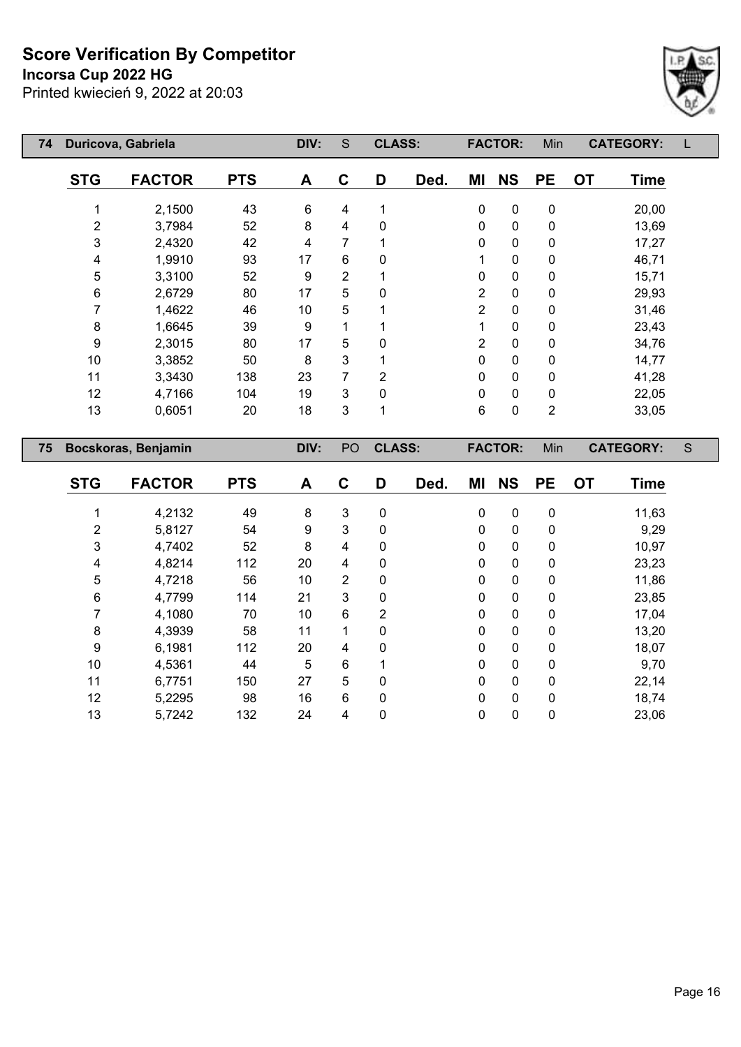# Score Verification By Competitor

**Incorsa Cup 2022 HG**

Printed kwiecień 9, 2022 at 20:03

| 74 | Duricova, Gabriela | DIV: | S | CLASS: | FACTOR: | Min | CATEGORY: | L |
|---|---|---|---|---|---|---|---|---|

| STG | FACTOR | PTS | A | C | D | Ded. | MI | NS | PE | OT | Time |
|---|---|---|---|---|---|---|---|---|---|---|---|
| 1 | 2,1500 | 43 | 6 | 4 | 1 | | 0 | 0 | 0 | | 20,00 |
| 2 | 3,7984 | 52 | 8 | 4 | 0 | | 0 | 0 | 0 | | 13,69 |
| 3 | 2,4320 | 42 | 4 | 7 | 1 | | 0 | 0 | 0 | | 17,27 |
| 4 | 1,9910 | 93 | 17 | 6 | 0 | | 1 | 0 | 0 | | 46,71 |
| 5 | 3,3100 | 52 | 9 | 2 | 1 | | 0 | 0 | 0 | | 15,71 |
| 6 | 2,6729 | 80 | 17 | 5 | 0 | | 2 | 0 | 0 | | 29,93 |
| 7 | 1,4622 | 46 | 10 | 5 | 1 | | 2 | 0 | 0 | | 31,46 |
| 8 | 1,6645 | 39 | 9 | 1 | 1 | | 1 | 0 | 0 | | 23,43 |
| 9 | 2,3015 | 80 | 17 | 5 | 0 | | 2 | 0 | 0 | | 34,76 |
| 10 | 3,3852 | 50 | 8 | 3 | 1 | | 0 | 0 | 0 | | 14,77 |
| 11 | 3,3430 | 138 | 23 | 7 | 2 | | 0 | 0 | 0 | | 41,28 |
| 12 | 4,7166 | 104 | 19 | 3 | 0 | | 0 | 0 | 0 | | 22,05 |
| 13 | 0,6051 | 20 | 18 | 3 | 1 | | 6 | 0 | 2 | | 33,05 |

| 75 | Bocskoras, Benjamin | DIV: | PO | CLASS: | FACTOR: | Min | CATEGORY: | S |
|---|---|---|---|---|---|---|---|---|

| STG | FACTOR | PTS | A | C | D | Ded. | MI | NS | PE | OT | Time |
|---|---|---|---|---|---|---|---|---|---|---|---|
| 1 | 4,2132 | 49 | 8 | 3 | 0 | | 0 | 0 | 0 | | 11,63 |
| 2 | 5,8127 | 54 | 9 | 3 | 0 | | 0 | 0 | 0 | | 9,29 |
| 3 | 4,7402 | 52 | 8 | 4 | 0 | | 0 | 0 | 0 | | 10,97 |
| 4 | 4,8214 | 112 | 20 | 4 | 0 | | 0 | 0 | 0 | | 23,23 |
| 5 | 4,7218 | 56 | 10 | 2 | 0 | | 0 | 0 | 0 | | 11,86 |
| 6 | 4,7799 | 114 | 21 | 3 | 0 | | 0 | 0 | 0 | | 23,85 |
| 7 | 4,1080 | 70 | 10 | 6 | 2 | | 0 | 0 | 0 | | 17,04 |
| 8 | 4,3939 | 58 | 11 | 1 | 0 | | 0 | 0 | 0 | | 13,20 |
| 9 | 6,1981 | 112 | 20 | 4 | 0 | | 0 | 0 | 0 | | 18,07 |
| 10 | 4,5361 | 44 | 5 | 6 | 1 | | 0 | 0 | 0 | | 9,70 |
| 11 | 6,7751 | 150 | 27 | 5 | 0 | | 0 | 0 | 0 | | 22,14 |
| 12 | 5,2295 | 98 | 16 | 6 | 0 | | 0 | 0 | 0 | | 18,74 |
| 13 | 5,7242 | 132 | 24 | 4 | 0 | | 0 | 0 | 0 | | 23,06 |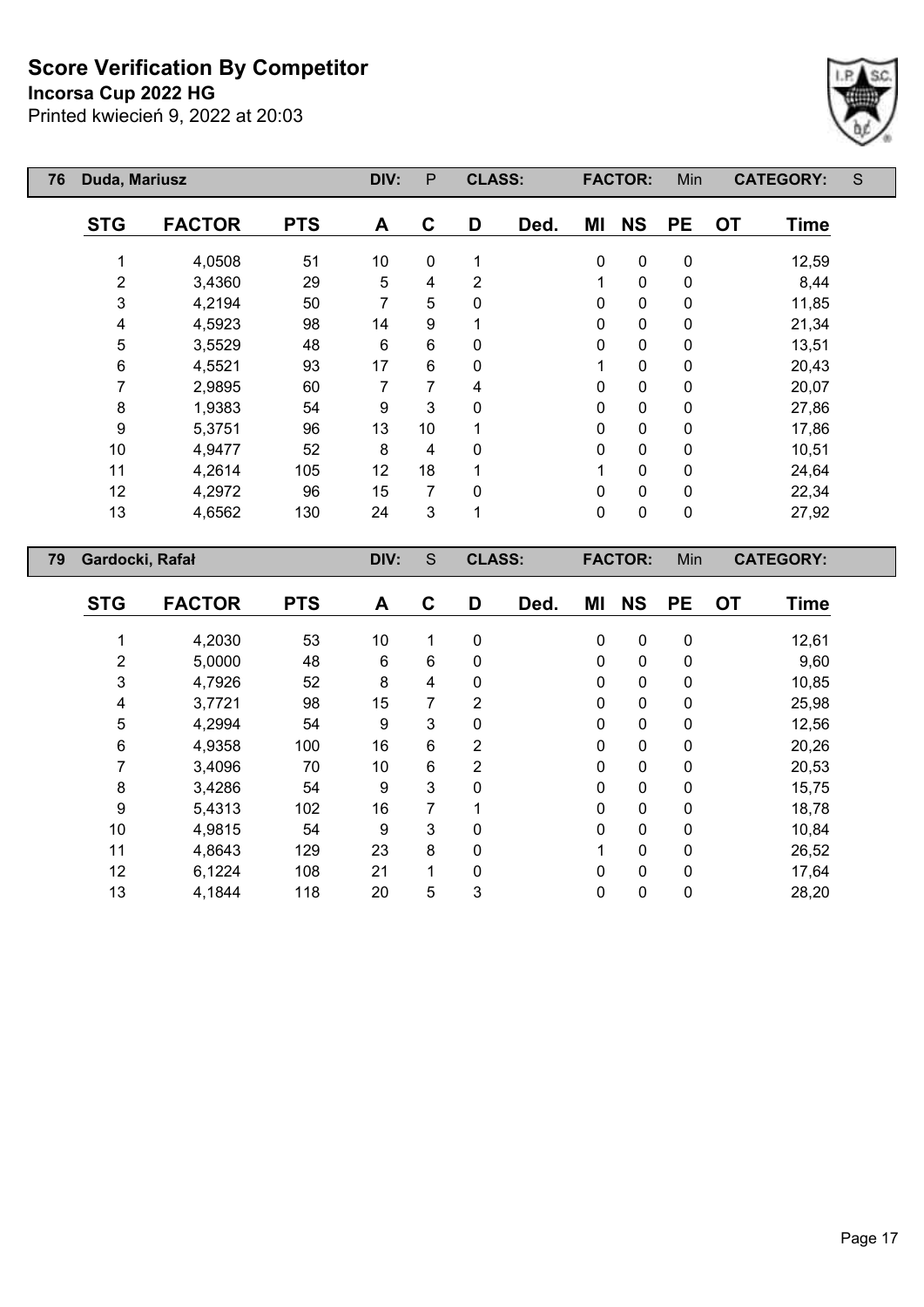# Score Verification By Competitor

**Incorsa Cup 2022 HG**

Printed kwiecień 9, 2022 at 20:03

| 76 | Duda, Mariusz | | DIV: | P | CLASS: | | FACTOR: | Min | | CATEGORY: | S |
|---|---|---|---|---|---|---|---|---|---|---|---|

| STG | FACTOR | PTS | A | C | D | Ded. | MI | NS | PE | OT | Time |
|---|---|---|---|---|---|---|---|---|---|---|---|
| 1 | 4,0508 | 51 | 10 | 0 | 1 | | 0 | 0 | 0 | | 12,59 |
| 2 | 3,4360 | 29 | 5 | 4 | 2 | | 1 | 0 | 0 | | 8,44 |
| 3 | 4,2194 | 50 | 7 | 5 | 0 | | 0 | 0 | 0 | | 11,85 |
| 4 | 4,5923 | 98 | 14 | 9 | 1 | | 0 | 0 | 0 | | 21,34 |
| 5 | 3,5529 | 48 | 6 | 6 | 0 | | 0 | 0 | 0 | | 13,51 |
| 6 | 4,5521 | 93 | 17 | 6 | 0 | | 1 | 0 | 0 | | 20,43 |
| 7 | 2,9895 | 60 | 7 | 7 | 4 | | 0 | 0 | 0 | | 20,07 |
| 8 | 1,9383 | 54 | 9 | 3 | 0 | | 0 | 0 | 0 | | 27,86 |
| 9 | 5,3751 | 96 | 13 | 10 | 1 | | 0 | 0 | 0 | | 17,86 |
| 10 | 4,9477 | 52 | 8 | 4 | 0 | | 0 | 0 | 0 | | 10,51 |
| 11 | 4,2614 | 105 | 12 | 18 | 1 | | 1 | 0 | 0 | | 24,64 |
| 12 | 4,2972 | 96 | 15 | 7 | 0 | | 0 | 0 | 0 | | 22,34 |
| 13 | 4,6562 | 130 | 24 | 3 | 1 | | 0 | 0 | 0 | | 27,92 |

| 79 | Gardocki, Rafał | | DIV: | S | CLASS: | | FACTOR: | Min | | CATEGORY: | |
|---|---|---|---|---|---|---|---|---|---|---|---|

| STG | FACTOR | PTS | A | C | D | Ded. | MI | NS | PE | OT | Time |
|---|---|---|---|---|---|---|---|---|---|---|---|
| 1 | 4,2030 | 53 | 10 | 1 | 0 | | 0 | 0 | 0 | | 12,61 |
| 2 | 5,0000 | 48 | 6 | 6 | 0 | | 0 | 0 | 0 | | 9,60 |
| 3 | 4,7926 | 52 | 8 | 4 | 0 | | 0 | 0 | 0 | | 10,85 |
| 4 | 3,7721 | 98 | 15 | 7 | 2 | | 0 | 0 | 0 | | 25,98 |
| 5 | 4,2994 | 54 | 9 | 3 | 0 | | 0 | 0 | 0 | | 12,56 |
| 6 | 4,9358 | 100 | 16 | 6 | 2 | | 0 | 0 | 0 | | 20,26 |
| 7 | 3,4096 | 70 | 10 | 6 | 2 | | 0 | 0 | 0 | | 20,53 |
| 8 | 3,4286 | 54 | 9 | 3 | 0 | | 0 | 0 | 0 | | 15,75 |
| 9 | 5,4313 | 102 | 16 | 7 | 1 | | 0 | 0 | 0 | | 18,78 |
| 10 | 4,9815 | 54 | 9 | 3 | 0 | | 0 | 0 | 0 | | 10,84 |
| 11 | 4,8643 | 129 | 23 | 8 | 0 | | 1 | 0 | 0 | | 26,52 |
| 12 | 6,1224 | 108 | 21 | 1 | 0 | | 0 | 0 | 0 | | 17,64 |
| 13 | 4,1844 | 118 | 20 | 5 | 3 | | 0 | 0 | 0 | | 28,20 |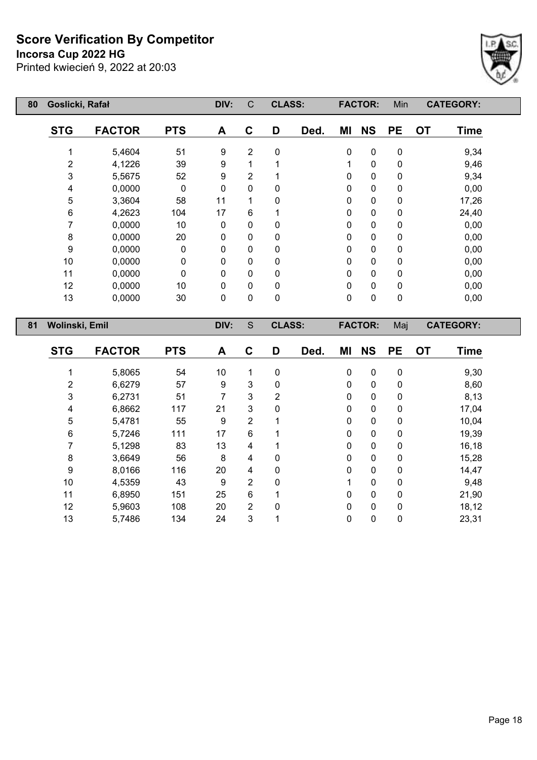# Score Verification By Competitor

**Incorsa Cup 2022 HG**

Printed kwiecień 9, 2022 at 20:03

| 80 | Goslicki, Rafał | | DIV: | C | CLASS: | | FACTOR: | Min | | CATEGORY: |
|---|---|---|---|---|---|---|---|---|---|---|

| STG | FACTOR | PTS | A | C | D | Ded. | MI | NS | PE | OT | Time |
|---|---|---|---|---|---|---|---|---|---|---|---|
| 1 | 5,4604 | 51 | 9 | 2 | 0 | | 0 | 0 | 0 | | 9,34 |
| 2 | 4,1226 | 39 | 9 | 1 | 1 | | 1 | 0 | 0 | | 9,46 |
| 3 | 5,5675 | 52 | 9 | 2 | 1 | | 0 | 0 | 0 | | 9,34 |
| 4 | 0,0000 | 0 | 0 | 0 | 0 | | 0 | 0 | 0 | | 0,00 |
| 5 | 3,3604 | 58 | 11 | 1 | 0 | | 0 | 0 | 0 | | 17,26 |
| 6 | 4,2623 | 104 | 17 | 6 | 1 | | 0 | 0 | 0 | | 24,40 |
| 7 | 0,0000 | 10 | 0 | 0 | 0 | | 0 | 0 | 0 | | 0,00 |
| 8 | 0,0000 | 20 | 0 | 0 | 0 | | 0 | 0 | 0 | | 0,00 |
| 9 | 0,0000 | 0 | 0 | 0 | 0 | | 0 | 0 | 0 | | 0,00 |
| 10 | 0,0000 | 0 | 0 | 0 | 0 | | 0 | 0 | 0 | | 0,00 |
| 11 | 0,0000 | 0 | 0 | 0 | 0 | | 0 | 0 | 0 | | 0,00 |
| 12 | 0,0000 | 10 | 0 | 0 | 0 | | 0 | 0 | 0 | | 0,00 |
| 13 | 0,0000 | 30 | 0 | 0 | 0 | | 0 | 0 | 0 | | 0,00 |

| 81 | Wolinski, Emil | | DIV: | S | CLASS: | | FACTOR: | Maj | | CATEGORY: |
|---|---|---|---|---|---|---|---|---|---|---|

| STG | FACTOR | PTS | A | C | D | Ded. | MI | NS | PE | OT | Time |
|---|---|---|---|---|---|---|---|---|---|---|---|
| 1 | 5,8065 | 54 | 10 | 1 | 0 | | 0 | 0 | 0 | | 9,30 |
| 2 | 6,6279 | 57 | 9 | 3 | 0 | | 0 | 0 | 0 | | 8,60 |
| 3 | 6,2731 | 51 | 7 | 3 | 2 | | 0 | 0 | 0 | | 8,13 |
| 4 | 6,8662 | 117 | 21 | 3 | 0 | | 0 | 0 | 0 | | 17,04 |
| 5 | 5,4781 | 55 | 9 | 2 | 1 | | 0 | 0 | 0 | | 10,04 |
| 6 | 5,7246 | 111 | 17 | 6 | 1 | | 0 | 0 | 0 | | 19,39 |
| 7 | 5,1298 | 83 | 13 | 4 | 1 | | 0 | 0 | 0 | | 16,18 |
| 8 | 3,6649 | 56 | 8 | 4 | 0 | | 0 | 0 | 0 | | 15,28 |
| 9 | 8,0166 | 116 | 20 | 4 | 0 | | 0 | 0 | 0 | | 14,47 |
| 10 | 4,5359 | 43 | 9 | 2 | 0 | | 1 | 0 | 0 | | 9,48 |
| 11 | 6,8950 | 151 | 25 | 6 | 1 | | 0 | 0 | 0 | | 21,90 |
| 12 | 5,9603 | 108 | 20 | 2 | 0 | | 0 | 0 | 0 | | 18,12 |
| 13 | 5,7486 | 134 | 24 | 3 | 1 | | 0 | 0 | 0 | | 23,31 |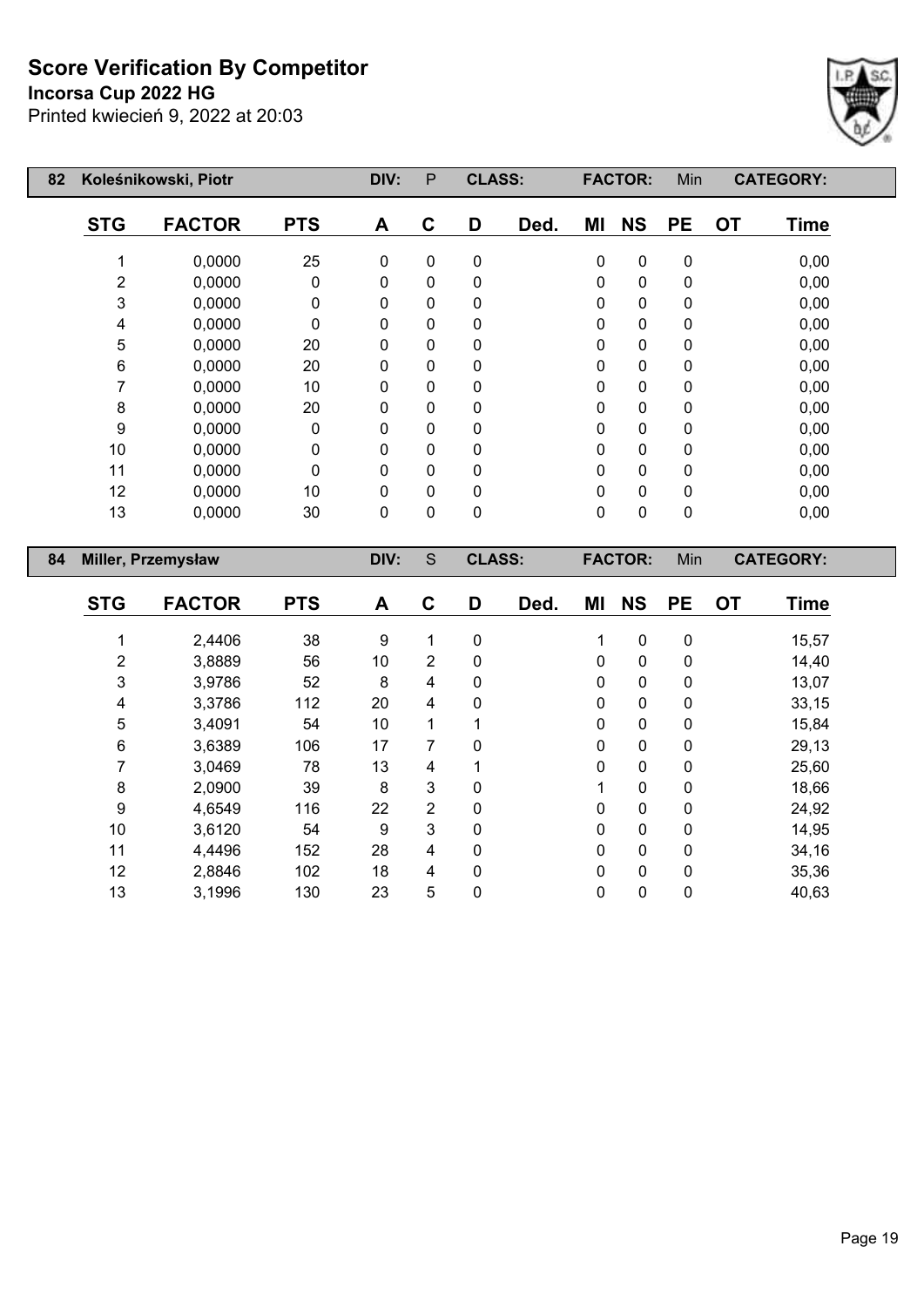# Score Verification By Competitor

**Incorsa Cup 2022 HG**

Printed kwiecień 9, 2022 at 20:03

| 82 | Koleśnikowski, Piotr | | DIV: | P | CLASS: | | FACTOR: | Min | | CATEGORY: | |
|---|---|---|---|---|---|---|---|---|---|---|---|

| STG | FACTOR | PTS | A | C | D | Ded. | MI | NS | PE | OT | Time |
|---|---|---|---|---|---|---|---|---|---|---|---|
| 1 | 0,0000 | 25 | 0 | 0 | 0 | | 0 | 0 | 0 | | 0,00 |
| 2 | 0,0000 | 0 | 0 | 0 | 0 | | 0 | 0 | 0 | | 0,00 |
| 3 | 0,0000 | 0 | 0 | 0 | 0 | | 0 | 0 | 0 | | 0,00 |
| 4 | 0,0000 | 0 | 0 | 0 | 0 | | 0 | 0 | 0 | | 0,00 |
| 5 | 0,0000 | 20 | 0 | 0 | 0 | | 0 | 0 | 0 | | 0,00 |
| 6 | 0,0000 | 20 | 0 | 0 | 0 | | 0 | 0 | 0 | | 0,00 |
| 7 | 0,0000 | 10 | 0 | 0 | 0 | | 0 | 0 | 0 | | 0,00 |
| 8 | 0,0000 | 20 | 0 | 0 | 0 | | 0 | 0 | 0 | | 0,00 |
| 9 | 0,0000 | 0 | 0 | 0 | 0 | | 0 | 0 | 0 | | 0,00 |
| 10 | 0,0000 | 0 | 0 | 0 | 0 | | 0 | 0 | 0 | | 0,00 |
| 11 | 0,0000 | 0 | 0 | 0 | 0 | | 0 | 0 | 0 | | 0,00 |
| 12 | 0,0000 | 10 | 0 | 0 | 0 | | 0 | 0 | 0 | | 0,00 |
| 13 | 0,0000 | 30 | 0 | 0 | 0 | | 0 | 0 | 0 | | 0,00 |

| 84 | Miller, Przemysław | | DIV: | S | CLASS: | | FACTOR: | Min | | CATEGORY: | |
|---|---|---|---|---|---|---|---|---|---|---|---|

| STG | FACTOR | PTS | A | C | D | Ded. | MI | NS | PE | OT | Time |
|---|---|---|---|---|---|---|---|---|---|---|---|
| 1 | 2,4406 | 38 | 9 | 1 | 0 | | 1 | 0 | 0 | | 15,57 |
| 2 | 3,8889 | 56 | 10 | 2 | 0 | | 0 | 0 | 0 | | 14,40 |
| 3 | 3,9786 | 52 | 8 | 4 | 0 | | 0 | 0 | 0 | | 13,07 |
| 4 | 3,3786 | 112 | 20 | 4 | 0 | | 0 | 0 | 0 | | 33,15 |
| 5 | 3,4091 | 54 | 10 | 1 | 1 | | 0 | 0 | 0 | | 15,84 |
| 6 | 3,6389 | 106 | 17 | 7 | 0 | | 0 | 0 | 0 | | 29,13 |
| 7 | 3,0469 | 78 | 13 | 4 | 1 | | 0 | 0 | 0 | | 25,60 |
| 8 | 2,0900 | 39 | 8 | 3 | 0 | | 1 | 0 | 0 | | 18,66 |
| 9 | 4,6549 | 116 | 22 | 2 | 0 | | 0 | 0 | 0 | | 24,92 |
| 10 | 3,6120 | 54 | 9 | 3 | 0 | | 0 | 0 | 0 | | 14,95 |
| 11 | 4,4496 | 152 | 28 | 4 | 0 | | 0 | 0 | 0 | | 34,16 |
| 12 | 2,8846 | 102 | 18 | 4 | 0 | | 0 | 0 | 0 | | 35,36 |
| 13 | 3,1996 | 130 | 23 | 5 | 0 | | 0 | 0 | 0 | | 40,63 |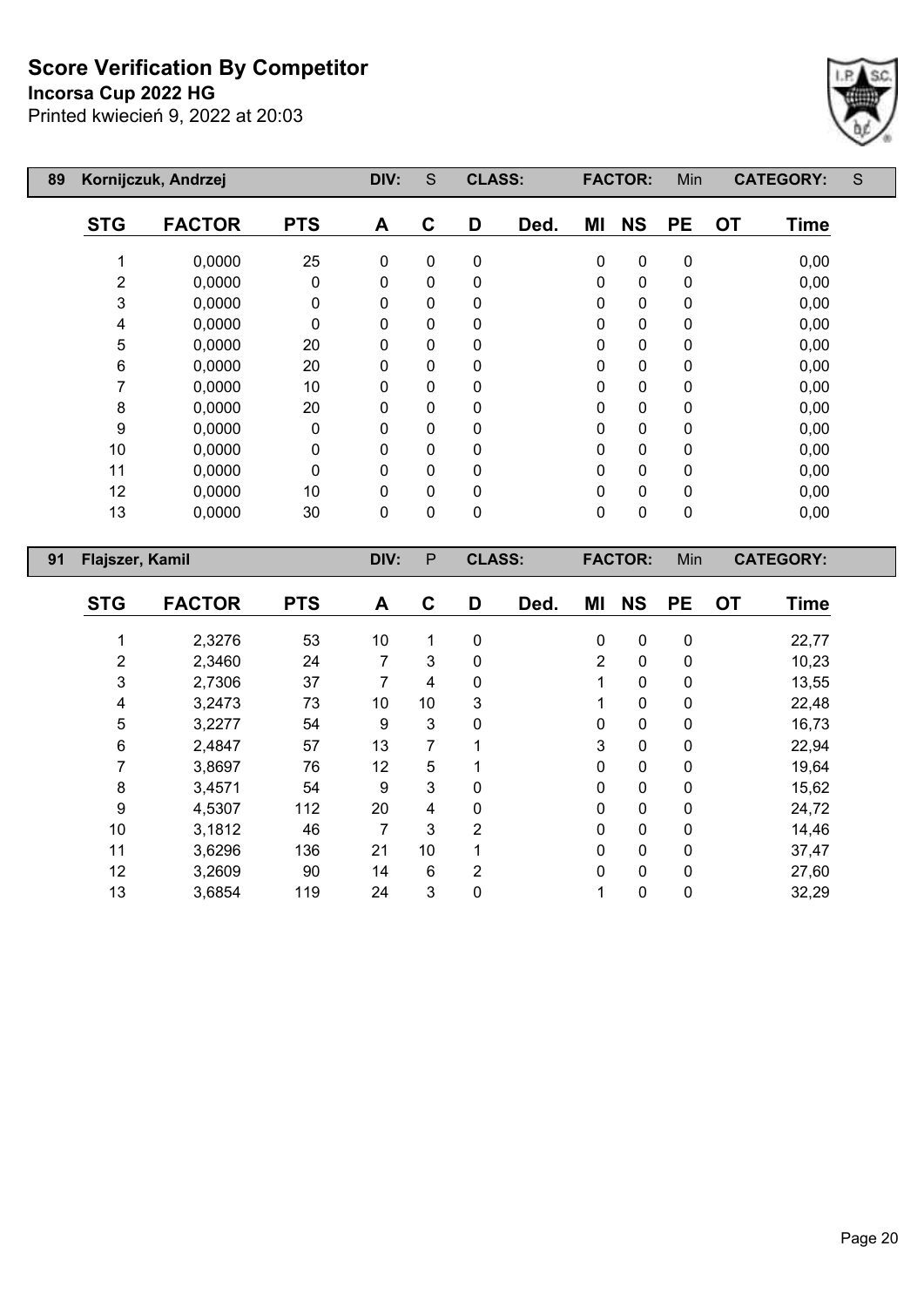# Score Verification By Competitor

**Incorsa Cup 2022 HG**

Printed kwiecień 9, 2022 at 20:03

| 89 | Kornijczuk, Andrzej | | DIV: | S | CLASS: | | FACTOR: | | Min | CATEGORY: | S |
|---|---|---|---|---|---|---|---|---|---|---|---|

| STG | FACTOR | PTS | A | C | D | Ded. | MI | NS | PE | OT | Time |
|---|---|---|---|---|---|---|---|---|---|---|---|
| 1 | 0,0000 | 25 | 0 | 0 | 0 | | 0 | 0 | 0 | | 0,00 |
| 2 | 0,0000 | 0 | 0 | 0 | 0 | | 0 | 0 | 0 | | 0,00 |
| 3 | 0,0000 | 0 | 0 | 0 | 0 | | 0 | 0 | 0 | | 0,00 |
| 4 | 0,0000 | 0 | 0 | 0 | 0 | | 0 | 0 | 0 | | 0,00 |
| 5 | 0,0000 | 20 | 0 | 0 | 0 | | 0 | 0 | 0 | | 0,00 |
| 6 | 0,0000 | 20 | 0 | 0 | 0 | | 0 | 0 | 0 | | 0,00 |
| 7 | 0,0000 | 10 | 0 | 0 | 0 | | 0 | 0 | 0 | | 0,00 |
| 8 | 0,0000 | 20 | 0 | 0 | 0 | | 0 | 0 | 0 | | 0,00 |
| 9 | 0,0000 | 0 | 0 | 0 | 0 | | 0 | 0 | 0 | | 0,00 |
| 10 | 0,0000 | 0 | 0 | 0 | 0 | | 0 | 0 | 0 | | 0,00 |
| 11 | 0,0000 | 0 | 0 | 0 | 0 | | 0 | 0 | 0 | | 0,00 |
| 12 | 0,0000 | 10 | 0 | 0 | 0 | | 0 | 0 | 0 | | 0,00 |
| 13 | 0,0000 | 30 | 0 | 0 | 0 | | 0 | 0 | 0 | | 0,00 |

| 91 | Flajszer, Kamil | | DIV: | P | CLASS: | | FACTOR: | | Min | CATEGORY: | |
|---|---|---|---|---|---|---|---|---|---|---|---|

| STG | FACTOR | PTS | A | C | D | Ded. | MI | NS | PE | OT | Time |
|---|---|---|---|---|---|---|---|---|---|---|---|
| 1 | 2,3276 | 53 | 10 | 1 | 0 | | 0 | 0 | 0 | | 22,77 |
| 2 | 2,3460 | 24 | 7 | 3 | 0 | | 2 | 0 | 0 | | 10,23 |
| 3 | 2,7306 | 37 | 7 | 4 | 0 | | 1 | 0 | 0 | | 13,55 |
| 4 | 3,2473 | 73 | 10 | 10 | 3 | | 1 | 0 | 0 | | 22,48 |
| 5 | 3,2277 | 54 | 9 | 3 | 0 | | 0 | 0 | 0 | | 16,73 |
| 6 | 2,4847 | 57 | 13 | 7 | 1 | | 3 | 0 | 0 | | 22,94 |
| 7 | 3,8697 | 76 | 12 | 5 | 1 | | 0 | 0 | 0 | | 19,64 |
| 8 | 3,4571 | 54 | 9 | 3 | 0 | | 0 | 0 | 0 | | 15,62 |
| 9 | 4,5307 | 112 | 20 | 4 | 0 | | 0 | 0 | 0 | | 24,72 |
| 10 | 3,1812 | 46 | 7 | 3 | 2 | | 0 | 0 | 0 | | 14,46 |
| 11 | 3,6296 | 136 | 21 | 10 | 1 | | 0 | 0 | 0 | | 37,47 |
| 12 | 3,2609 | 90 | 14 | 6 | 2 | | 0 | 0 | 0 | | 27,60 |
| 13 | 3,6854 | 119 | 24 | 3 | 0 | | 1 | 0 | 0 | | 32,29 |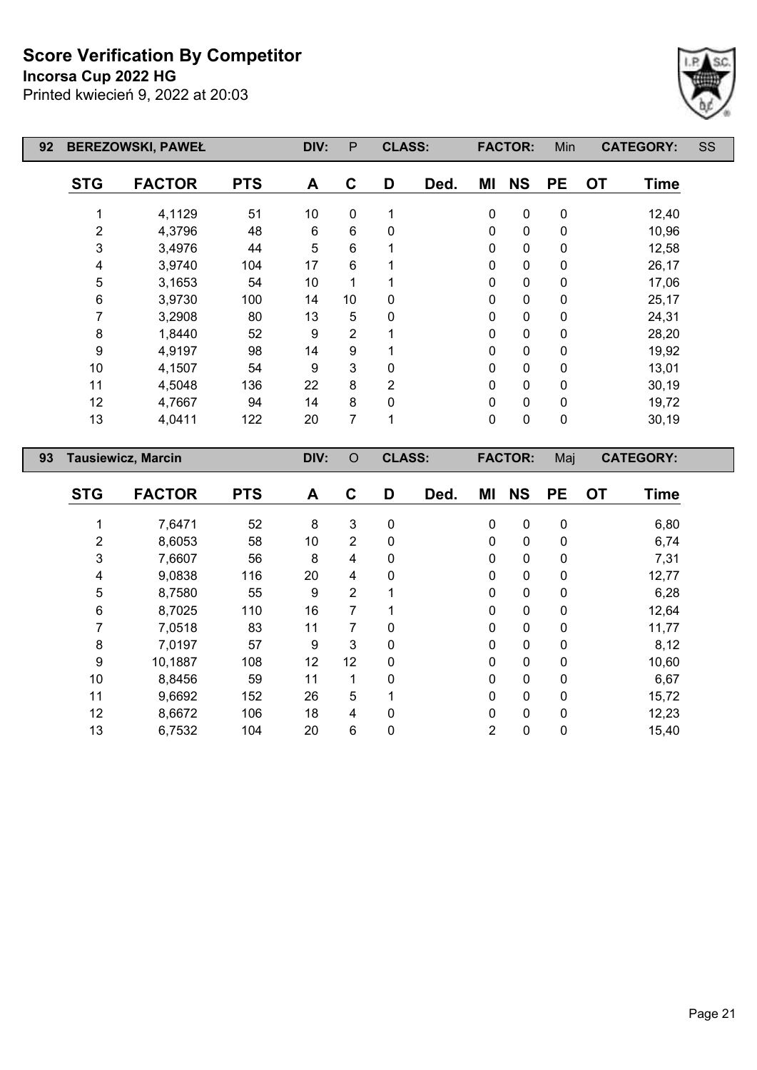# Score Verification By Competitor

**Incorsa Cup 2022 HG**

Printed kwiecień 9, 2022 at 20:03

| 92 | BEREZOWSKI, PAWEŁ | | DIV: | P | CLASS: | | FACTOR: | Min | | CATEGORY: | SS |
|---|---|---|---|---|---|---|---|---|---|---|---|

| STG | FACTOR | PTS | A | C | D | Ded. | MI | NS | PE | OT | Time |
|---|---|---|---|---|---|---|---|---|---|---|---|
| 1 | 4,1129 | 51 | 10 | 0 | 1 | | 0 | 0 | 0 | | 12,40 |
| 2 | 4,3796 | 48 | 6 | 6 | 0 | | 0 | 0 | 0 | | 10,96 |
| 3 | 3,4976 | 44 | 5 | 6 | 1 | | 0 | 0 | 0 | | 12,58 |
| 4 | 3,9740 | 104 | 17 | 6 | 1 | | 0 | 0 | 0 | | 26,17 |
| 5 | 3,1653 | 54 | 10 | 1 | 1 | | 0 | 0 | 0 | | 17,06 |
| 6 | 3,9730 | 100 | 14 | 10 | 0 | | 0 | 0 | 0 | | 25,17 |
| 7 | 3,2908 | 80 | 13 | 5 | 0 | | 0 | 0 | 0 | | 24,31 |
| 8 | 1,8440 | 52 | 9 | 2 | 1 | | 0 | 0 | 0 | | 28,20 |
| 9 | 4,9197 | 98 | 14 | 9 | 1 | | 0 | 0 | 0 | | 19,92 |
| 10 | 4,1507 | 54 | 9 | 3 | 0 | | 0 | 0 | 0 | | 13,01 |
| 11 | 4,5048 | 136 | 22 | 8 | 2 | | 0 | 0 | 0 | | 30,19 |
| 12 | 4,7667 | 94 | 14 | 8 | 0 | | 0 | 0 | 0 | | 19,72 |
| 13 | 4,0411 | 122 | 20 | 7 | 1 | | 0 | 0 | 0 | | 30,19 |

| 93 | Tausiewicz, Marcin | | DIV: | O | CLASS: | | FACTOR: | Maj | | CATEGORY: | |
|---|---|---|---|---|---|---|---|---|---|---|---|

| STG | FACTOR | PTS | A | C | D | Ded. | MI | NS | PE | OT | Time |
|---|---|---|---|---|---|---|---|---|---|---|---|
| 1 | 7,6471 | 52 | 8 | 3 | 0 | | 0 | 0 | 0 | | 6,80 |
| 2 | 8,6053 | 58 | 10 | 2 | 0 | | 0 | 0 | 0 | | 6,74 |
| 3 | 7,6607 | 56 | 8 | 4 | 0 | | 0 | 0 | 0 | | 7,31 |
| 4 | 9,0838 | 116 | 20 | 4 | 0 | | 0 | 0 | 0 | | 12,77 |
| 5 | 8,7580 | 55 | 9 | 2 | 1 | | 0 | 0 | 0 | | 6,28 |
| 6 | 8,7025 | 110 | 16 | 7 | 1 | | 0 | 0 | 0 | | 12,64 |
| 7 | 7,0518 | 83 | 11 | 7 | 0 | | 0 | 0 | 0 | | 11,77 |
| 8 | 7,0197 | 57 | 9 | 3 | 0 | | 0 | 0 | 0 | | 8,12 |
| 9 | 10,1887 | 108 | 12 | 12 | 0 | | 0 | 0 | 0 | | 10,60 |
| 10 | 8,8456 | 59 | 11 | 1 | 0 | | 0 | 0 | 0 | | 6,67 |
| 11 | 9,6692 | 152 | 26 | 5 | 1 | | 0 | 0 | 0 | | 15,72 |
| 12 | 8,6672 | 106 | 18 | 4 | 0 | | 0 | 0 | 0 | | 12,23 |
| 13 | 6,7532 | 104 | 20 | 6 | 0 | | 2 | 0 | 0 | | 15,40 |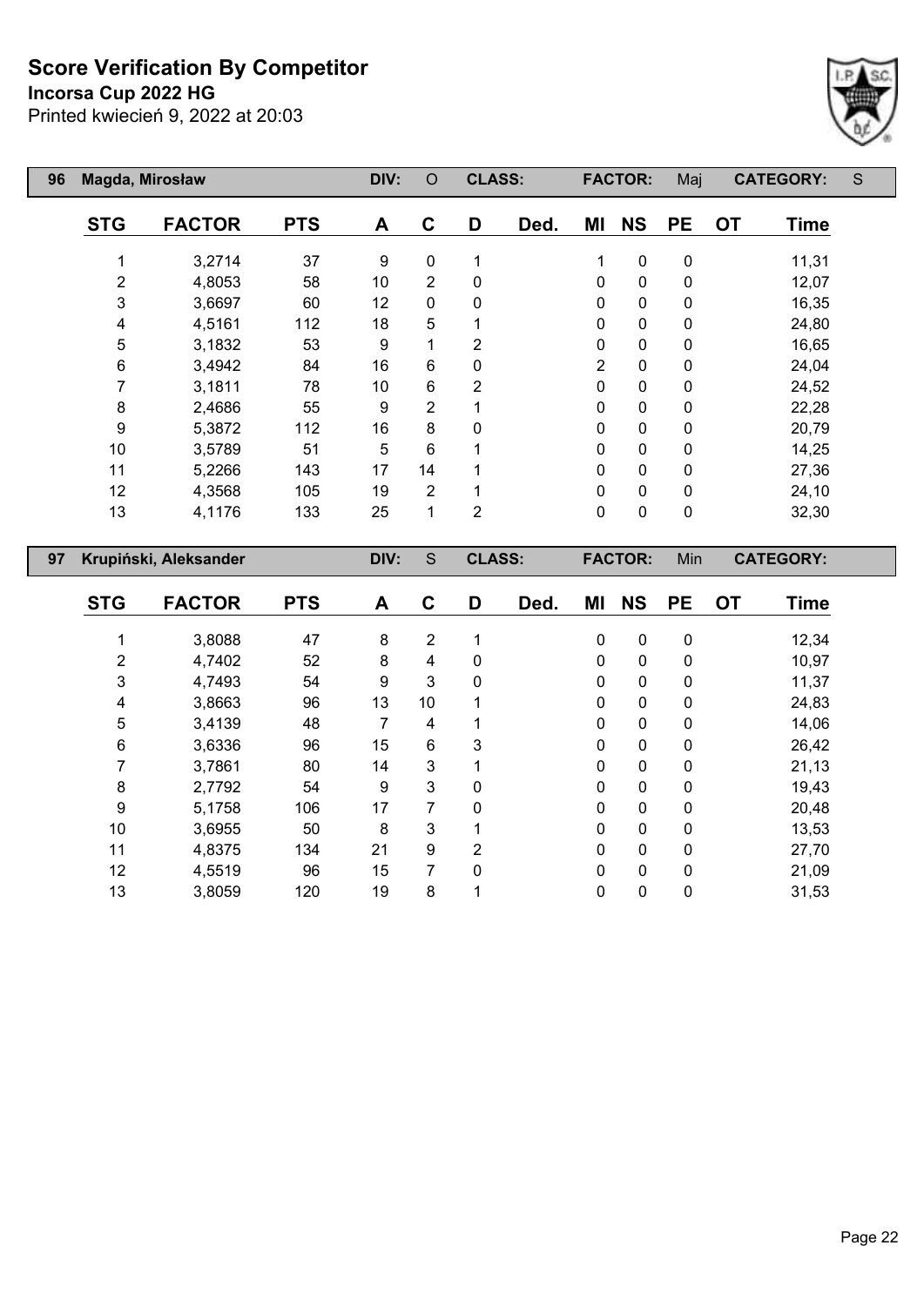# Score Verification By Competitor

**Incorsa Cup 2022 HG**

Printed kwiecień 9, 2022 at 20:03

**96 Magda, Mirosław** — DIV: O — CLASS: — FACTOR: Maj — CATEGORY: S

| STG | FACTOR | PTS | A | C | D | Ded. | MI | NS | PE | OT | Time |
|---|---|---|---|---|---|---|---|---|---|---|---|
| 1 | 3,2714 | 37 | 9 | 0 | 1 | | 1 | 0 | 0 | | 11,31 |
| 2 | 4,8053 | 58 | 10 | 2 | 0 | | 0 | 0 | 0 | | 12,07 |
| 3 | 3,6697 | 60 | 12 | 0 | 0 | | 0 | 0 | 0 | | 16,35 |
| 4 | 4,5161 | 112 | 18 | 5 | 1 | | 0 | 0 | 0 | | 24,80 |
| 5 | 3,1832 | 53 | 9 | 1 | 2 | | 0 | 0 | 0 | | 16,65 |
| 6 | 3,4942 | 84 | 16 | 6 | 0 | | 2 | 0 | 0 | | 24,04 |
| 7 | 3,1811 | 78 | 10 | 6 | 2 | | 0 | 0 | 0 | | 24,52 |
| 8 | 2,4686 | 55 | 9 | 2 | 1 | | 0 | 0 | 0 | | 22,28 |
| 9 | 5,3872 | 112 | 16 | 8 | 0 | | 0 | 0 | 0 | | 20,79 |
| 10 | 3,5789 | 51 | 5 | 6 | 1 | | 0 | 0 | 0 | | 14,25 |
| 11 | 5,2266 | 143 | 17 | 14 | 1 | | 0 | 0 | 0 | | 27,36 |
| 12 | 4,3568 | 105 | 19 | 2 | 1 | | 0 | 0 | 0 | | 24,10 |
| 13 | 4,1176 | 133 | 25 | 1 | 2 | | 0 | 0 | 0 | | 32,30 |

**97 Krupiński, Aleksander** — DIV: S — CLASS: — FACTOR: Min — CATEGORY:

| STG | FACTOR | PTS | A | C | D | Ded. | MI | NS | PE | OT | Time |
|---|---|---|---|---|---|---|---|---|---|---|---|
| 1 | 3,8088 | 47 | 8 | 2 | 1 | | 0 | 0 | 0 | | 12,34 |
| 2 | 4,7402 | 52 | 8 | 4 | 0 | | 0 | 0 | 0 | | 10,97 |
| 3 | 4,7493 | 54 | 9 | 3 | 0 | | 0 | 0 | 0 | | 11,37 |
| 4 | 3,8663 | 96 | 13 | 10 | 1 | | 0 | 0 | 0 | | 24,83 |
| 5 | 3,4139 | 48 | 7 | 4 | 1 | | 0 | 0 | 0 | | 14,06 |
| 6 | 3,6336 | 96 | 15 | 6 | 3 | | 0 | 0 | 0 | | 26,42 |
| 7 | 3,7861 | 80 | 14 | 3 | 1 | | 0 | 0 | 0 | | 21,13 |
| 8 | 2,7792 | 54 | 9 | 3 | 0 | | 0 | 0 | 0 | | 19,43 |
| 9 | 5,1758 | 106 | 17 | 7 | 0 | | 0 | 0 | 0 | | 20,48 |
| 10 | 3,6955 | 50 | 8 | 3 | 1 | | 0 | 0 | 0 | | 13,53 |
| 11 | 4,8375 | 134 | 21 | 9 | 2 | | 0 | 0 | 0 | | 27,70 |
| 12 | 4,5519 | 96 | 15 | 7 | 0 | | 0 | 0 | 0 | | 21,09 |
| 13 | 3,8059 | 120 | 19 | 8 | 1 | | 0 | 0 | 0 | | 31,53 |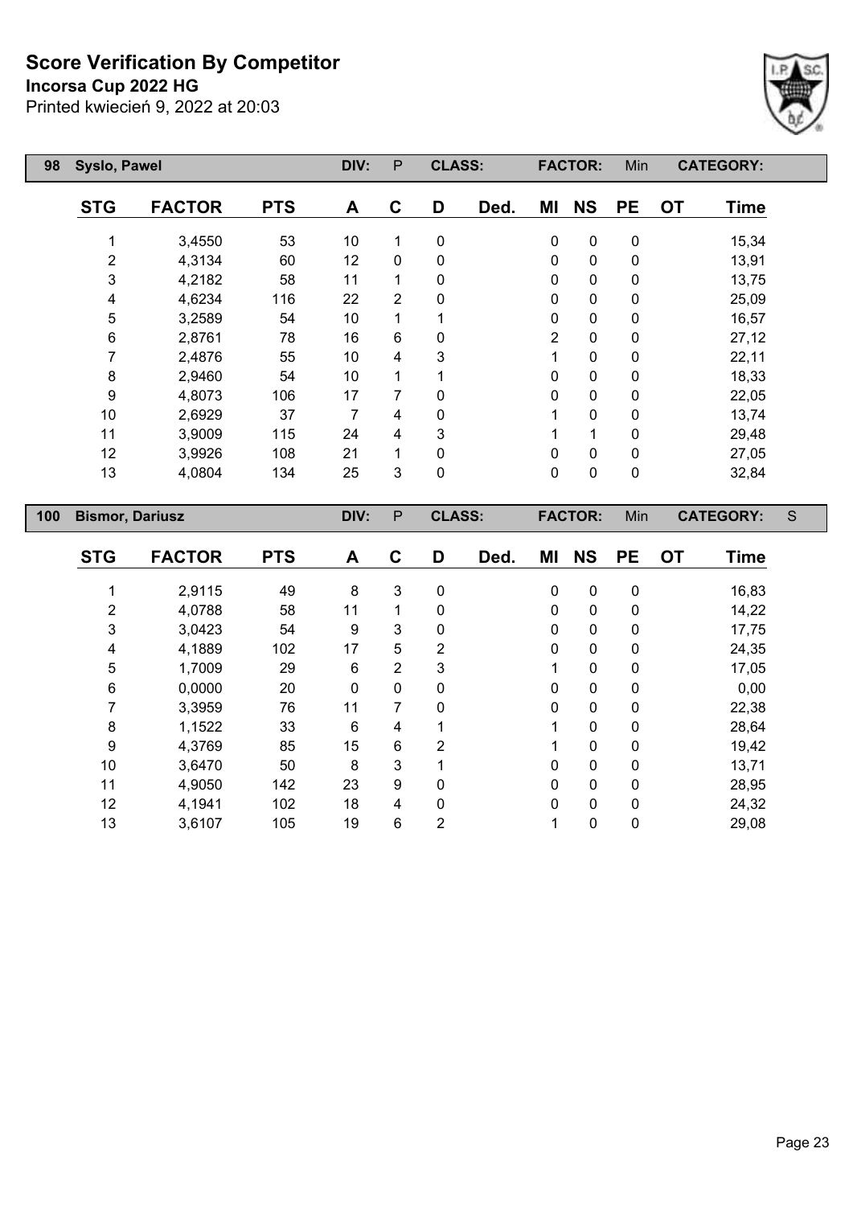# Score Verification By Competitor

**Incorsa Cup 2022 HG**

Printed kwiecień 9, 2022 at 20:03

| 98 | Syslo, Pawel | | DIV: | P | CLASS: | | FACTOR: | | Min | | CATEGORY: |
|---|---|---|---|---|---|---|---|---|---|---|---|

| STG | FACTOR | PTS | A | C | D | Ded. | MI | NS | PE | OT | Time |
|---|---|---|---|---|---|---|---|---|---|---|---|
| 1 | 3,4550 | 53 | 10 | 1 | 0 | | 0 | 0 | 0 | | 15,34 |
| 2 | 4,3134 | 60 | 12 | 0 | 0 | | 0 | 0 | 0 | | 13,91 |
| 3 | 4,2182 | 58 | 11 | 1 | 0 | | 0 | 0 | 0 | | 13,75 |
| 4 | 4,6234 | 116 | 22 | 2 | 0 | | 0 | 0 | 0 | | 25,09 |
| 5 | 3,2589 | 54 | 10 | 1 | 1 | | 0 | 0 | 0 | | 16,57 |
| 6 | 2,8761 | 78 | 16 | 6 | 0 | | 2 | 0 | 0 | | 27,12 |
| 7 | 2,4876 | 55 | 10 | 4 | 3 | | 1 | 0 | 0 | | 22,11 |
| 8 | 2,9460 | 54 | 10 | 1 | 1 | | 0 | 0 | 0 | | 18,33 |
| 9 | 4,8073 | 106 | 17 | 7 | 0 | | 0 | 0 | 0 | | 22,05 |
| 10 | 2,6929 | 37 | 7 | 4 | 0 | | 1 | 0 | 0 | | 13,74 |
| 11 | 3,9009 | 115 | 24 | 4 | 3 | | 1 | 1 | 0 | | 29,48 |
| 12 | 3,9926 | 108 | 21 | 1 | 0 | | 0 | 0 | 0 | | 27,05 |
| 13 | 4,0804 | 134 | 25 | 3 | 0 | | 0 | 0 | 0 | | 32,84 |

| 100 | Bismor, Dariusz | | DIV: | P | CLASS: | | FACTOR: | | Min | | CATEGORY: | S |
|---|---|---|---|---|---|---|---|---|---|---|---|---|

| STG | FACTOR | PTS | A | C | D | Ded. | MI | NS | PE | OT | Time |
|---|---|---|---|---|---|---|---|---|---|---|---|
| 1 | 2,9115 | 49 | 8 | 3 | 0 | | 0 | 0 | 0 | | 16,83 |
| 2 | 4,0788 | 58 | 11 | 1 | 0 | | 0 | 0 | 0 | | 14,22 |
| 3 | 3,0423 | 54 | 9 | 3 | 0 | | 0 | 0 | 0 | | 17,75 |
| 4 | 4,1889 | 102 | 17 | 5 | 2 | | 0 | 0 | 0 | | 24,35 |
| 5 | 1,7009 | 29 | 6 | 2 | 3 | | 1 | 0 | 0 | | 17,05 |
| 6 | 0,0000 | 20 | 0 | 0 | 0 | | 0 | 0 | 0 | | 0,00 |
| 7 | 3,3959 | 76 | 11 | 7 | 0 | | 0 | 0 | 0 | | 22,38 |
| 8 | 1,1522 | 33 | 6 | 4 | 1 | | 1 | 0 | 0 | | 28,64 |
| 9 | 4,3769 | 85 | 15 | 6 | 2 | | 1 | 0 | 0 | | 19,42 |
| 10 | 3,6470 | 50 | 8 | 3 | 1 | | 0 | 0 | 0 | | 13,71 |
| 11 | 4,9050 | 142 | 23 | 9 | 0 | | 0 | 0 | 0 | | 28,95 |
| 12 | 4,1941 | 102 | 18 | 4 | 0 | | 0 | 0 | 0 | | 24,32 |
| 13 | 3,6107 | 105 | 19 | 6 | 2 | | 1 | 0 | 0 | | 29,08 |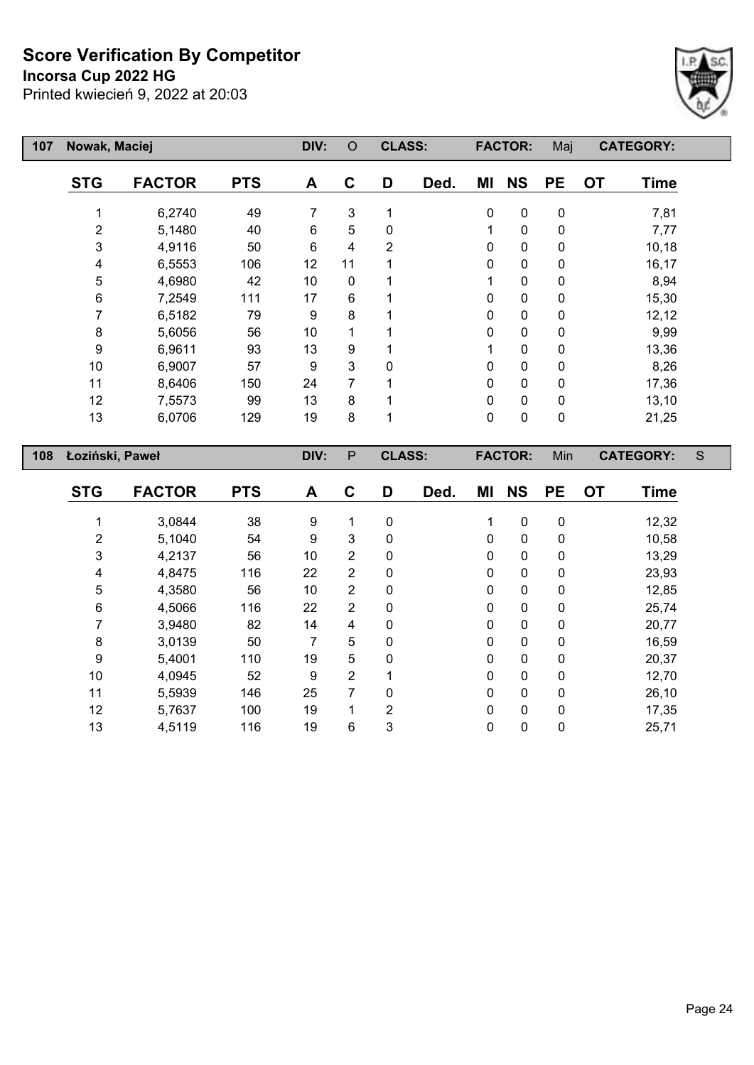# Score Verification By Competitor

**Incorsa Cup 2022 HG**

Printed kwiecień 9, 2022 at 20:03

| 107 | Nowak, Maciej | | DIV: | O | CLASS: | | FACTOR: | | Maj | CATEGORY: | |
|---|---|---|---|---|---|---|---|---|---|---|---|
| | **STG** | **FACTOR** | **PTS** | **A** | **C** | **D** | **Ded.** | **MI** | **NS** | **PE** | **OT** | **Time** |
| | 1 | 6,2740 | 49 | 7 | 3 | 1 | | 0 | 0 | 0 | | 7,81 |
| | 2 | 5,1480 | 40 | 6 | 5 | 0 | | 1 | 0 | 0 | | 7,77 |
| | 3 | 4,9116 | 50 | 6 | 4 | 2 | | 0 | 0 | 0 | | 10,18 |
| | 4 | 6,5553 | 106 | 12 | 11 | 1 | | 0 | 0 | 0 | | 16,17 |
| | 5 | 4,6980 | 42 | 10 | 0 | 1 | | 1 | 0 | 0 | | 8,94 |
| | 6 | 7,2549 | 111 | 17 | 6 | 1 | | 0 | 0 | 0 | | 15,30 |
| | 7 | 6,5182 | 79 | 9 | 8 | 1 | | 0 | 0 | 0 | | 12,12 |
| | 8 | 5,6056 | 56 | 10 | 1 | 1 | | 0 | 0 | 0 | | 9,99 |
| | 9 | 6,9611 | 93 | 13 | 9 | 1 | | 1 | 0 | 0 | | 13,36 |
| | 10 | 6,9007 | 57 | 9 | 3 | 0 | | 0 | 0 | 0 | | 8,26 |
| | 11 | 8,6406 | 150 | 24 | 7 | 1 | | 0 | 0 | 0 | | 17,36 |
| | 12 | 7,5573 | 99 | 13 | 8 | 1 | | 0 | 0 | 0 | | 13,10 |
| | 13 | 6,0706 | 129 | 19 | 8 | 1 | | 0 | 0 | 0 | | 21,25 |

| 108 | Łoziński, Paweł | | DIV: | P | CLASS: | | FACTOR: | | Min | CATEGORY: | S |
|---|---|---|---|---|---|---|---|---|---|---|---|
| | **STG** | **FACTOR** | **PTS** | **A** | **C** | **D** | **Ded.** | **MI** | **NS** | **PE** | **OT** | **Time** |
| | 1 | 3,0844 | 38 | 9 | 1 | 0 | | 1 | 0 | 0 | | 12,32 |
| | 2 | 5,1040 | 54 | 9 | 3 | 0 | | 0 | 0 | 0 | | 10,58 |
| | 3 | 4,2137 | 56 | 10 | 2 | 0 | | 0 | 0 | 0 | | 13,29 |
| | 4 | 4,8475 | 116 | 22 | 2 | 0 | | 0 | 0 | 0 | | 23,93 |
| | 5 | 4,3580 | 56 | 10 | 2 | 0 | | 0 | 0 | 0 | | 12,85 |
| | 6 | 4,5066 | 116 | 22 | 2 | 0 | | 0 | 0 | 0 | | 25,74 |
| | 7 | 3,9480 | 82 | 14 | 4 | 0 | | 0 | 0 | 0 | | 20,77 |
| | 8 | 3,0139 | 50 | 7 | 5 | 0 | | 0 | 0 | 0 | | 16,59 |
| | 9 | 5,4001 | 110 | 19 | 5 | 0 | | 0 | 0 | 0 | | 20,37 |
| | 10 | 4,0945 | 52 | 9 | 2 | 1 | | 0 | 0 | 0 | | 12,70 |
| | 11 | 5,5939 | 146 | 25 | 7 | 0 | | 0 | 0 | 0 | | 26,10 |
| | 12 | 5,7637 | 100 | 19 | 1 | 2 | | 0 | 0 | 0 | | 17,35 |
| | 13 | 4,5119 | 116 | 19 | 6 | 3 | | 0 | 0 | 0 | | 25,71 |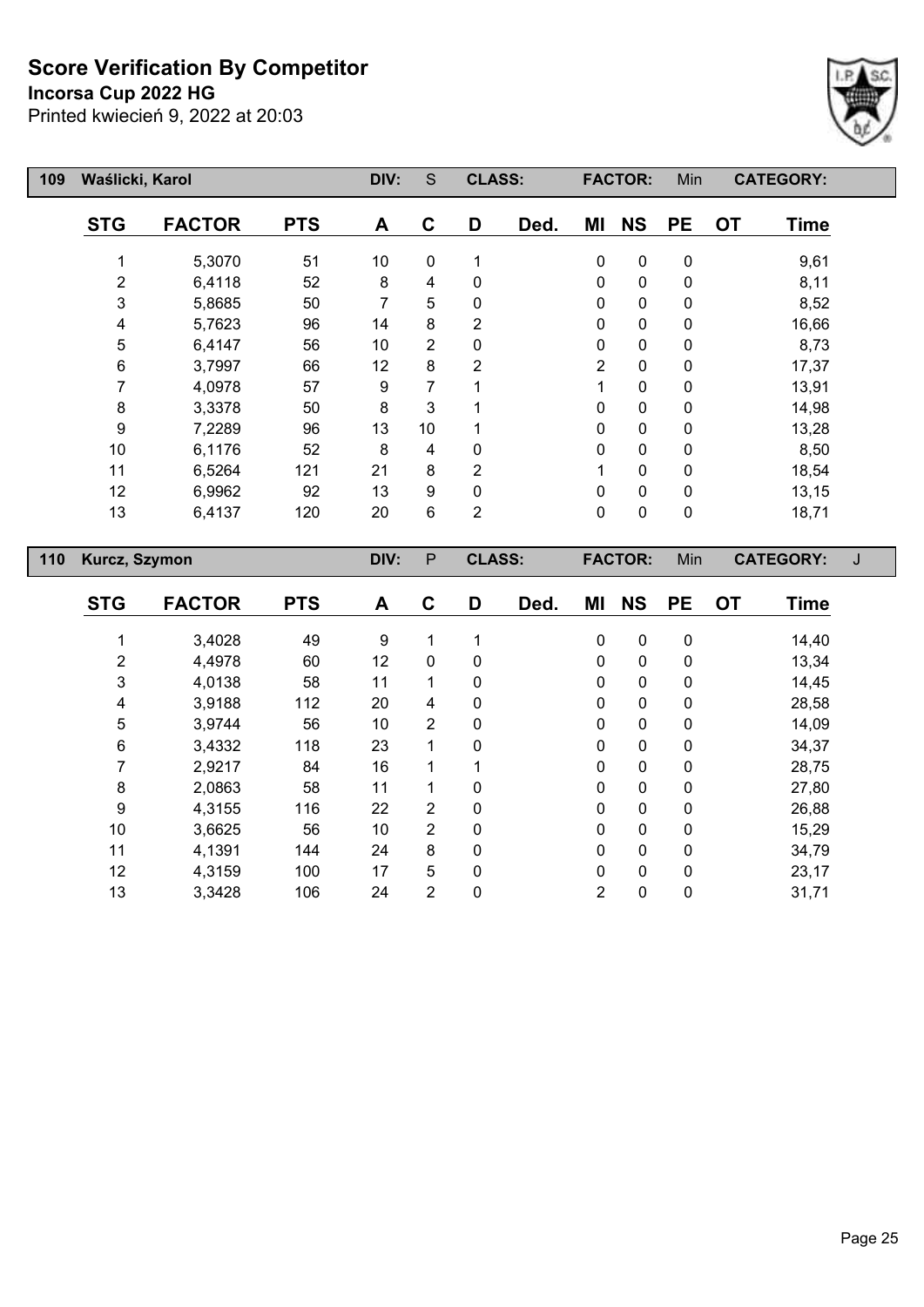# Score Verification By Competitor

**Incorsa Cup 2022 HG**

Printed kwiecień 9, 2022 at 20:03

| 109 | Waślicki, Karol | | DIV: | S | CLASS: | | FACTOR: | | Min | CATEGORY: | |
|---|---|---|---|---|---|---|---|---|---|---|---|

| STG | FACTOR | PTS | A | C | D | Ded. | MI | NS | PE | OT | Time |
|---|---|---|---|---|---|---|---|---|---|---|---|
| 1 | 5,3070 | 51 | 10 | 0 | 1 | | 0 | 0 | 0 | | 9,61 |
| 2 | 6,4118 | 52 | 8 | 4 | 0 | | 0 | 0 | 0 | | 8,11 |
| 3 | 5,8685 | 50 | 7 | 5 | 0 | | 0 | 0 | 0 | | 8,52 |
| 4 | 5,7623 | 96 | 14 | 8 | 2 | | 0 | 0 | 0 | | 16,66 |
| 5 | 6,4147 | 56 | 10 | 2 | 0 | | 0 | 0 | 0 | | 8,73 |
| 6 | 3,7997 | 66 | 12 | 8 | 2 | | 2 | 0 | 0 | | 17,37 |
| 7 | 4,0978 | 57 | 9 | 7 | 1 | | 1 | 0 | 0 | | 13,91 |
| 8 | 3,3378 | 50 | 8 | 3 | 1 | | 0 | 0 | 0 | | 14,98 |
| 9 | 7,2289 | 96 | 13 | 10 | 1 | | 0 | 0 | 0 | | 13,28 |
| 10 | 6,1176 | 52 | 8 | 4 | 0 | | 0 | 0 | 0 | | 8,50 |
| 11 | 6,5264 | 121 | 21 | 8 | 2 | | 1 | 0 | 0 | | 18,54 |
| 12 | 6,9962 | 92 | 13 | 9 | 0 | | 0 | 0 | 0 | | 13,15 |
| 13 | 6,4137 | 120 | 20 | 6 | 2 | | 0 | 0 | 0 | | 18,71 |

| 110 | Kurcz, Szymon | | DIV: | P | CLASS: | | FACTOR: | | Min | CATEGORY: | J |
|---|---|---|---|---|---|---|---|---|---|---|---|

| STG | FACTOR | PTS | A | C | D | Ded. | MI | NS | PE | OT | Time |
|---|---|---|---|---|---|---|---|---|---|---|---|
| 1 | 3,4028 | 49 | 9 | 1 | 1 | | 0 | 0 | 0 | | 14,40 |
| 2 | 4,4978 | 60 | 12 | 0 | 0 | | 0 | 0 | 0 | | 13,34 |
| 3 | 4,0138 | 58 | 11 | 1 | 0 | | 0 | 0 | 0 | | 14,45 |
| 4 | 3,9188 | 112 | 20 | 4 | 0 | | 0 | 0 | 0 | | 28,58 |
| 5 | 3,9744 | 56 | 10 | 2 | 0 | | 0 | 0 | 0 | | 14,09 |
| 6 | 3,4332 | 118 | 23 | 1 | 0 | | 0 | 0 | 0 | | 34,37 |
| 7 | 2,9217 | 84 | 16 | 1 | 1 | | 0 | 0 | 0 | | 28,75 |
| 8 | 2,0863 | 58 | 11 | 1 | 0 | | 0 | 0 | 0 | | 27,80 |
| 9 | 4,3155 | 116 | 22 | 2 | 0 | | 0 | 0 | 0 | | 26,88 |
| 10 | 3,6625 | 56 | 10 | 2 | 0 | | 0 | 0 | 0 | | 15,29 |
| 11 | 4,1391 | 144 | 24 | 8 | 0 | | 0 | 0 | 0 | | 34,79 |
| 12 | 4,3159 | 100 | 17 | 5 | 0 | | 0 | 0 | 0 | | 23,17 |
| 13 | 3,3428 | 106 | 24 | 2 | 0 | | 2 | 0 | 0 | | 31,71 |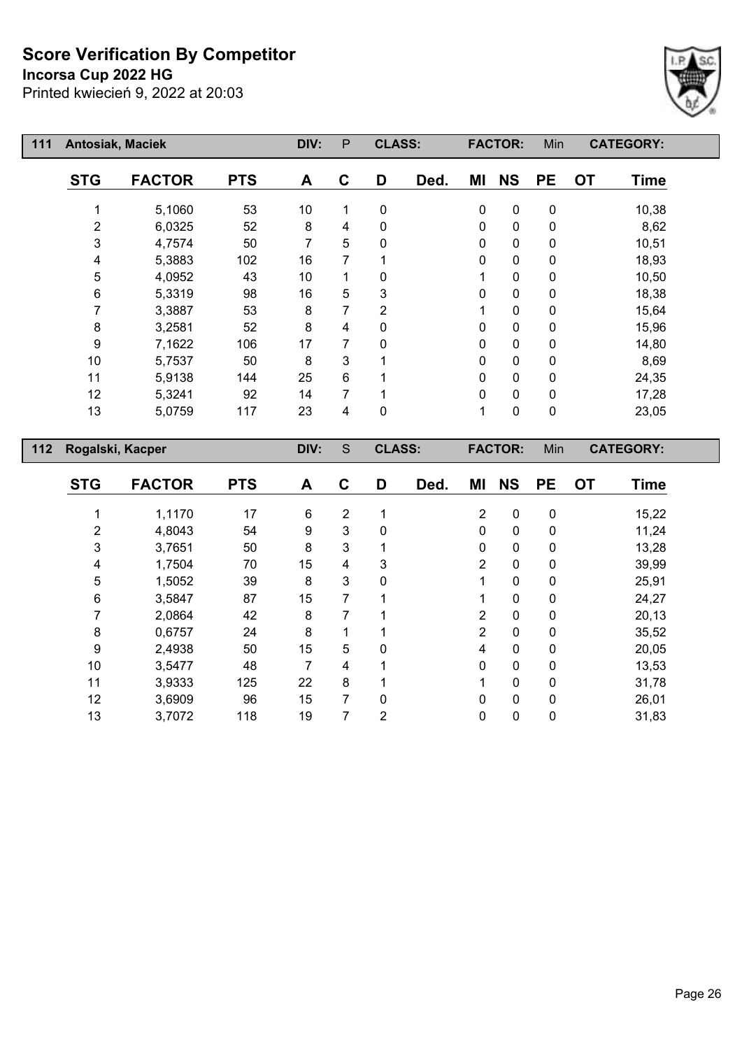# Score Verification By Competitor

**Incorsa Cup 2022 HG**

Printed kwiecień 9, 2022 at 20:03

| 111 | Antosiak, Maciek | | DIV: | P | CLASS: | | FACTOR: | | Min | CATEGORY: |
|---|---|---|---|---|---|---|---|---|---|---|
| **STG** | **FACTOR** | **PTS** | **A** | **C** | **D** | **Ded.** | **MI** | **NS** | **PE** | **OT** | **Time** |

| STG | FACTOR | PTS | A | C | D | Ded. | MI | NS | PE | OT | Time |
|---|---|---|---|---|---|---|---|---|---|---|---|
| 1 | 5,1060 | 53 | 10 | 1 | 0 | | 0 | 0 | 0 | | 10,38 |
| 2 | 6,0325 | 52 | 8 | 4 | 0 | | 0 | 0 | 0 | | 8,62 |
| 3 | 4,7574 | 50 | 7 | 5 | 0 | | 0 | 0 | 0 | | 10,51 |
| 4 | 5,3883 | 102 | 16 | 7 | 1 | | 0 | 0 | 0 | | 18,93 |
| 5 | 4,0952 | 43 | 10 | 1 | 0 | | 1 | 0 | 0 | | 10,50 |
| 6 | 5,3319 | 98 | 16 | 5 | 3 | | 0 | 0 | 0 | | 18,38 |
| 7 | 3,3887 | 53 | 8 | 7 | 2 | | 1 | 0 | 0 | | 15,64 |
| 8 | 3,2581 | 52 | 8 | 4 | 0 | | 0 | 0 | 0 | | 15,96 |
| 9 | 7,1622 | 106 | 17 | 7 | 0 | | 0 | 0 | 0 | | 14,80 |
| 10 | 5,7537 | 50 | 8 | 3 | 1 | | 0 | 0 | 0 | | 8,69 |
| 11 | 5,9138 | 144 | 25 | 6 | 1 | | 0 | 0 | 0 | | 24,35 |
| 12 | 5,3241 | 92 | 14 | 7 | 1 | | 0 | 0 | 0 | | 17,28 |
| 13 | 5,0759 | 117 | 23 | 4 | 0 | | 1 | 0 | 0 | | 23,05 |

| 112 | Rogalski, Kacper | | DIV: | S | CLASS: | | FACTOR: | | Min | CATEGORY: |
|---|---|---|---|---|---|---|---|---|---|---|

| STG | FACTOR | PTS | A | C | D | Ded. | MI | NS | PE | OT | Time |
|---|---|---|---|---|---|---|---|---|---|---|---|
| 1 | 1,1170 | 17 | 6 | 2 | 1 | | 2 | 0 | 0 | | 15,22 |
| 2 | 4,8043 | 54 | 9 | 3 | 0 | | 0 | 0 | 0 | | 11,24 |
| 3 | 3,7651 | 50 | 8 | 3 | 1 | | 0 | 0 | 0 | | 13,28 |
| 4 | 1,7504 | 70 | 15 | 4 | 3 | | 2 | 0 | 0 | | 39,99 |
| 5 | 1,5052 | 39 | 8 | 3 | 0 | | 1 | 0 | 0 | | 25,91 |
| 6 | 3,5847 | 87 | 15 | 7 | 1 | | 1 | 0 | 0 | | 24,27 |
| 7 | 2,0864 | 42 | 8 | 7 | 1 | | 2 | 0 | 0 | | 20,13 |
| 8 | 0,6757 | 24 | 8 | 1 | 1 | | 2 | 0 | 0 | | 35,52 |
| 9 | 2,4938 | 50 | 15 | 5 | 0 | | 4 | 0 | 0 | | 20,05 |
| 10 | 3,5477 | 48 | 7 | 4 | 1 | | 0 | 0 | 0 | | 13,53 |
| 11 | 3,9333 | 125 | 22 | 8 | 1 | | 1 | 0 | 0 | | 31,78 |
| 12 | 3,6909 | 96 | 15 | 7 | 0 | | 0 | 0 | 0 | | 26,01 |
| 13 | 3,7072 | 118 | 19 | 7 | 2 | | 0 | 0 | 0 | | 31,83 |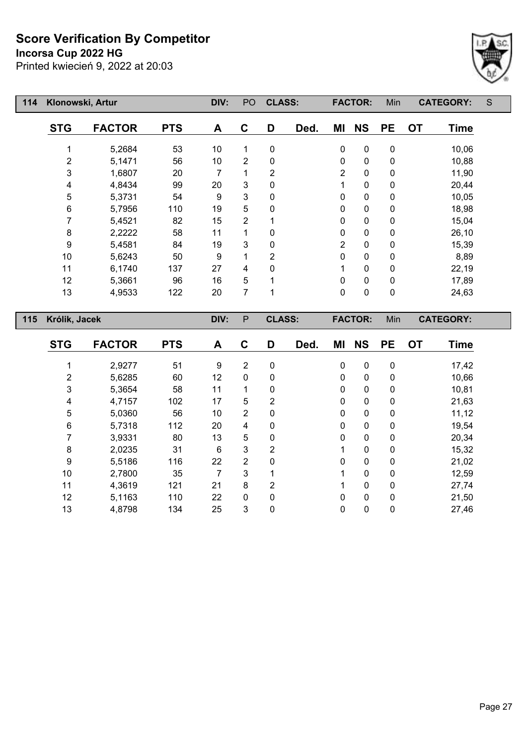# Score Verification By Competitor

**Incorsa Cup 2022 HG**

Printed kwiecień 9, 2022 at 20:03

| 114 | Klonowski, Artur | | DIV: | PO | CLASS: | | FACTOR: | | Min | | CATEGORY: | S |
|---|---|---|---|---|---|---|---|---|---|---|---|---|

| STG | FACTOR | PTS | A | C | D | Ded. | MI | NS | PE | OT | Time |
|---|---|---|---|---|---|---|---|---|---|---|---|
| 1 | 5,2684 | 53 | 10 | 1 | 0 | | 0 | 0 | 0 | | 10,06 |
| 2 | 5,1471 | 56 | 10 | 2 | 0 | | 0 | 0 | 0 | | 10,88 |
| 3 | 1,6807 | 20 | 7 | 1 | 2 | | 2 | 0 | 0 | | 11,90 |
| 4 | 4,8434 | 99 | 20 | 3 | 0 | | 1 | 0 | 0 | | 20,44 |
| 5 | 5,3731 | 54 | 9 | 3 | 0 | | 0 | 0 | 0 | | 10,05 |
| 6 | 5,7956 | 110 | 19 | 5 | 0 | | 0 | 0 | 0 | | 18,98 |
| 7 | 5,4521 | 82 | 15 | 2 | 1 | | 0 | 0 | 0 | | 15,04 |
| 8 | 2,2222 | 58 | 11 | 1 | 0 | | 0 | 0 | 0 | | 26,10 |
| 9 | 5,4581 | 84 | 19 | 3 | 0 | | 2 | 0 | 0 | | 15,39 |
| 10 | 5,6243 | 50 | 9 | 1 | 2 | | 0 | 0 | 0 | | 8,89 |
| 11 | 6,1740 | 137 | 27 | 4 | 0 | | 1 | 0 | 0 | | 22,19 |
| 12 | 5,3661 | 96 | 16 | 5 | 1 | | 0 | 0 | 0 | | 17,89 |
| 13 | 4,9533 | 122 | 20 | 7 | 1 | | 0 | 0 | 0 | | 24,63 |

| 115 | Królik, Jacek | | DIV: | P | CLASS: | | FACTOR: | | Min | | CATEGORY: | |
|---|---|---|---|---|---|---|---|---|---|---|---|---|

| STG | FACTOR | PTS | A | C | D | Ded. | MI | NS | PE | OT | Time |
|---|---|---|---|---|---|---|---|---|---|---|---|
| 1 | 2,9277 | 51 | 9 | 2 | 0 | | 0 | 0 | 0 | | 17,42 |
| 2 | 5,6285 | 60 | 12 | 0 | 0 | | 0 | 0 | 0 | | 10,66 |
| 3 | 5,3654 | 58 | 11 | 1 | 0 | | 0 | 0 | 0 | | 10,81 |
| 4 | 4,7157 | 102 | 17 | 5 | 2 | | 0 | 0 | 0 | | 21,63 |
| 5 | 5,0360 | 56 | 10 | 2 | 0 | | 0 | 0 | 0 | | 11,12 |
| 6 | 5,7318 | 112 | 20 | 4 | 0 | | 0 | 0 | 0 | | 19,54 |
| 7 | 3,9331 | 80 | 13 | 5 | 0 | | 0 | 0 | 0 | | 20,34 |
| 8 | 2,0235 | 31 | 6 | 3 | 2 | | 1 | 0 | 0 | | 15,32 |
| 9 | 5,5186 | 116 | 22 | 2 | 0 | | 0 | 0 | 0 | | 21,02 |
| 10 | 2,7800 | 35 | 7 | 3 | 1 | | 1 | 0 | 0 | | 12,59 |
| 11 | 4,3619 | 121 | 21 | 8 | 2 | | 1 | 0 | 0 | | 27,74 |
| 12 | 5,1163 | 110 | 22 | 0 | 0 | | 0 | 0 | 0 | | 21,50 |
| 13 | 4,8798 | 134 | 25 | 3 | 0 | | 0 | 0 | 0 | | 27,46 |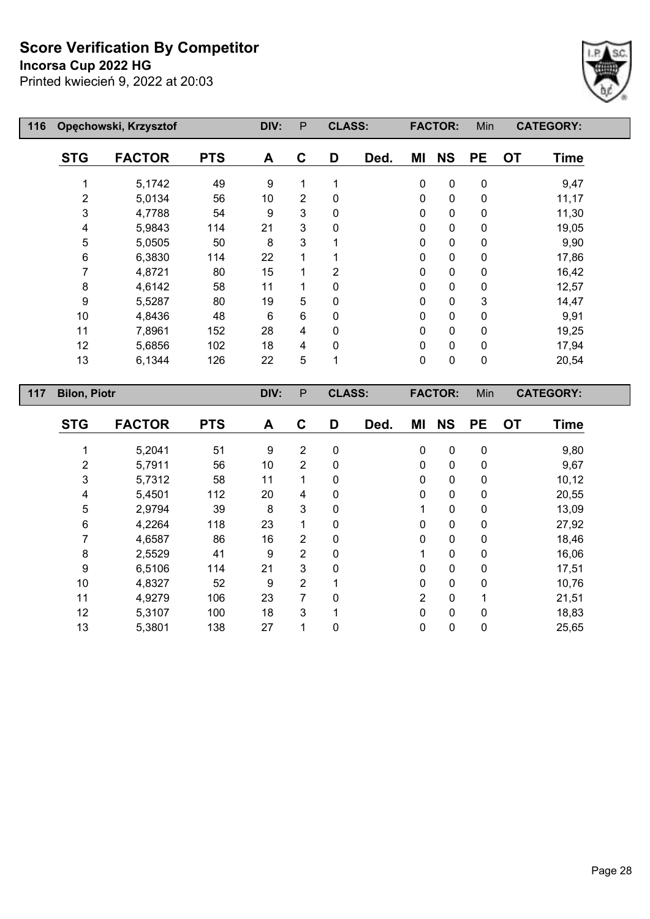# Score Verification By Competitor

**Incorsa Cup 2022 HG**

Printed kwiecień 9, 2022 at 20:03

| 116 | Opęchowski, Krzysztof | DIV: | P | CLASS: | | FACTOR: | Min | CATEGORY: |
|---|---|---|---|---|---|---|---|---|

| STG | FACTOR | PTS | A | C | D | Ded. | MI | NS | PE | OT | Time |
|---|---|---|---|---|---|---|---|---|---|---|---|
| 1 | 5,1742 | 49 | 9 | 1 | 1 | | 0 | 0 | 0 | | 9,47 |
| 2 | 5,0134 | 56 | 10 | 2 | 0 | | 0 | 0 | 0 | | 11,17 |
| 3 | 4,7788 | 54 | 9 | 3 | 0 | | 0 | 0 | 0 | | 11,30 |
| 4 | 5,9843 | 114 | 21 | 3 | 0 | | 0 | 0 | 0 | | 19,05 |
| 5 | 5,0505 | 50 | 8 | 3 | 1 | | 0 | 0 | 0 | | 9,90 |
| 6 | 6,3830 | 114 | 22 | 1 | 1 | | 0 | 0 | 0 | | 17,86 |
| 7 | 4,8721 | 80 | 15 | 1 | 2 | | 0 | 0 | 0 | | 16,42 |
| 8 | 4,6142 | 58 | 11 | 1 | 0 | | 0 | 0 | 0 | | 12,57 |
| 9 | 5,5287 | 80 | 19 | 5 | 0 | | 0 | 0 | 3 | | 14,47 |
| 10 | 4,8436 | 48 | 6 | 6 | 0 | | 0 | 0 | 0 | | 9,91 |
| 11 | 7,8961 | 152 | 28 | 4 | 0 | | 0 | 0 | 0 | | 19,25 |
| 12 | 5,6856 | 102 | 18 | 4 | 0 | | 0 | 0 | 0 | | 17,94 |
| 13 | 6,1344 | 126 | 22 | 5 | 1 | | 0 | 0 | 0 | | 20,54 |

| 117 | Bilon, Piotr | DIV: | P | CLASS: | | FACTOR: | Min | CATEGORY: |
|---|---|---|---|---|---|---|---|---|

| STG | FACTOR | PTS | A | C | D | Ded. | MI | NS | PE | OT | Time |
|---|---|---|---|---|---|---|---|---|---|---|---|
| 1 | 5,2041 | 51 | 9 | 2 | 0 | | 0 | 0 | 0 | | 9,80 |
| 2 | 5,7911 | 56 | 10 | 2 | 0 | | 0 | 0 | 0 | | 9,67 |
| 3 | 5,7312 | 58 | 11 | 1 | 0 | | 0 | 0 | 0 | | 10,12 |
| 4 | 5,4501 | 112 | 20 | 4 | 0 | | 0 | 0 | 0 | | 20,55 |
| 5 | 2,9794 | 39 | 8 | 3 | 0 | | 1 | 0 | 0 | | 13,09 |
| 6 | 4,2264 | 118 | 23 | 1 | 0 | | 0 | 0 | 0 | | 27,92 |
| 7 | 4,6587 | 86 | 16 | 2 | 0 | | 0 | 0 | 0 | | 18,46 |
| 8 | 2,5529 | 41 | 9 | 2 | 0 | | 1 | 0 | 0 | | 16,06 |
| 9 | 6,5106 | 114 | 21 | 3 | 0 | | 0 | 0 | 0 | | 17,51 |
| 10 | 4,8327 | 52 | 9 | 2 | 1 | | 0 | 0 | 0 | | 10,76 |
| 11 | 4,9279 | 106 | 23 | 7 | 0 | | 2 | 0 | 1 | | 21,51 |
| 12 | 5,3107 | 100 | 18 | 3 | 1 | | 0 | 0 | 0 | | 18,83 |
| 13 | 5,3801 | 138 | 27 | 1 | 0 | | 0 | 0 | 0 | | 25,65 |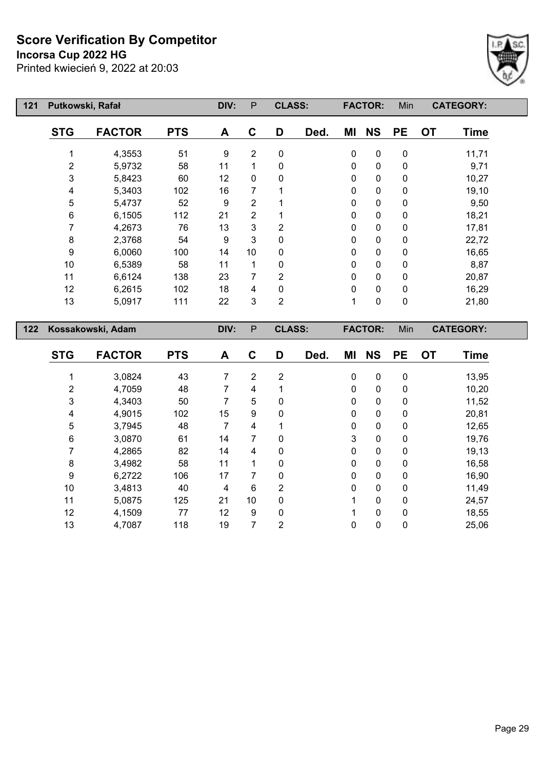# Score Verification By Competitor

**Incorsa Cup 2022 HG**

Printed kwiecień 9, 2022 at 20:03

| 121 | Putkowski, Rafał | | DIV: | P | CLASS: | | FACTOR: | | Min | CATEGORY: | |
|---|---|---|---|---|---|---|---|---|---|---|---|
| **STG** | **FACTOR** | **PTS** | **A** | **C** | **D** | **Ded.** | **MI** | **NS** | **PE** | **OT** | **Time** |
| 1 | 4,3553 | 51 | 9 | 2 | 0 | | 0 | 0 | 0 | | 11,71 |
| 2 | 5,9732 | 58 | 11 | 1 | 0 | | 0 | 0 | 0 | | 9,71 |
| 3 | 5,8423 | 60 | 12 | 0 | 0 | | 0 | 0 | 0 | | 10,27 |
| 4 | 5,3403 | 102 | 16 | 7 | 1 | | 0 | 0 | 0 | | 19,10 |
| 5 | 5,4737 | 52 | 9 | 2 | 1 | | 0 | 0 | 0 | | 9,50 |
| 6 | 6,1505 | 112 | 21 | 2 | 1 | | 0 | 0 | 0 | | 18,21 |
| 7 | 4,2673 | 76 | 13 | 3 | 2 | | 0 | 0 | 0 | | 17,81 |
| 8 | 2,3768 | 54 | 9 | 3 | 0 | | 0 | 0 | 0 | | 22,72 |
| 9 | 6,0060 | 100 | 14 | 10 | 0 | | 0 | 0 | 0 | | 16,65 |
| 10 | 6,5389 | 58 | 11 | 1 | 0 | | 0 | 0 | 0 | | 8,87 |
| 11 | 6,6124 | 138 | 23 | 7 | 2 | | 0 | 0 | 0 | | 20,87 |
| 12 | 6,2615 | 102 | 18 | 4 | 0 | | 0 | 0 | 0 | | 16,29 |
| 13 | 5,0917 | 111 | 22 | 3 | 2 | | 1 | 0 | 0 | | 21,80 |

| 122 | Kossakowski, Adam | | DIV: | P | CLASS: | | FACTOR: | | Min | CATEGORY: | |
|---|---|---|---|---|---|---|---|---|---|---|---|
| **STG** | **FACTOR** | **PTS** | **A** | **C** | **D** | **Ded.** | **MI** | **NS** | **PE** | **OT** | **Time** |
| 1 | 3,0824 | 43 | 7 | 2 | 2 | | 0 | 0 | 0 | | 13,95 |
| 2 | 4,7059 | 48 | 7 | 4 | 1 | | 0 | 0 | 0 | | 10,20 |
| 3 | 4,3403 | 50 | 7 | 5 | 0 | | 0 | 0 | 0 | | 11,52 |
| 4 | 4,9015 | 102 | 15 | 9 | 0 | | 0 | 0 | 0 | | 20,81 |
| 5 | 3,7945 | 48 | 7 | 4 | 1 | | 0 | 0 | 0 | | 12,65 |
| 6 | 3,0870 | 61 | 14 | 7 | 0 | | 3 | 0 | 0 | | 19,76 |
| 7 | 4,2865 | 82 | 14 | 4 | 0 | | 0 | 0 | 0 | | 19,13 |
| 8 | 3,4982 | 58 | 11 | 1 | 0 | | 0 | 0 | 0 | | 16,58 |
| 9 | 6,2722 | 106 | 17 | 7 | 0 | | 0 | 0 | 0 | | 16,90 |
| 10 | 3,4813 | 40 | 4 | 6 | 2 | | 0 | 0 | 0 | | 11,49 |
| 11 | 5,0875 | 125 | 21 | 10 | 0 | | 1 | 0 | 0 | | 24,57 |
| 12 | 4,1509 | 77 | 12 | 9 | 0 | | 1 | 0 | 0 | | 18,55 |
| 13 | 4,7087 | 118 | 19 | 7 | 2 | | 0 | 0 | 0 | | 25,06 |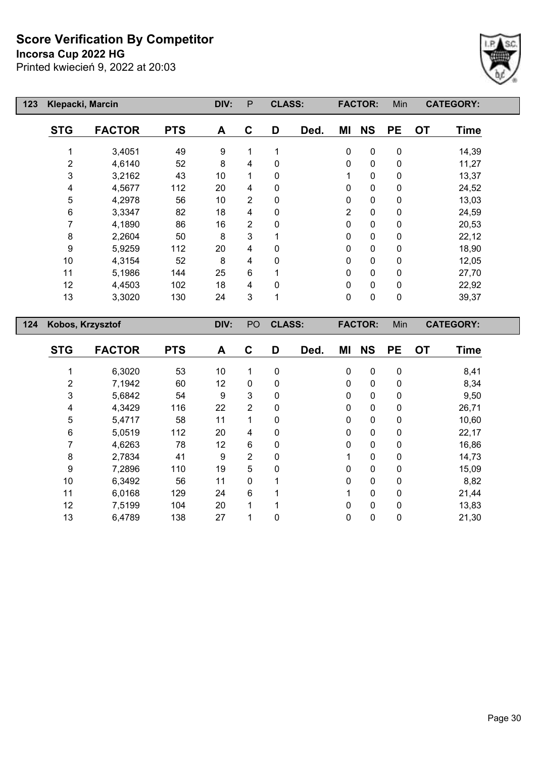# Score Verification By Competitor

**Incorsa Cup 2022 HG**

Printed kwiecień 9, 2022 at 20:03

| 123 | Klepacki, Marcin | | DIV: | P | CLASS: | | FACTOR: | | Min | CATEGORY: | |
|---|---|---|---|---|---|---|---|---|---|---|---|
| STG | FACTOR | PTS | A | C | D | Ded. | MI | NS | PE | OT | Time |
| 1 | 3,4051 | 49 | 9 | 1 | 1 | | 0 | 0 | 0 | | 14,39 |
| 2 | 4,6140 | 52 | 8 | 4 | 0 | | 0 | 0 | 0 | | 11,27 |
| 3 | 3,2162 | 43 | 10 | 1 | 0 | | 1 | 0 | 0 | | 13,37 |
| 4 | 4,5677 | 112 | 20 | 4 | 0 | | 0 | 0 | 0 | | 24,52 |
| 5 | 4,2978 | 56 | 10 | 2 | 0 | | 0 | 0 | 0 | | 13,03 |
| 6 | 3,3347 | 82 | 18 | 4 | 0 | | 2 | 0 | 0 | | 24,59 |
| 7 | 4,1890 | 86 | 16 | 2 | 0 | | 0 | 0 | 0 | | 20,53 |
| 8 | 2,2604 | 50 | 8 | 3 | 1 | | 0 | 0 | 0 | | 22,12 |
| 9 | 5,9259 | 112 | 20 | 4 | 0 | | 0 | 0 | 0 | | 18,90 |
| 10 | 4,3154 | 52 | 8 | 4 | 0 | | 0 | 0 | 0 | | 12,05 |
| 11 | 5,1986 | 144 | 25 | 6 | 1 | | 0 | 0 | 0 | | 27,70 |
| 12 | 4,4503 | 102 | 18 | 4 | 0 | | 0 | 0 | 0 | | 22,92 |
| 13 | 3,3020 | 130 | 24 | 3 | 1 | | 0 | 0 | 0 | | 39,37 |

| 124 | Kobos, Krzysztof | | DIV: | PO | CLASS: | | FACTOR: | | Min | CATEGORY: | |
|---|---|---|---|---|---|---|---|---|---|---|---|
| STG | FACTOR | PTS | A | C | D | Ded. | MI | NS | PE | OT | Time |
| 1 | 6,3020 | 53 | 10 | 1 | 0 | | 0 | 0 | 0 | | 8,41 |
| 2 | 7,1942 | 60 | 12 | 0 | 0 | | 0 | 0 | 0 | | 8,34 |
| 3 | 5,6842 | 54 | 9 | 3 | 0 | | 0 | 0 | 0 | | 9,50 |
| 4 | 4,3429 | 116 | 22 | 2 | 0 | | 0 | 0 | 0 | | 26,71 |
| 5 | 5,4717 | 58 | 11 | 1 | 0 | | 0 | 0 | 0 | | 10,60 |
| 6 | 5,0519 | 112 | 20 | 4 | 0 | | 0 | 0 | 0 | | 22,17 |
| 7 | 4,6263 | 78 | 12 | 6 | 0 | | 0 | 0 | 0 | | 16,86 |
| 8 | 2,7834 | 41 | 9 | 2 | 0 | | 1 | 0 | 0 | | 14,73 |
| 9 | 7,2896 | 110 | 19 | 5 | 0 | | 0 | 0 | 0 | | 15,09 |
| 10 | 6,3492 | 56 | 11 | 0 | 1 | | 0 | 0 | 0 | | 8,82 |
| 11 | 6,0168 | 129 | 24 | 6 | 1 | | 1 | 0 | 0 | | 21,44 |
| 12 | 7,5199 | 104 | 20 | 1 | 1 | | 0 | 0 | 0 | | 13,83 |
| 13 | 6,4789 | 138 | 27 | 1 | 0 | | 0 | 0 | 0 | | 21,30 |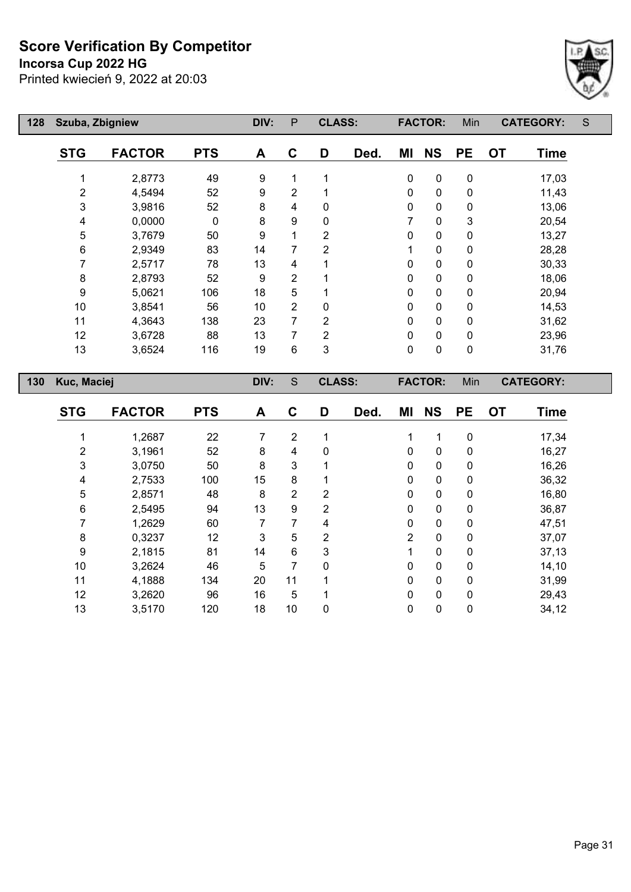# Score Verification By Competitor

**Incorsa Cup 2022 HG**

Printed kwiecień 9, 2022 at 20:03

| 128 | Szuba, Zbigniew | | DIV: | P | CLASS: | | FACTOR: | | Min | CATEGORY: | S |
|---|---|---|---|---|---|---|---|---|---|---|---|
| **STG** | **FACTOR** | **PTS** | **A** | **C** | **D** | **Ded.** | **MI** | **NS** | **PE** | **OT** | **Time** |
| 1 | 2,8773 | 49 | 9 | 1 | 1 | | 0 | 0 | 0 | | 17,03 |
| 2 | 4,5494 | 52 | 9 | 2 | 1 | | 0 | 0 | 0 | | 11,43 |
| 3 | 3,9816 | 52 | 8 | 4 | 0 | | 0 | 0 | 0 | | 13,06 |
| 4 | 0,0000 | 0 | 8 | 9 | 0 | | 7 | 0 | 3 | | 20,54 |
| 5 | 3,7679 | 50 | 9 | 1 | 2 | | 0 | 0 | 0 | | 13,27 |
| 6 | 2,9349 | 83 | 14 | 7 | 2 | | 1 | 0 | 0 | | 28,28 |
| 7 | 2,5717 | 78 | 13 | 4 | 1 | | 0 | 0 | 0 | | 30,33 |
| 8 | 2,8793 | 52 | 9 | 2 | 1 | | 0 | 0 | 0 | | 18,06 |
| 9 | 5,0621 | 106 | 18 | 5 | 1 | | 0 | 0 | 0 | | 20,94 |
| 10 | 3,8541 | 56 | 10 | 2 | 0 | | 0 | 0 | 0 | | 14,53 |
| 11 | 4,3643 | 138 | 23 | 7 | 2 | | 0 | 0 | 0 | | 31,62 |
| 12 | 3,6728 | 88 | 13 | 7 | 2 | | 0 | 0 | 0 | | 23,96 |
| 13 | 3,6524 | 116 | 19 | 6 | 3 | | 0 | 0 | 0 | | 31,76 |

| 130 | Kuc, Maciej | | DIV: | S | CLASS: | | FACTOR: | | Min | CATEGORY: | |
|---|---|---|---|---|---|---|---|---|---|---|---|
| **STG** | **FACTOR** | **PTS** | **A** | **C** | **D** | **Ded.** | **MI** | **NS** | **PE** | **OT** | **Time** |
| 1 | 1,2687 | 22 | 7 | 2 | 1 | | 1 | 1 | 0 | | 17,34 |
| 2 | 3,1961 | 52 | 8 | 4 | 0 | | 0 | 0 | 0 | | 16,27 |
| 3 | 3,0750 | 50 | 8 | 3 | 1 | | 0 | 0 | 0 | | 16,26 |
| 4 | 2,7533 | 100 | 15 | 8 | 1 | | 0 | 0 | 0 | | 36,32 |
| 5 | 2,8571 | 48 | 8 | 2 | 2 | | 0 | 0 | 0 | | 16,80 |
| 6 | 2,5495 | 94 | 13 | 9 | 2 | | 0 | 0 | 0 | | 36,87 |
| 7 | 1,2629 | 60 | 7 | 7 | 4 | | 0 | 0 | 0 | | 47,51 |
| 8 | 0,3237 | 12 | 3 | 5 | 2 | | 2 | 0 | 0 | | 37,07 |
| 9 | 2,1815 | 81 | 14 | 6 | 3 | | 1 | 0 | 0 | | 37,13 |
| 10 | 3,2624 | 46 | 5 | 7 | 0 | | 0 | 0 | 0 | | 14,10 |
| 11 | 4,1888 | 134 | 20 | 11 | 1 | | 0 | 0 | 0 | | 31,99 |
| 12 | 3,2620 | 96 | 16 | 5 | 1 | | 0 | 0 | 0 | | 29,43 |
| 13 | 3,5170 | 120 | 18 | 10 | 0 | | 0 | 0 | 0 | | 34,12 |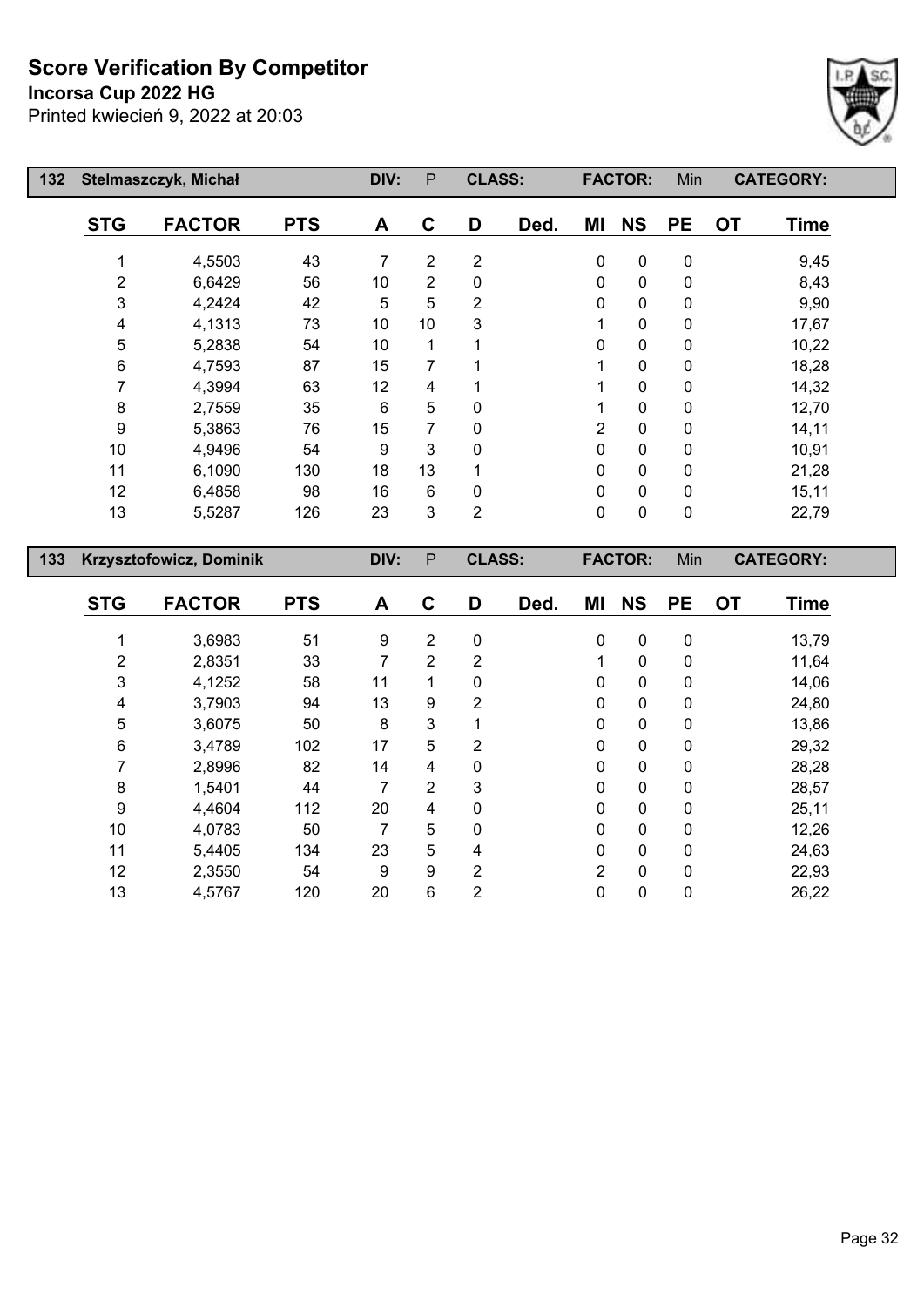# Score Verification By Competitor

**Incorsa Cup 2022 HG**

Printed kwiecień 9, 2022 at 20:03

| 132 | Stelmaszczyk, Michał | | DIV: | P | CLASS: | | FACTOR: | | Min | | CATEGORY: |
|---|---|---|---|---|---|---|---|---|---|---|---|
| **STG** | **FACTOR** | **PTS** | **A** | **C** | **D** | **Ded.** | **MI** | **NS** | **PE** | **OT** | **Time** |
| 1 | 4,5503 | 43 | 7 | 2 | 2 | | 0 | 0 | 0 | | 9,45 |
| 2 | 6,6429 | 56 | 10 | 2 | 0 | | 0 | 0 | 0 | | 8,43 |
| 3 | 4,2424 | 42 | 5 | 5 | 2 | | 0 | 0 | 0 | | 9,90 |
| 4 | 4,1313 | 73 | 10 | 10 | 3 | | 1 | 0 | 0 | | 17,67 |
| 5 | 5,2838 | 54 | 10 | 1 | 1 | | 0 | 0 | 0 | | 10,22 |
| 6 | 4,7593 | 87 | 15 | 7 | 1 | | 1 | 0 | 0 | | 18,28 |
| 7 | 4,3994 | 63 | 12 | 4 | 1 | | 1 | 0 | 0 | | 14,32 |
| 8 | 2,7559 | 35 | 6 | 5 | 0 | | 1 | 0 | 0 | | 12,70 |
| 9 | 5,3863 | 76 | 15 | 7 | 0 | | 2 | 0 | 0 | | 14,11 |
| 10 | 4,9496 | 54 | 9 | 3 | 0 | | 0 | 0 | 0 | | 10,91 |
| 11 | 6,1090 | 130 | 18 | 13 | 1 | | 0 | 0 | 0 | | 21,28 |
| 12 | 6,4858 | 98 | 16 | 6 | 0 | | 0 | 0 | 0 | | 15,11 |
| 13 | 5,5287 | 126 | 23 | 3 | 2 | | 0 | 0 | 0 | | 22,79 |

| 133 | Krzysztofowicz, Dominik | | DIV: | P | CLASS: | | FACTOR: | | Min | | CATEGORY: |
|---|---|---|---|---|---|---|---|---|---|---|---|
| **STG** | **FACTOR** | **PTS** | **A** | **C** | **D** | **Ded.** | **MI** | **NS** | **PE** | **OT** | **Time** |
| 1 | 3,6983 | 51 | 9 | 2 | 0 | | 0 | 0 | 0 | | 13,79 |
| 2 | 2,8351 | 33 | 7 | 2 | 2 | | 1 | 0 | 0 | | 11,64 |
| 3 | 4,1252 | 58 | 11 | 1 | 0 | | 0 | 0 | 0 | | 14,06 |
| 4 | 3,7903 | 94 | 13 | 9 | 2 | | 0 | 0 | 0 | | 24,80 |
| 5 | 3,6075 | 50 | 8 | 3 | 1 | | 0 | 0 | 0 | | 13,86 |
| 6 | 3,4789 | 102 | 17 | 5 | 2 | | 0 | 0 | 0 | | 29,32 |
| 7 | 2,8996 | 82 | 14 | 4 | 0 | | 0 | 0 | 0 | | 28,28 |
| 8 | 1,5401 | 44 | 7 | 2 | 3 | | 0 | 0 | 0 | | 28,57 |
| 9 | 4,4604 | 112 | 20 | 4 | 0 | | 0 | 0 | 0 | | 25,11 |
| 10 | 4,0783 | 50 | 7 | 5 | 0 | | 0 | 0 | 0 | | 12,26 |
| 11 | 5,4405 | 134 | 23 | 5 | 4 | | 0 | 0 | 0 | | 24,63 |
| 12 | 2,3550 | 54 | 9 | 9 | 2 | | 2 | 0 | 0 | | 22,93 |
| 13 | 4,5767 | 120 | 20 | 6 | 2 | | 0 | 0 | 0 | | 26,22 |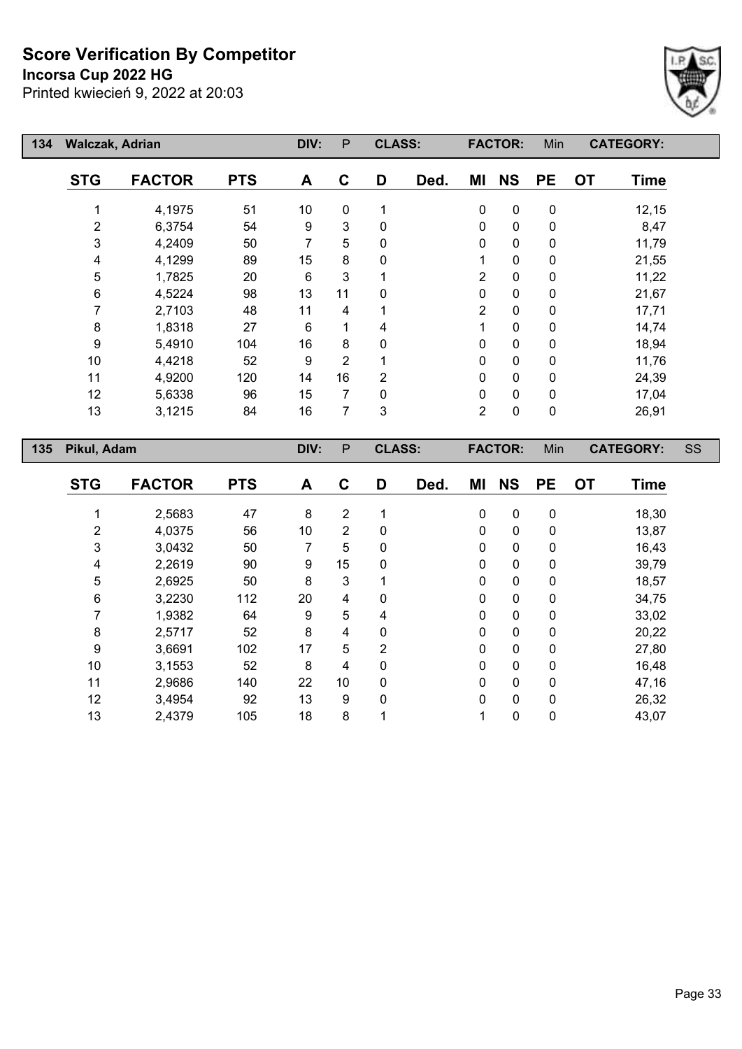# Score Verification By Competitor

**Incorsa Cup 2022 HG**

Printed kwiecień 9, 2022 at 20:03

| 134 | Walczak, Adrian | | DIV: | P | CLASS: | | FACTOR: | | Min | CATEGORY: | |
|---|---|---|---|---|---|---|---|---|---|---|---|
| **STG** | **FACTOR** | **PTS** | **A** | **C** | **D** | **Ded.** | **MI** | **NS** | **PE** | **OT** | **Time** |
| 1 | 4,1975 | 51 | 10 | 0 | 1 | | 0 | 0 | 0 | | 12,15 |
| 2 | 6,3754 | 54 | 9 | 3 | 0 | | 0 | 0 | 0 | | 8,47 |
| 3 | 4,2409 | 50 | 7 | 5 | 0 | | 0 | 0 | 0 | | 11,79 |
| 4 | 4,1299 | 89 | 15 | 8 | 0 | | 1 | 0 | 0 | | 21,55 |
| 5 | 1,7825 | 20 | 6 | 3 | 1 | | 2 | 0 | 0 | | 11,22 |
| 6 | 4,5224 | 98 | 13 | 11 | 0 | | 0 | 0 | 0 | | 21,67 |
| 7 | 2,7103 | 48 | 11 | 4 | 1 | | 2 | 0 | 0 | | 17,71 |
| 8 | 1,8318 | 27 | 6 | 1 | 4 | | 1 | 0 | 0 | | 14,74 |
| 9 | 5,4910 | 104 | 16 | 8 | 0 | | 0 | 0 | 0 | | 18,94 |
| 10 | 4,4218 | 52 | 9 | 2 | 1 | | 0 | 0 | 0 | | 11,76 |
| 11 | 4,9200 | 120 | 14 | 16 | 2 | | 0 | 0 | 0 | | 24,39 |
| 12 | 5,6338 | 96 | 15 | 7 | 0 | | 0 | 0 | 0 | | 17,04 |
| 13 | 3,1215 | 84 | 16 | 7 | 3 | | 2 | 0 | 0 | | 26,91 |

| 135 | Pikul, Adam | | DIV: | P | CLASS: | | FACTOR: | | Min | CATEGORY: | SS |
|---|---|---|---|---|---|---|---|---|---|---|---|
| **STG** | **FACTOR** | **PTS** | **A** | **C** | **D** | **Ded.** | **MI** | **NS** | **PE** | **OT** | **Time** |
| 1 | 2,5683 | 47 | 8 | 2 | 1 | | 0 | 0 | 0 | | 18,30 |
| 2 | 4,0375 | 56 | 10 | 2 | 0 | | 0 | 0 | 0 | | 13,87 |
| 3 | 3,0432 | 50 | 7 | 5 | 0 | | 0 | 0 | 0 | | 16,43 |
| 4 | 2,2619 | 90 | 9 | 15 | 0 | | 0 | 0 | 0 | | 39,79 |
| 5 | 2,6925 | 50 | 8 | 3 | 1 | | 0 | 0 | 0 | | 18,57 |
| 6 | 3,2230 | 112 | 20 | 4 | 0 | | 0 | 0 | 0 | | 34,75 |
| 7 | 1,9382 | 64 | 9 | 5 | 4 | | 0 | 0 | 0 | | 33,02 |
| 8 | 2,5717 | 52 | 8 | 4 | 0 | | 0 | 0 | 0 | | 20,22 |
| 9 | 3,6691 | 102 | 17 | 5 | 2 | | 0 | 0 | 0 | | 27,80 |
| 10 | 3,1553 | 52 | 8 | 4 | 0 | | 0 | 0 | 0 | | 16,48 |
| 11 | 2,9686 | 140 | 22 | 10 | 0 | | 0 | 0 | 0 | | 47,16 |
| 12 | 3,4954 | 92 | 13 | 9 | 0 | | 0 | 0 | 0 | | 26,32 |
| 13 | 2,4379 | 105 | 18 | 8 | 1 | | 1 | 0 | 0 | | 43,07 |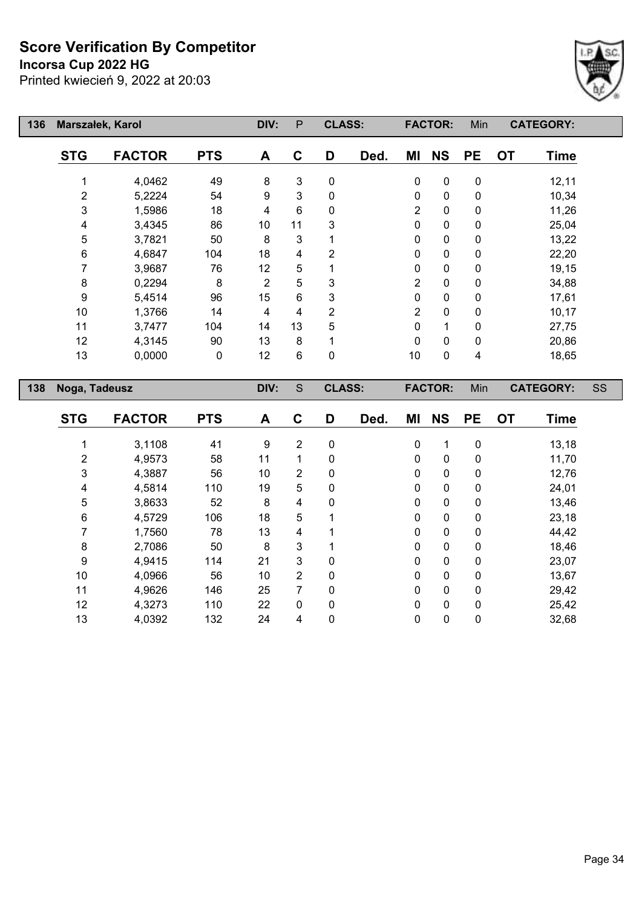# Score Verification By Competitor

**Incorsa Cup 2022 HG**

Printed kwiecień 9, 2022 at 20:03

| 136 | Marszałek, Karol | | DIV: | P | CLASS: | | FACTOR: | | Min | | CATEGORY: |
|---|---|---|---|---|---|---|---|---|---|---|---|
| **STG** | **FACTOR** | **PTS** | **A** | **C** | **D** | **Ded.** | **MI** | **NS** | **PE** | **OT** | **Time** |
| 1 | 4,0462 | 49 | 8 | 3 | 0 | | 0 | 0 | 0 | | 12,11 |
| 2 | 5,2224 | 54 | 9 | 3 | 0 | | 0 | 0 | 0 | | 10,34 |
| 3 | 1,5986 | 18 | 4 | 6 | 0 | | 2 | 0 | 0 | | 11,26 |
| 4 | 3,4345 | 86 | 10 | 11 | 3 | | 0 | 0 | 0 | | 25,04 |
| 5 | 3,7821 | 50 | 8 | 3 | 1 | | 0 | 0 | 0 | | 13,22 |
| 6 | 4,6847 | 104 | 18 | 4 | 2 | | 0 | 0 | 0 | | 22,20 |
| 7 | 3,9687 | 76 | 12 | 5 | 1 | | 0 | 0 | 0 | | 19,15 |
| 8 | 0,2294 | 8 | 2 | 5 | 3 | | 2 | 0 | 0 | | 34,88 |
| 9 | 5,4514 | 96 | 15 | 6 | 3 | | 0 | 0 | 0 | | 17,61 |
| 10 | 1,3766 | 14 | 4 | 4 | 2 | | 2 | 0 | 0 | | 10,17 |
| 11 | 3,7477 | 104 | 14 | 13 | 5 | | 0 | 1 | 0 | | 27,75 |
| 12 | 4,3145 | 90 | 13 | 8 | 1 | | 0 | 0 | 0 | | 20,86 |
| 13 | 0,0000 | 0 | 12 | 6 | 0 | | 10 | 0 | 4 | | 18,65 |

| 138 | Noga, Tadeusz | | DIV: | S | CLASS: | | FACTOR: | | Min | | CATEGORY: SS |
|---|---|---|---|---|---|---|---|---|---|---|---|
| **STG** | **FACTOR** | **PTS** | **A** | **C** | **D** | **Ded.** | **MI** | **NS** | **PE** | **OT** | **Time** |
| 1 | 3,1108 | 41 | 9 | 2 | 0 | | 0 | 1 | 0 | | 13,18 |
| 2 | 4,9573 | 58 | 11 | 1 | 0 | | 0 | 0 | 0 | | 11,70 |
| 3 | 4,3887 | 56 | 10 | 2 | 0 | | 0 | 0 | 0 | | 12,76 |
| 4 | 4,5814 | 110 | 19 | 5 | 0 | | 0 | 0 | 0 | | 24,01 |
| 5 | 3,8633 | 52 | 8 | 4 | 0 | | 0 | 0 | 0 | | 13,46 |
| 6 | 4,5729 | 106 | 18 | 5 | 1 | | 0 | 0 | 0 | | 23,18 |
| 7 | 1,7560 | 78 | 13 | 4 | 1 | | 0 | 0 | 0 | | 44,42 |
| 8 | 2,7086 | 50 | 8 | 3 | 1 | | 0 | 0 | 0 | | 18,46 |
| 9 | 4,9415 | 114 | 21 | 3 | 0 | | 0 | 0 | 0 | | 23,07 |
| 10 | 4,0966 | 56 | 10 | 2 | 0 | | 0 | 0 | 0 | | 13,67 |
| 11 | 4,9626 | 146 | 25 | 7 | 0 | | 0 | 0 | 0 | | 29,42 |
| 12 | 4,3273 | 110 | 22 | 0 | 0 | | 0 | 0 | 0 | | 25,42 |
| 13 | 4,0392 | 132 | 24 | 4 | 0 | | 0 | 0 | 0 | | 32,68 |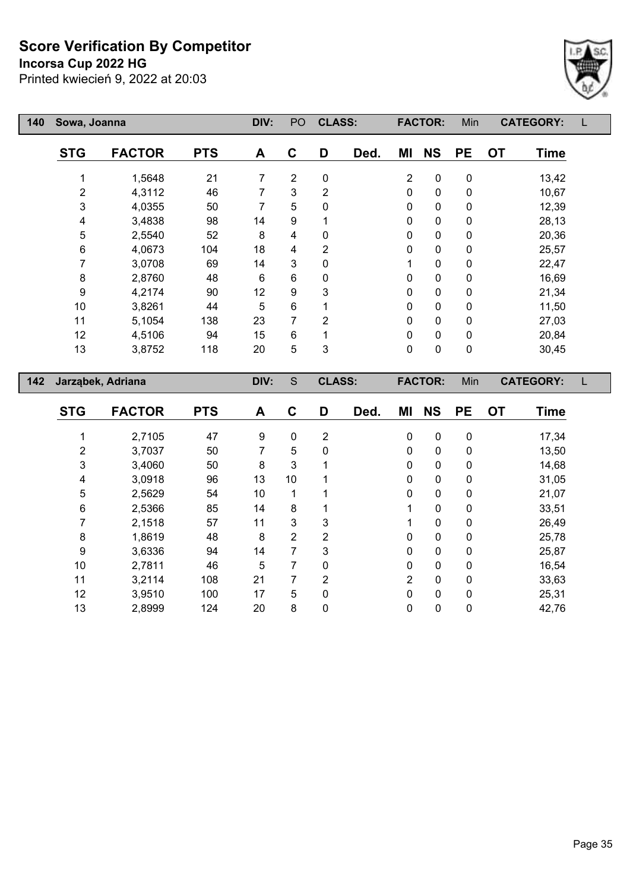# Score Verification By Competitor

**Incorsa Cup 2022 HG**

Printed kwiecień 9, 2022 at 20:03

| 140 | Sowa, Joanna | | DIV: | PO | CLASS: | | | FACTOR: | | Min | CATEGORY: | L |
|---|---|---|---|---|---|---|---|---|---|---|---|---|
| **STG** | **FACTOR** | **PTS** | **A** | **C** | **D** | **Ded.** | **MI** | **NS** | **PE** | **OT** | **Time** | |
| 1 | 1,5648 | 21 | 7 | 2 | 0 | | 2 | 0 | 0 | | 13,42 | |
| 2 | 4,3112 | 46 | 7 | 3 | 2 | | 0 | 0 | 0 | | 10,67 | |
| 3 | 4,0355 | 50 | 7 | 5 | 0 | | 0 | 0 | 0 | | 12,39 | |
| 4 | 3,4838 | 98 | 14 | 9 | 1 | | 0 | 0 | 0 | | 28,13 | |
| 5 | 2,5540 | 52 | 8 | 4 | 0 | | 0 | 0 | 0 | | 20,36 | |
| 6 | 4,0673 | 104 | 18 | 4 | 2 | | 0 | 0 | 0 | | 25,57 | |
| 7 | 3,0708 | 69 | 14 | 3 | 0 | | 1 | 0 | 0 | | 22,47 | |
| 8 | 2,8760 | 48 | 6 | 6 | 0 | | 0 | 0 | 0 | | 16,69 | |
| 9 | 4,2174 | 90 | 12 | 9 | 3 | | 0 | 0 | 0 | | 21,34 | |
| 10 | 3,8261 | 44 | 5 | 6 | 1 | | 0 | 0 | 0 | | 11,50 | |
| 11 | 5,1054 | 138 | 23 | 7 | 2 | | 0 | 0 | 0 | | 27,03 | |
| 12 | 4,5106 | 94 | 15 | 6 | 1 | | 0 | 0 | 0 | | 20,84 | |
| 13 | 3,8752 | 118 | 20 | 5 | 3 | | 0 | 0 | 0 | | 30,45 | |

| 142 | Jarząbek, Adriana | | DIV: | S | CLASS: | | | FACTOR: | | Min | CATEGORY: | L |
|---|---|---|---|---|---|---|---|---|---|---|---|---|
| **STG** | **FACTOR** | **PTS** | **A** | **C** | **D** | **Ded.** | **MI** | **NS** | **PE** | **OT** | **Time** | |
| 1 | 2,7105 | 47 | 9 | 0 | 2 | | 0 | 0 | 0 | | 17,34 | |
| 2 | 3,7037 | 50 | 7 | 5 | 0 | | 0 | 0 | 0 | | 13,50 | |
| 3 | 3,4060 | 50 | 8 | 3 | 1 | | 0 | 0 | 0 | | 14,68 | |
| 4 | 3,0918 | 96 | 13 | 10 | 1 | | 0 | 0 | 0 | | 31,05 | |
| 5 | 2,5629 | 54 | 10 | 1 | 1 | | 0 | 0 | 0 | | 21,07 | |
| 6 | 2,5366 | 85 | 14 | 8 | 1 | | 1 | 0 | 0 | | 33,51 | |
| 7 | 2,1518 | 57 | 11 | 3 | 3 | | 1 | 0 | 0 | | 26,49 | |
| 8 | 1,8619 | 48 | 8 | 2 | 2 | | 0 | 0 | 0 | | 25,78 | |
| 9 | 3,6336 | 94 | 14 | 7 | 3 | | 0 | 0 | 0 | | 25,87 | |
| 10 | 2,7811 | 46 | 5 | 7 | 0 | | 0 | 0 | 0 | | 16,54 | |
| 11 | 3,2114 | 108 | 21 | 7 | 2 | | 2 | 0 | 0 | | 33,63 | |
| 12 | 3,9510 | 100 | 17 | 5 | 0 | | 0 | 0 | 0 | | 25,31 | |
| 13 | 2,8999 | 124 | 20 | 8 | 0 | | 0 | 0 | 0 | | 42,76 | |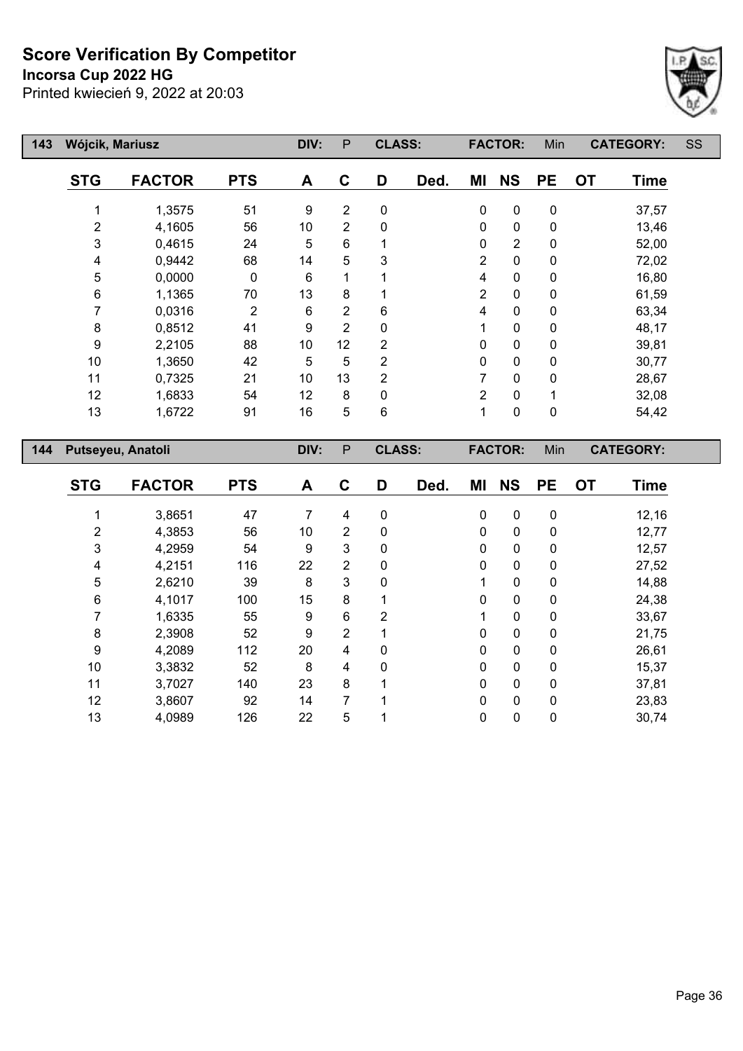# Score Verification By Competitor

**Incorsa Cup 2022 HG**

Printed kwiecień 9, 2022 at 20:03

| 143 | Wójcik, Mariusz | | DIV: | P | CLASS: | | FACTOR: | Min | | CATEGORY: | SS |
|---|---|---|---|---|---|---|---|---|---|---|---|

| STG | FACTOR | PTS | A | C | D | Ded. | MI | NS | PE | OT | Time |
|---|---|---|---|---|---|---|---|---|---|---|---|
| 1 | 1,3575 | 51 | 9 | 2 | 0 | | 0 | 0 | 0 | | 37,57 |
| 2 | 4,1605 | 56 | 10 | 2 | 0 | | 0 | 0 | 0 | | 13,46 |
| 3 | 0,4615 | 24 | 5 | 6 | 1 | | 0 | 2 | 0 | | 52,00 |
| 4 | 0,9442 | 68 | 14 | 5 | 3 | | 2 | 0 | 0 | | 72,02 |
| 5 | 0,0000 | 0 | 6 | 1 | 1 | | 4 | 0 | 0 | | 16,80 |
| 6 | 1,1365 | 70 | 13 | 8 | 1 | | 2 | 0 | 0 | | 61,59 |
| 7 | 0,0316 | 2 | 6 | 2 | 6 | | 4 | 0 | 0 | | 63,34 |
| 8 | 0,8512 | 41 | 9 | 2 | 0 | | 1 | 0 | 0 | | 48,17 |
| 9 | 2,2105 | 88 | 10 | 12 | 2 | | 0 | 0 | 0 | | 39,81 |
| 10 | 1,3650 | 42 | 5 | 5 | 2 | | 0 | 0 | 0 | | 30,77 |
| 11 | 0,7325 | 21 | 10 | 13 | 2 | | 7 | 0 | 0 | | 28,67 |
| 12 | 1,6833 | 54 | 12 | 8 | 0 | | 2 | 0 | 1 | | 32,08 |
| 13 | 1,6722 | 91 | 16 | 5 | 6 | | 1 | 0 | 0 | | 54,42 |

| 144 | Putseyeu, Anatoli | | DIV: | P | CLASS: | | FACTOR: | Min | | CATEGORY: | |
|---|---|---|---|---|---|---|---|---|---|---|---|

| STG | FACTOR | PTS | A | C | D | Ded. | MI | NS | PE | OT | Time |
|---|---|---|---|---|---|---|---|---|---|---|---|
| 1 | 3,8651 | 47 | 7 | 4 | 0 | | 0 | 0 | 0 | | 12,16 |
| 2 | 4,3853 | 56 | 10 | 2 | 0 | | 0 | 0 | 0 | | 12,77 |
| 3 | 4,2959 | 54 | 9 | 3 | 0 | | 0 | 0 | 0 | | 12,57 |
| 4 | 4,2151 | 116 | 22 | 2 | 0 | | 0 | 0 | 0 | | 27,52 |
| 5 | 2,6210 | 39 | 8 | 3 | 0 | | 1 | 0 | 0 | | 14,88 |
| 6 | 4,1017 | 100 | 15 | 8 | 1 | | 0 | 0 | 0 | | 24,38 |
| 7 | 1,6335 | 55 | 9 | 6 | 2 | | 1 | 0 | 0 | | 33,67 |
| 8 | 2,3908 | 52 | 9 | 2 | 1 | | 0 | 0 | 0 | | 21,75 |
| 9 | 4,2089 | 112 | 20 | 4 | 0 | | 0 | 0 | 0 | | 26,61 |
| 10 | 3,3832 | 52 | 8 | 4 | 0 | | 0 | 0 | 0 | | 15,37 |
| 11 | 3,7027 | 140 | 23 | 8 | 1 | | 0 | 0 | 0 | | 37,81 |
| 12 | 3,8607 | 92 | 14 | 7 | 1 | | 0 | 0 | 0 | | 23,83 |
| 13 | 4,0989 | 126 | 22 | 5 | 1 | | 0 | 0 | 0 | | 30,74 |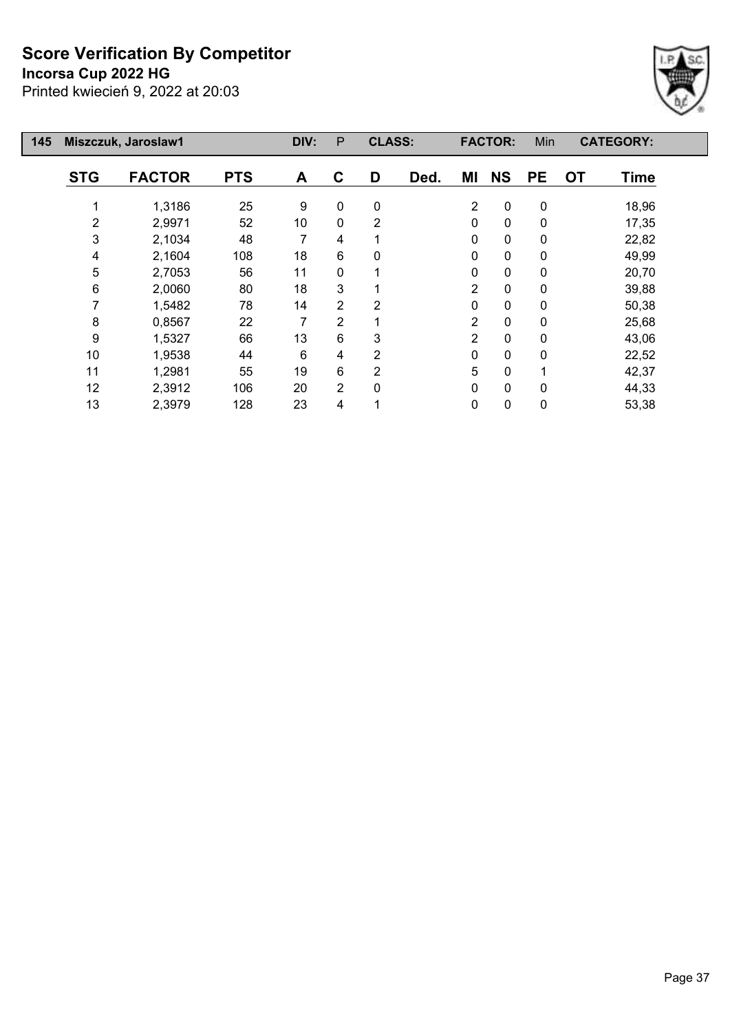# Score Verification By Competitor

**Incorsa Cup 2022 HG**

Printed kwiecień 9, 2022 at 20:03

| 145 | Miszczuk, Jaroslaw1 | | DIV: | P | CLASS: | | FACTOR: | | Min | CATEGORY: | |
|---|---|---|---|---|---|---|---|---|---|---|---|
| **STG** | **FACTOR** | **PTS** | **A** | **C** | **D** | **Ded.** | **MI** | **NS** | **PE** | **OT** | **Time** |
| 1 | 1,3186 | 25 | 9 | 0 | 0 | | 2 | 0 | 0 | | 18,96 |
| 2 | 2,9971 | 52 | 10 | 0 | 2 | | 0 | 0 | 0 | | 17,35 |
| 3 | 2,1034 | 48 | 7 | 4 | 1 | | 0 | 0 | 0 | | 22,82 |
| 4 | 2,1604 | 108 | 18 | 6 | 0 | | 0 | 0 | 0 | | 49,99 |
| 5 | 2,7053 | 56 | 11 | 0 | 1 | | 0 | 0 | 0 | | 20,70 |
| 6 | 2,0060 | 80 | 18 | 3 | 1 | | 2 | 0 | 0 | | 39,88 |
| 7 | 1,5482 | 78 | 14 | 2 | 2 | | 0 | 0 | 0 | | 50,38 |
| 8 | 0,8567 | 22 | 7 | 2 | 1 | | 2 | 0 | 0 | | 25,68 |
| 9 | 1,5327 | 66 | 13 | 6 | 3 | | 2 | 0 | 0 | | 43,06 |
| 10 | 1,9538 | 44 | 6 | 4 | 2 | | 0 | 0 | 0 | | 22,52 |
| 11 | 1,2981 | 55 | 19 | 6 | 2 | | 5 | 0 | 1 | | 42,37 |
| 12 | 2,3912 | 106 | 20 | 2 | 0 | | 0 | 0 | 0 | | 44,33 |
| 13 | 2,3979 | 128 | 23 | 4 | 1 | | 0 | 0 | 0 | | 53,38 |